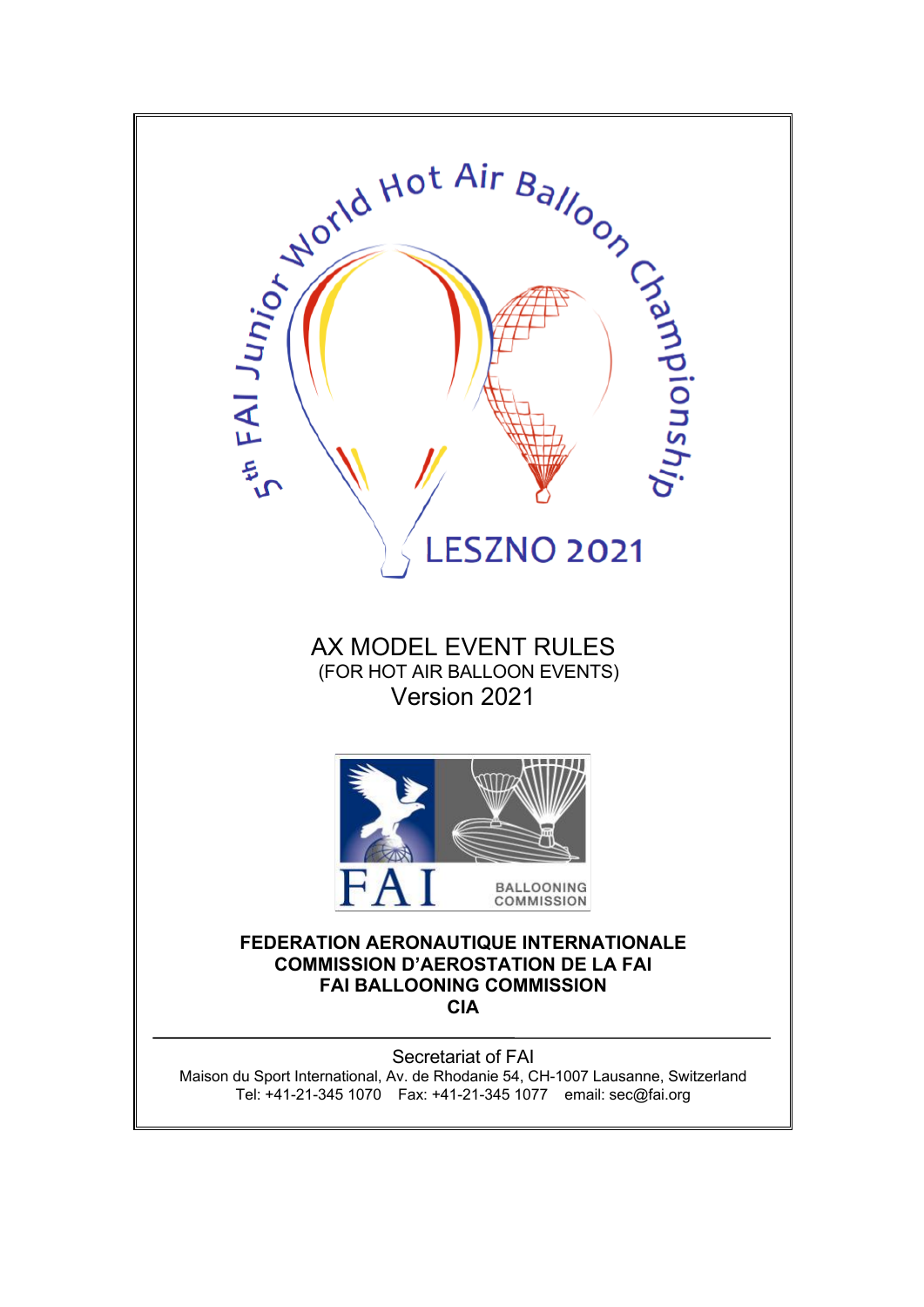5th FAI Junior World Hot Air Balloon Championship

LESZNO 2021

# AX MODEL EVENT RULES

(FOR HOT AIR BALLOON EVENTS)

Version 2021

FAI

BALLOONING COMMISSION

**FEDERATION AERONAUTIQUE INTERNATIONALE**
**COMMISSION D'AEROSTATION DE LA FAI**
**FAI BALLOONING COMMISSION**
**CIA**

---

Secretariat of FAI

Maison du Sport International, Av. de Rhodanie 54, CH-1007 Lausanne, Switzerland

Tel: +41-21-345 1070    Fax: +41-21-345 1077    email: sec@fai.org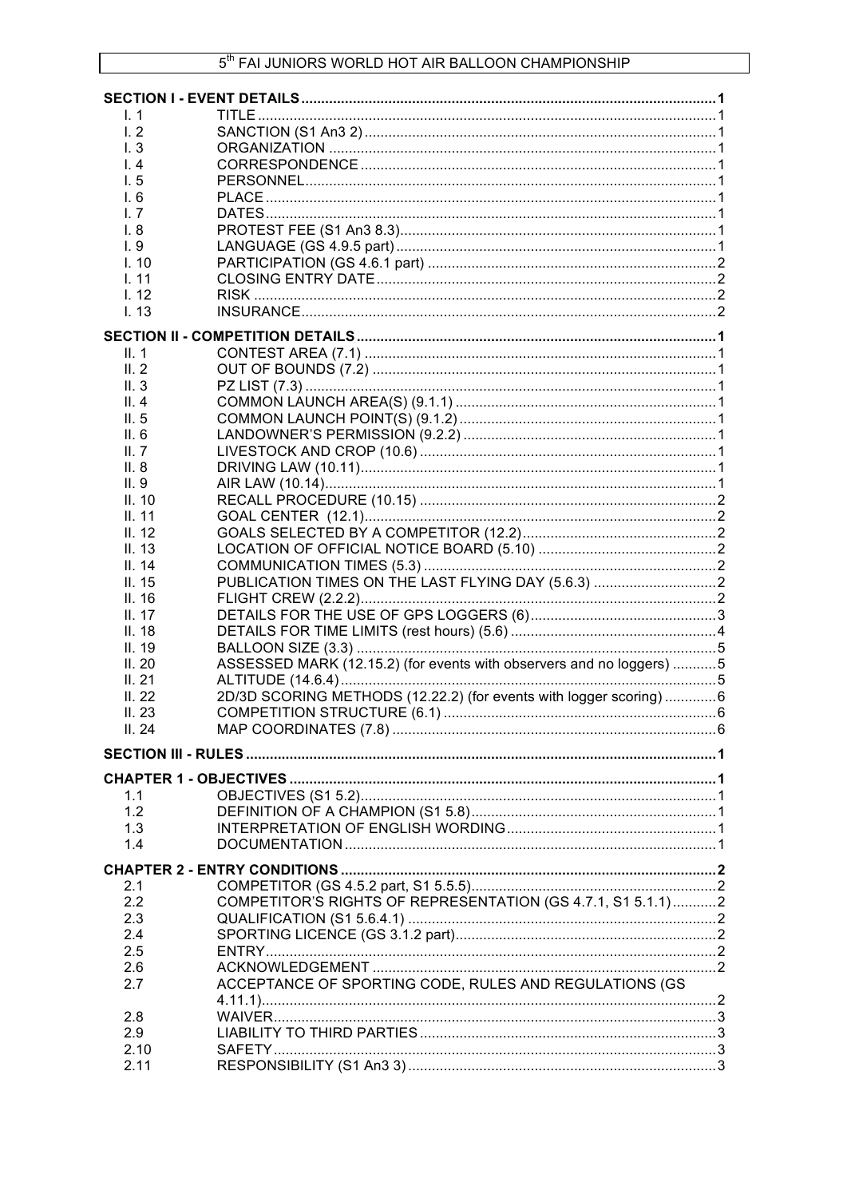**SECTION I - EVENT DETAILS** ........ 1

| | | |
|---|---|---|
| I. 1 | TITLE | 1 |
| I. 2 | SANCTION (S1 An3 2) | 1 |
| I. 3 | ORGANIZATION | 1 |
| I. 4 | CORRESPONDENCE | 1 |
| I. 5 | PERSONNEL | 1 |
| I. 6 | PLACE | 1 |
| I. 7 | DATES | 1 |
| I. 8 | PROTEST FEE (S1 An3 8.3) | 1 |
| I. 9 | LANGUAGE (GS 4.9.5 part) | 1 |
| I. 10 | PARTICIPATION (GS 4.6.1 part) | 2 |
| I. 11 | CLOSING ENTRY DATE | 2 |
| I. 12 | RISK | 2 |
| I. 13 | INSURANCE | 2 |

**SECTION II - COMPETITION DETAILS** ........ 1

| | | |
|---|---|---|
| II. 1 | CONTEST AREA (7.1) | 1 |
| II. 2 | OUT OF BOUNDS (7.2) | 1 |
| II. 3 | PZ LIST (7.3) | 1 |
| II. 4 | COMMON LAUNCH AREA(S) (9.1.1) | 1 |
| II. 5 | COMMON LAUNCH POINT(S) (9.1.2) | 1 |
| II. 6 | LANDOWNER'S PERMISSION (9.2.2) | 1 |
| II. 7 | LIVESTOCK AND CROP (10.6) | 1 |
| II. 8 | DRIVING LAW (10.11) | 1 |
| II. 9 | AIR LAW (10.14) | 1 |
| II. 10 | RECALL PROCEDURE (10.15) | 2 |
| II. 11 | GOAL CENTER (12.1) | 2 |
| II. 12 | GOALS SELECTED BY A COMPETITOR (12.2) | 2 |
| II. 13 | LOCATION OF OFFICIAL NOTICE BOARD (5.10) | 2 |
| II. 14 | COMMUNICATION TIMES (5.3) | 2 |
| II. 15 | PUBLICATION TIMES ON THE LAST FLYING DAY (5.6.3) | 2 |
| II. 16 | FLIGHT CREW (2.2.2) | 2 |
| II. 17 | DETAILS FOR THE USE OF GPS LOGGERS (6) | 3 |
| II. 18 | DETAILS FOR TIME LIMITS (rest hours) (5.6) | 4 |
| II. 19 | BALLOON SIZE (3.3) | 5 |
| II. 20 | ASSESSED MARK (12.15.2) (for events with observers and no loggers) | 5 |
| II. 21 | ALTITUDE (14.6.4) | 5 |
| II. 22 | 2D/3D SCORING METHODS (12.22.2) (for events with logger scoring) | 6 |
| II. 23 | COMPETITION STRUCTURE (6.1) | 6 |
| II. 24 | MAP COORDINATES (7.8) | 6 |

**SECTION III - RULES** ........ 1

**CHAPTER 1 - OBJECTIVES** ........ 1

| | | |
|---|---|---|
| 1.1 | OBJECTIVES (S1 5.2) | 1 |
| 1.2 | DEFINITION OF A CHAMPION (S1 5.8) | 1 |
| 1.3 | INTERPRETATION OF ENGLISH WORDING | 1 |
| 1.4 | DOCUMENTATION | 1 |

**CHAPTER 2 - ENTRY CONDITIONS** ........ 2

| | | |
|---|---|---|
| 2.1 | COMPETITOR (GS 4.5.2 part, S1 5.5.5) | 2 |
| 2.2 | COMPETITOR'S RIGHTS OF REPRESENTATION (GS 4.7.1, S1 5.1.1) | 2 |
| 2.3 | QUALIFICATION (S1 5.6.4.1) | 2 |
| 2.4 | SPORTING LICENCE (GS 3.1.2 part) | 2 |
| 2.5 | ENTRY | 2 |
| 2.6 | ACKNOWLEDGEMENT | 2 |
| 2.7 | ACCEPTANCE OF SPORTING CODE, RULES AND REGULATIONS (GS 4.11.1) | 2 |
| 2.8 | WAIVER | 3 |
| 2.9 | LIABILITY TO THIRD PARTIES | 3 |
| 2.10 | SAFETY | 3 |
| 2.11 | RESPONSIBILITY (S1 An3 3) | 3 |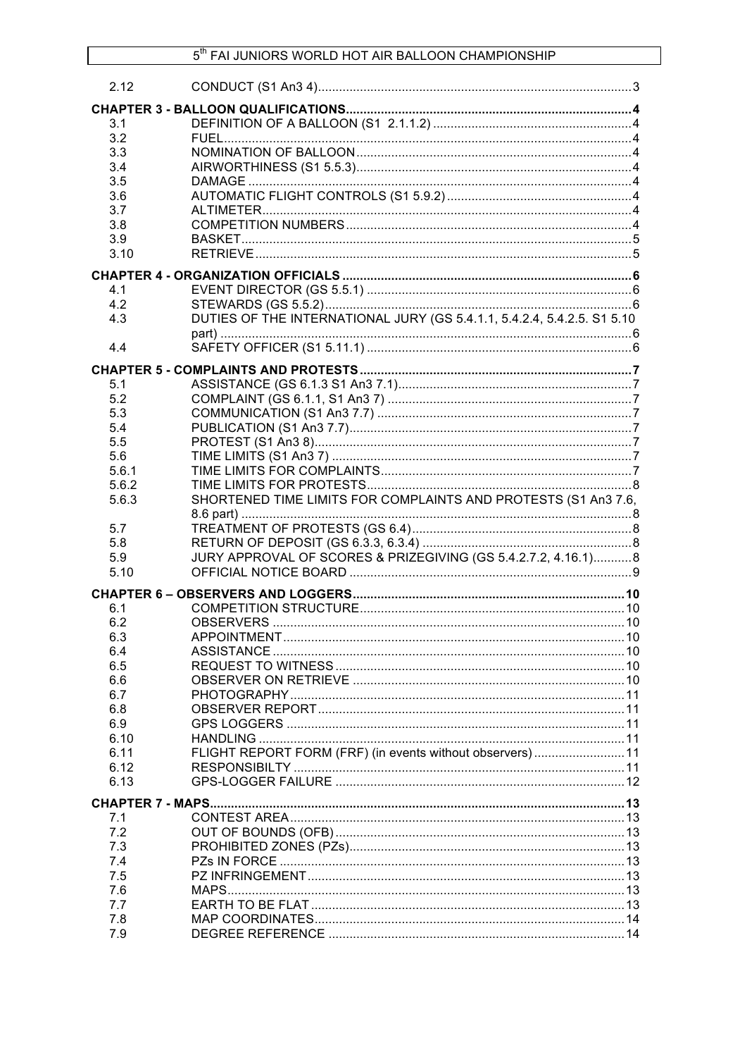| | | |
|---|---|---|
| 2.12 | CONDUCT (S1 An3 4) | 3 |
| **CHAPTER 3 - BALLOON QUALIFICATIONS** | | **4** |
| 3.1 | DEFINITION OF A BALLOON (S1 2.1.1.2) | 4 |
| 3.2 | FUEL | 4 |
| 3.3 | NOMINATION OF BALLOON | 4 |
| 3.4 | AIRWORTHINESS (S1 5.5.3) | 4 |
| 3.5 | DAMAGE | 4 |
| 3.6 | AUTOMATIC FLIGHT CONTROLS (S1 5.9.2) | 4 |
| 3.7 | ALTIMETER | 4 |
| 3.8 | COMPETITION NUMBERS | 4 |
| 3.9 | BASKET | 5 |
| 3.10 | RETRIEVE | 5 |
| **CHAPTER 4 - ORGANIZATION OFFICIALS** | | **6** |
| 4.1 | EVENT DIRECTOR (GS 5.5.1) | 6 |
| 4.2 | STEWARDS (GS 5.5.2) | 6 |
| 4.3 | DUTIES OF THE INTERNATIONAL JURY (GS 5.4.1.1, 5.4.2.4, 5.4.2.5. S1 5.10 part) | 6 |
| 4.4 | SAFETY OFFICER (S1 5.11.1) | 6 |
| **CHAPTER 5 - COMPLAINTS AND PROTESTS** | | **7** |
| 5.1 | ASSISTANCE (GS 6.1.3 S1 An3 7.1) | 7 |
| 5.2 | COMPLAINT (GS 6.1.1, S1 An3 7) | 7 |
| 5.3 | COMMUNICATION (S1 An3 7.7) | 7 |
| 5.4 | PUBLICATION (S1 An3 7.7) | 7 |
| 5.5 | PROTEST (S1 An3 8) | 7 |
| 5.6 | TIME LIMITS (S1 An3 7) | 7 |
| 5.6.1 | TIME LIMITS FOR COMPLAINTS | 7 |
| 5.6.2 | TIME LIMITS FOR PROTESTS | 8 |
| 5.6.3 | SHORTENED TIME LIMITS FOR COMPLAINTS AND PROTESTS (S1 An3 7.6, 8.6 part) | 8 |
| 5.7 | TREATMENT OF PROTESTS (GS 6.4) | 8 |
| 5.8 | RETURN OF DEPOSIT (GS 6.3.3, 6.3.4) | 8 |
| 5.9 | JURY APPROVAL OF SCORES & PRIZEGIVING (GS 5.4.2.7.2, 4.16.1) | 8 |
| 5.10 | OFFICIAL NOTICE BOARD | 9 |
| **CHAPTER 6 – OBSERVERS AND LOGGERS** | | **10** |
| 6.1 | COMPETITION STRUCTURE | 10 |
| 6.2 | OBSERVERS | 10 |
| 6.3 | APPOINTMENT | 10 |
| 6.4 | ASSISTANCE | 10 |
| 6.5 | REQUEST TO WITNESS | 10 |
| 6.6 | OBSERVER ON RETRIEVE | 10 |
| 6.7 | PHOTOGRAPHY | 11 |
| 6.8 | OBSERVER REPORT | 11 |
| 6.9 | GPS LOGGERS | 11 |
| 6.10 | HANDLING | 11 |
| 6.11 | FLIGHT REPORT FORM (FRF) (in events without observers) | 11 |
| 6.12 | RESPONSIBILTY | 11 |
| 6.13 | GPS-LOGGER FAILURE | 12 |
| **CHAPTER 7 - MAPS** | | **13** |
| 7.1 | CONTEST AREA | 13 |
| 7.2 | OUT OF BOUNDS (OFB) | 13 |
| 7.3 | PROHIBITED ZONES (PZs) | 13 |
| 7.4 | PZs IN FORCE | 13 |
| 7.5 | PZ INFRINGEMENT | 13 |
| 7.6 | MAPS | 13 |
| 7.7 | EARTH TO BE FLAT | 13 |
| 7.8 | MAP COORDINATES | 14 |
| 7.9 | DEGREE REFERENCE | 14 |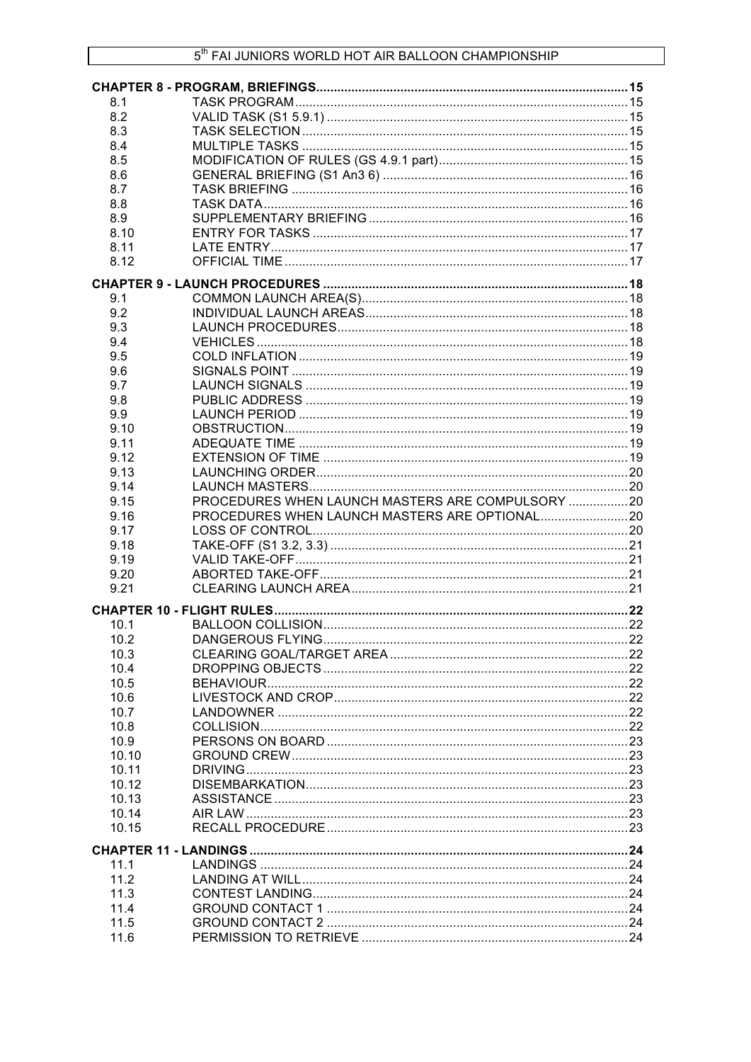**CHAPTER 8 - PROGRAM, BRIEFINGS** ........ 15

| | | |
|---|---|---|
| 8.1 | TASK PROGRAM | 15 |
| 8.2 | VALID TASK (S1 5.9.1) | 15 |
| 8.3 | TASK SELECTION | 15 |
| 8.4 | MULTIPLE TASKS | 15 |
| 8.5 | MODIFICATION OF RULES (GS 4.9.1 part) | 15 |
| 8.6 | GENERAL BRIEFING (S1 An3 6) | 16 |
| 8.7 | TASK BRIEFING | 16 |
| 8.8 | TASK DATA | 16 |
| 8.9 | SUPPLEMENTARY BRIEFING | 16 |
| 8.10 | ENTRY FOR TASKS | 17 |
| 8.11 | LATE ENTRY | 17 |
| 8.12 | OFFICIAL TIME | 17 |

**CHAPTER 9 - LAUNCH PROCEDURES** ........ 18

| | | |
|---|---|---|
| 9.1 | COMMON LAUNCH AREA(S) | 18 |
| 9.2 | INDIVIDUAL LAUNCH AREAS | 18 |
| 9.3 | LAUNCH PROCEDURES | 18 |
| 9.4 | VEHICLES | 18 |
| 9.5 | COLD INFLATION | 19 |
| 9.6 | SIGNALS POINT | 19 |
| 9.7 | LAUNCH SIGNALS | 19 |
| 9.8 | PUBLIC ADDRESS | 19 |
| 9.9 | LAUNCH PERIOD | 19 |
| 9.10 | OBSTRUCTION | 19 |
| 9.11 | ADEQUATE TIME | 19 |
| 9.12 | EXTENSION OF TIME | 19 |
| 9.13 | LAUNCHING ORDER | 20 |
| 9.14 | LAUNCH MASTERS | 20 |
| 9.15 | PROCEDURES WHEN LAUNCH MASTERS ARE COMPULSORY | 20 |
| 9.16 | PROCEDURES WHEN LAUNCH MASTERS ARE OPTIONAL | 20 |
| 9.17 | LOSS OF CONTROL | 20 |
| 9.18 | TAKE-OFF (S1 3.2, 3.3) | 21 |
| 9.19 | VALID TAKE-OFF | 21 |
| 9.20 | ABORTED TAKE-OFF | 21 |
| 9.21 | CLEARING LAUNCH AREA | 21 |

**CHAPTER 10 - FLIGHT RULES** ........ 22

| | | |
|---|---|---|
| 10.1 | BALLOON COLLISION | 22 |
| 10.2 | DANGEROUS FLYING | 22 |
| 10.3 | CLEARING GOAL/TARGET AREA | 22 |
| 10.4 | DROPPING OBJECTS | 22 |
| 10.5 | BEHAVIOUR | 22 |
| 10.6 | LIVESTOCK AND CROP | 22 |
| 10.7 | LANDOWNER | 22 |
| 10.8 | COLLISION | 22 |
| 10.9 | PERSONS ON BOARD | 23 |
| 10.10 | GROUND CREW | 23 |
| 10.11 | DRIVING | 23 |
| 10.12 | DISEMBARKATION | 23 |
| 10.13 | ASSISTANCE | 23 |
| 10.14 | AIR LAW | 23 |
| 10.15 | RECALL PROCEDURE | 23 |

**CHAPTER 11 - LANDINGS** ........ 24

| | | |
|---|---|---|
| 11.1 | LANDINGS | 24 |
| 11.2 | LANDING AT WILL | 24 |
| 11.3 | CONTEST LANDING | 24 |
| 11.4 | GROUND CONTACT 1 | 24 |
| 11.5 | GROUND CONTACT 2 | 24 |
| 11.6 | PERMISSION TO RETRIEVE | 24 |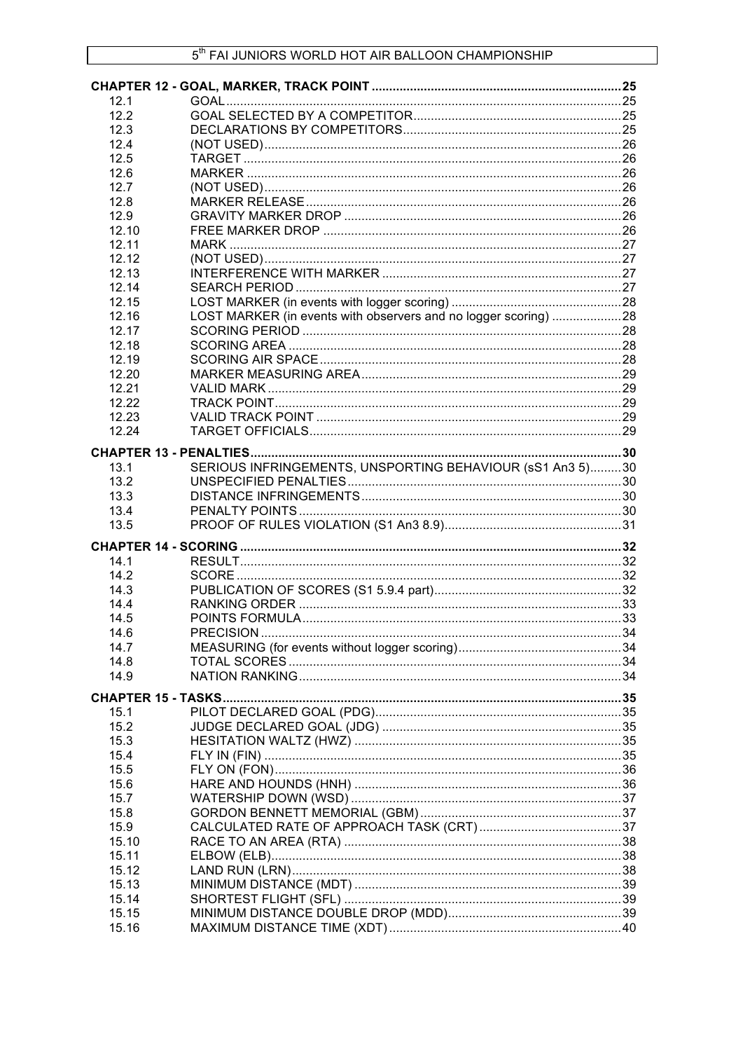**CHAPTER 12 - GOAL, MARKER, TRACK POINT** ........ 25

| | | |
|---|---|---|
| 12.1 | GOAL | 25 |
| 12.2 | GOAL SELECTED BY A COMPETITOR | 25 |
| 12.3 | DECLARATIONS BY COMPETITORS | 25 |
| 12.4 | (NOT USED) | 26 |
| 12.5 | TARGET | 26 |
| 12.6 | MARKER | 26 |
| 12.7 | (NOT USED) | 26 |
| 12.8 | MARKER RELEASE | 26 |
| 12.9 | GRAVITY MARKER DROP | 26 |
| 12.10 | FREE MARKER DROP | 26 |
| 12.11 | MARK | 27 |
| 12.12 | (NOT USED) | 27 |
| 12.13 | INTERFERENCE WITH MARKER | 27 |
| 12.14 | SEARCH PERIOD | 27 |
| 12.15 | LOST MARKER (in events with logger scoring) | 28 |
| 12.16 | LOST MARKER (in events with observers and no logger scoring) | 28 |
| 12.17 | SCORING PERIOD | 28 |
| 12.18 | SCORING AREA | 28 |
| 12.19 | SCORING AIR SPACE | 28 |
| 12.20 | MARKER MEASURING AREA | 29 |
| 12.21 | VALID MARK | 29 |
| 12.22 | TRACK POINT | 29 |
| 12.23 | VALID TRACK POINT | 29 |
| 12.24 | TARGET OFFICIALS | 29 |

**CHAPTER 13 - PENALTIES** ........ 30

| | | |
|---|---|---|
| 13.1 | SERIOUS INFRINGEMENTS, UNSPORTING BEHAVIOUR (sS1 An3 5) | 30 |
| 13.2 | UNSPECIFIED PENALTIES | 30 |
| 13.3 | DISTANCE INFRINGEMENTS | 30 |
| 13.4 | PENALTY POINTS | 30 |
| 13.5 | PROOF OF RULES VIOLATION (S1 An3 8.9) | 31 |

**CHAPTER 14 - SCORING** ........ 32

| | | |
|---|---|---|
| 14.1 | RESULT | 32 |
| 14.2 | SCORE | 32 |
| 14.3 | PUBLICATION OF SCORES (S1 5.9.4 part) | 32 |
| 14.4 | RANKING ORDER | 33 |
| 14.5 | POINTS FORMULA | 33 |
| 14.6 | PRECISION | 34 |
| 14.7 | MEASURING (for events without logger scoring) | 34 |
| 14.8 | TOTAL SCORES | 34 |
| 14.9 | NATION RANKING | 34 |

**CHAPTER 15 - TASKS** ........ 35

| | | |
|---|---|---|
| 15.1 | PILOT DECLARED GOAL (PDG) | 35 |
| 15.2 | JUDGE DECLARED GOAL (JDG) | 35 |
| 15.3 | HESITATION WALTZ (HWZ) | 35 |
| 15.4 | FLY IN (FIN) | 35 |
| 15.5 | FLY ON (FON) | 36 |
| 15.6 | HARE AND HOUNDS (HNH) | 36 |
| 15.7 | WATERSHIP DOWN (WSD) | 37 |
| 15.8 | GORDON BENNETT MEMORIAL (GBM) | 37 |
| 15.9 | CALCULATED RATE OF APPROACH TASK (CRT) | 37 |
| 15.10 | RACE TO AN AREA (RTA) | 38 |
| 15.11 | ELBOW (ELB) | 38 |
| 15.12 | LAND RUN (LRN) | 38 |
| 15.13 | MINIMUM DISTANCE (MDT) | 39 |
| 15.14 | SHORTEST FLIGHT (SFL) | 39 |
| 15.15 | MINIMUM DISTANCE DOUBLE DROP (MDD) | 39 |
| 15.16 | MAXIMUM DISTANCE TIME (XDT) | 40 |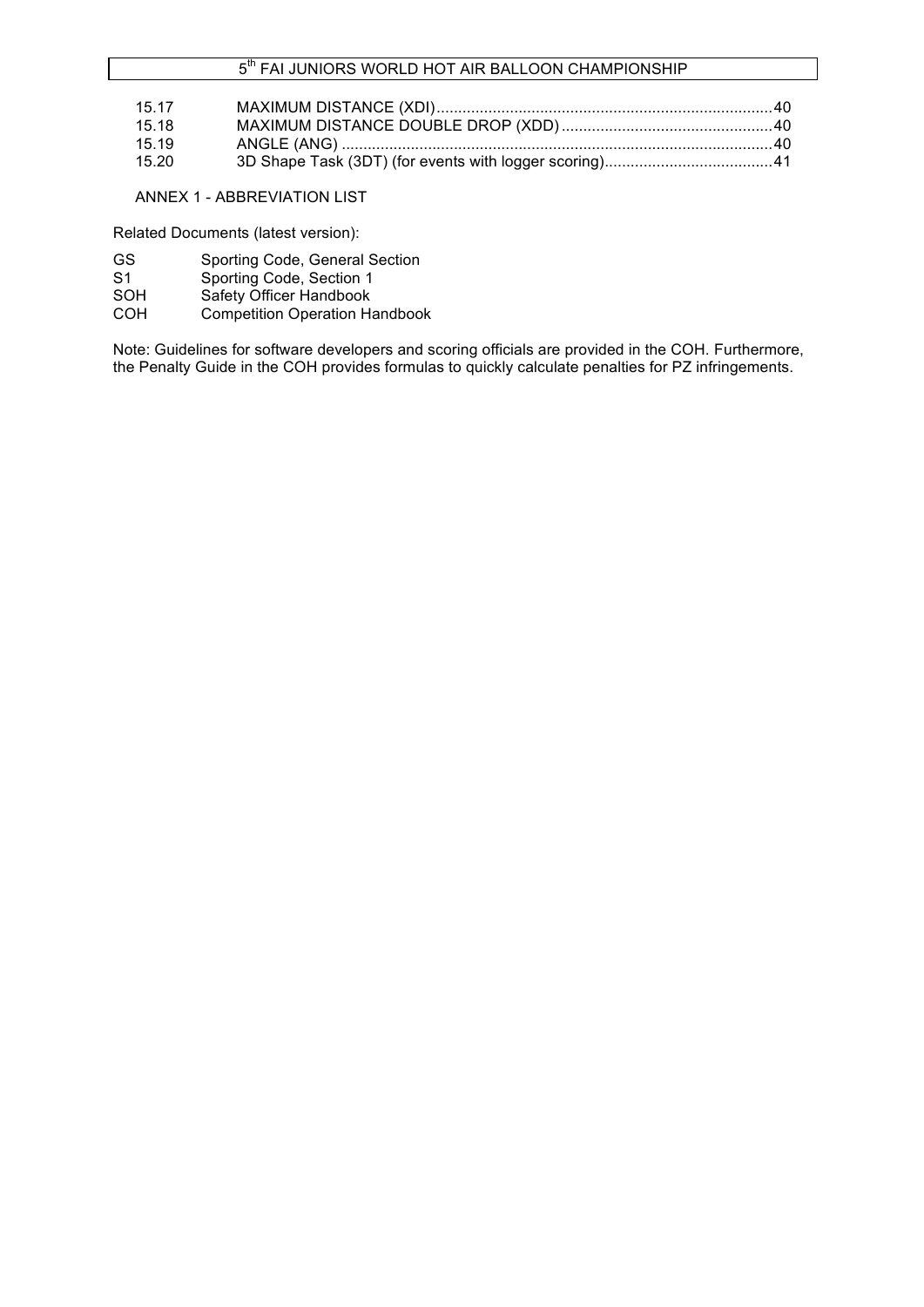| | | |
|---|---|---|
| 15.17 | MAXIMUM DISTANCE (XDI) | 40 |
| 15.18 | MAXIMUM DISTANCE DOUBLE DROP (XDD) | 40 |
| 15.19 | ANGLE (ANG) | 40 |
| 15.20 | 3D Shape Task (3DT) (for events with logger scoring) | 41 |

ANNEX 1 - ABBREVIATION LIST

Related Documents (latest version):

| | |
|---|---|
| GS | Sporting Code, General Section |
| S1 | Sporting Code, Section 1 |
| SOH | Safety Officer Handbook |
| COH | Competition Operation Handbook |

Note: Guidelines for software developers and scoring officials are provided in the COH. Furthermore, the Penalty Guide in the COH provides formulas to quickly calculate penalties for PZ infringements.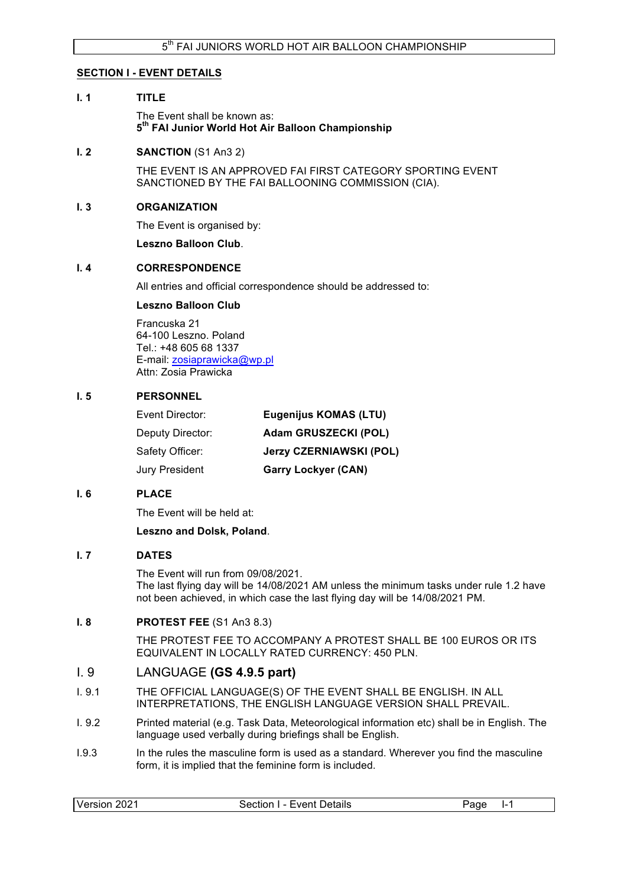## SECTION I - EVENT DETAILS

### I. 1 TITLE

The Event shall be known as:
**5th FAI Junior World Hot Air Balloon Championship**

### I. 2 SANCTION (S1 An3 2)

THE EVENT IS AN APPROVED FAI FIRST CATEGORY SPORTING EVENT SANCTIONED BY THE FAI BALLOONING COMMISSION (CIA).

### I. 3 ORGANIZATION

The Event is organised by:

**Leszno Balloon Club**.

### I. 4 CORRESPONDENCE

All entries and official correspondence should be addressed to:

**Leszno Balloon Club**

Francuska 21
64-100 Leszno. Poland
Tel.: +48 605 68 1337
E-mail: zosiaprawicka@wp.pl
Attn: Zosia Prawicka

### I. 5 PERSONNEL

| | |
|---|---|
| Event Director: | **Eugenijus KOMAS (LTU)** |
| Deputy Director: | **Adam GRUSZECKI (POL)** |
| Safety Officer: | **Jerzy CZERNIAWSKI (POL)** |
| Jury President | **Garry Lockyer (CAN)** |

### I. 6 PLACE

The Event will be held at:

**Leszno and Dolsk, Poland**.

### I. 7 DATES

The Event will run from 09/08/2021.
The last flying day will be 14/08/2021 AM unless the minimum tasks under rule 1.2 have not been achieved, in which case the last flying day will be 14/08/2021 PM.

### I. 8 PROTEST FEE (S1 An3 8.3)

THE PROTEST FEE TO ACCOMPANY A PROTEST SHALL BE 100 EUROS OR ITS EQUIVALENT IN LOCALLY RATED CURRENCY: 450 PLN.

### I. 9 LANGUAGE (GS 4.9.5 part)

I. 9.1 THE OFFICIAL LANGUAGE(S) OF THE EVENT SHALL BE ENGLISH. IN ALL INTERPRETATIONS, THE ENGLISH LANGUAGE VERSION SHALL PREVAIL.

I. 9.2 Printed material (e.g. Task Data, Meteorological information etc) shall be in English. The language used verbally during briefings shall be English.

I.9.3 In the rules the masculine form is used as a standard. Wherever you find the masculine form, it is implied that the feminine form is included.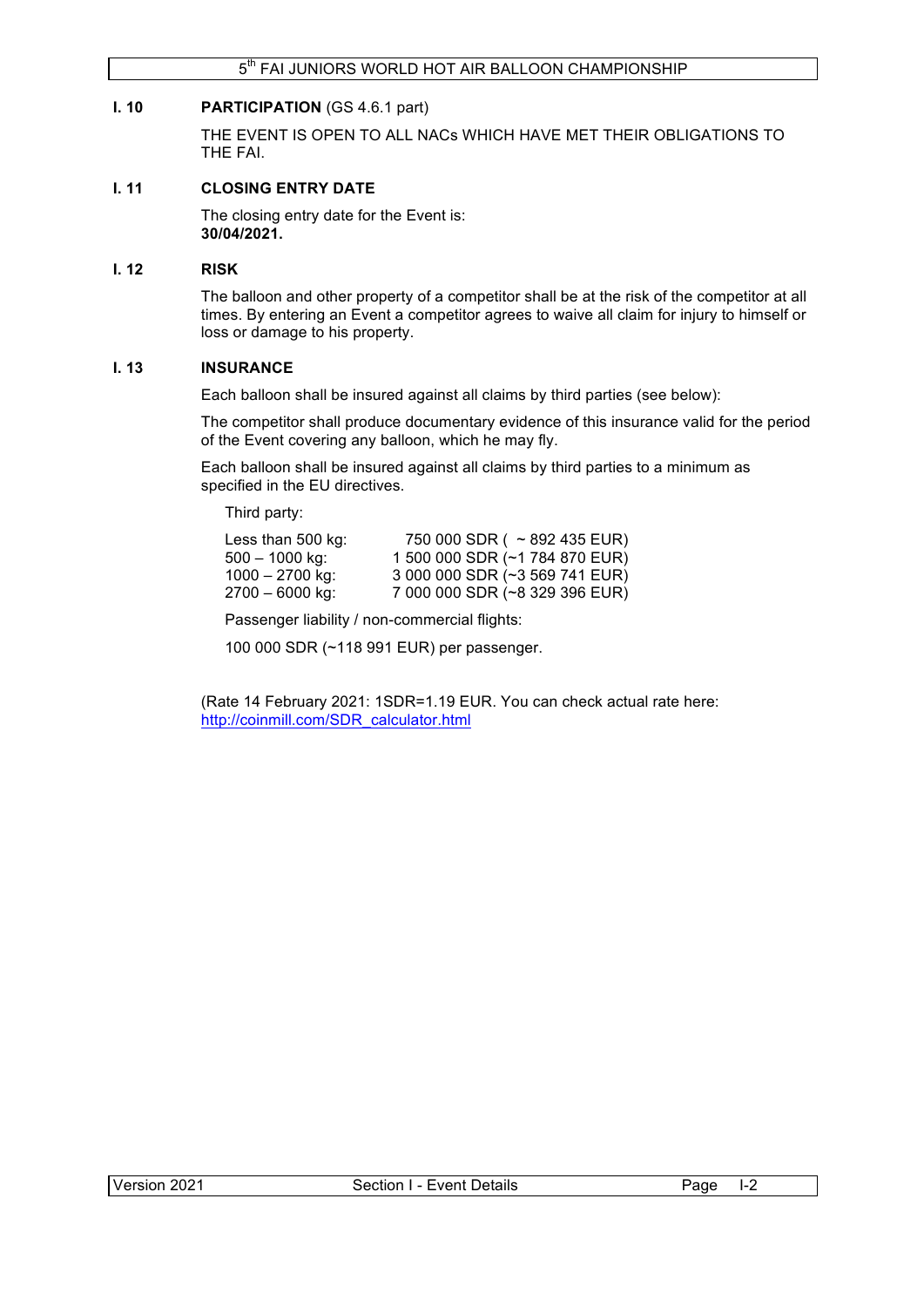## I. 10 PARTICIPATION (GS 4.6.1 part)

THE EVENT IS OPEN TO ALL NACs WHICH HAVE MET THEIR OBLIGATIONS TO THE FAI.

## I. 11 CLOSING ENTRY DATE

The closing entry date for the Event is:
**30/04/2021.**

## I. 12 RISK

The balloon and other property of a competitor shall be at the risk of the competitor at all times. By entering an Event a competitor agrees to waive all claim for injury to himself or loss or damage to his property.

## I. 13 INSURANCE

Each balloon shall be insured against all claims by third parties (see below):

The competitor shall produce documentary evidence of this insurance valid for the period of the Event covering any balloon, which he may fly.

Each balloon shall be insured against all claims by third parties to a minimum as specified in the EU directives.

Third party:

| | |
|---|---|
| Less than 500 kg: | 750 000 SDR ( ~ 892 435 EUR) |
| 500 – 1000 kg: | 1 500 000 SDR (~1 784 870 EUR) |
| 1000 – 2700 kg: | 3 000 000 SDR (~3 569 741 EUR) |
| 2700 – 6000 kg: | 7 000 000 SDR (~8 329 396 EUR) |

Passenger liability / non-commercial flights:

100 000 SDR (~118 991 EUR) per passenger.

(Rate 14 February 2021: 1SDR=1.19 EUR. You can check actual rate here: http://coinmill.com/SDR_calculator.html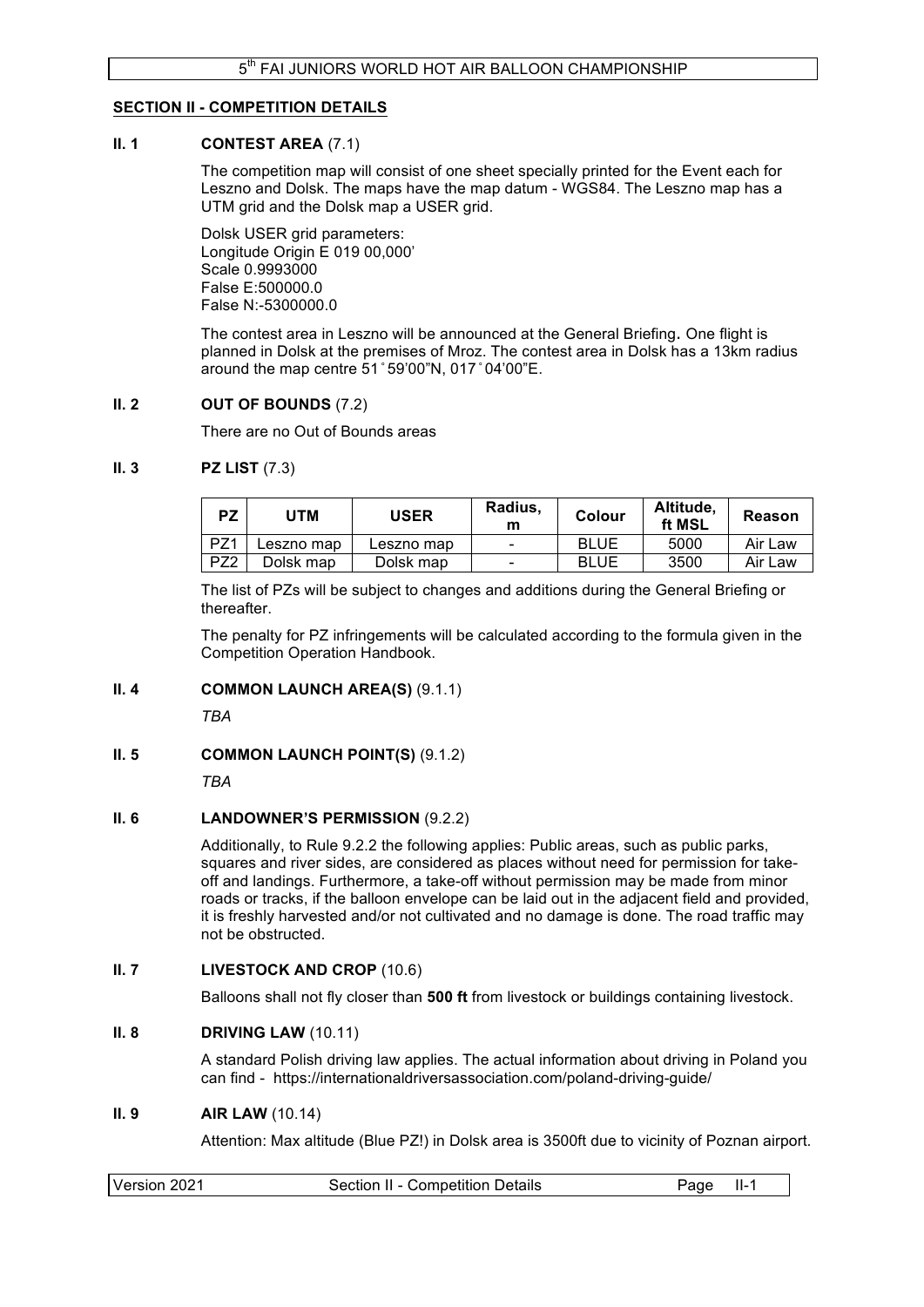## SECTION II - COMPETITION DETAILS

### II. 1 CONTEST AREA (7.1)

The competition map will consist of one sheet specially printed for the Event each for Leszno and Dolsk. The maps have the map datum - WGS84. The Leszno map has a UTM grid and the Dolsk map a USER grid.

Dolsk USER grid parameters:
Longitude Origin E 019 00,000'
Scale 0.9993000
False E:500000.0
False N:-5300000.0

The contest area in Leszno will be announced at the General Briefing**.** One flight is planned in Dolsk at the premises of Mroz. The contest area in Dolsk has a 13km radius around the map centre 51˚59'00"N, 017˚04'00"E.

### II. 2 OUT OF BOUNDS (7.2)

There are no Out of Bounds areas

### II. 3 PZ LIST (7.3)

| PZ | UTM | USER | Radius, m | Colour | Altitude, ft MSL | Reason |
|---|---|---|---|---|---|---|
| PZ1 | Leszno map | Leszno map | - | BLUE | 5000 | Air Law |
| PZ2 | Dolsk map | Dolsk map | - | BLUE | 3500 | Air Law |

The list of PZs will be subject to changes and additions during the General Briefing or thereafter.

The penalty for PZ infringements will be calculated according to the formula given in the Competition Operation Handbook.

### II. 4 COMMON LAUNCH AREA(S) (9.1.1)

*TBA*

### II. 5 COMMON LAUNCH POINT(S) (9.1.2)

*TBA*

### II. 6 LANDOWNER'S PERMISSION (9.2.2)

Additionally, to Rule 9.2.2 the following applies: Public areas, such as public parks, squares and river sides, are considered as places without need for permission for take-off and landings. Furthermore, a take-off without permission may be made from minor roads or tracks, if the balloon envelope can be laid out in the adjacent field and provided, it is freshly harvested and/or not cultivated and no damage is done. The road traffic may not be obstructed.

### II. 7 LIVESTOCK AND CROP (10.6)

Balloons shall not fly closer than **500 ft** from livestock or buildings containing livestock.

### II. 8 DRIVING LAW (10.11)

A standard Polish driving law applies. The actual information about driving in Poland you can find - https://internationaldriversassociation.com/poland-driving-guide/

### II. 9 AIR LAW (10.14)

Attention: Max altitude (Blue PZ!) in Dolsk area is 3500ft due to vicinity of Poznan airport.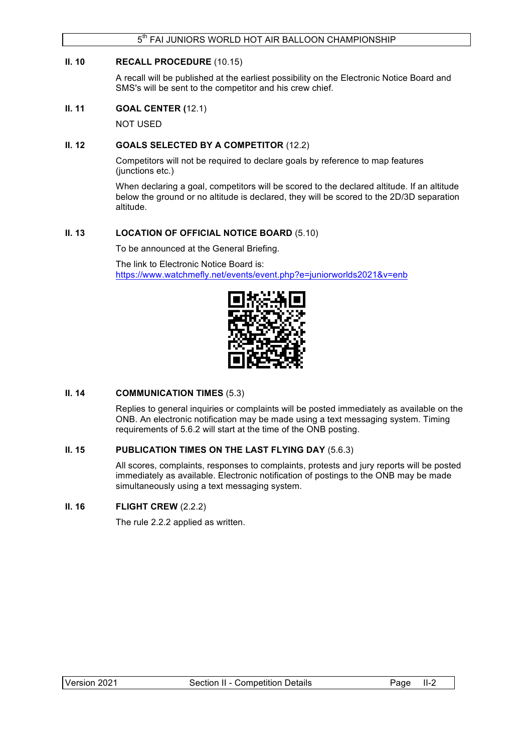## II. 10 RECALL PROCEDURE (10.15)

A recall will be published at the earliest possibility on the Electronic Notice Board and SMS's will be sent to the competitor and his crew chief.

## II. 11 GOAL CENTER (12.1)

NOT USED

## II. 12 GOALS SELECTED BY A COMPETITOR (12.2)

Competitors will not be required to declare goals by reference to map features (junctions etc.)

When declaring a goal, competitors will be scored to the declared altitude. If an altitude below the ground or no altitude is declared, they will be scored to the 2D/3D separation altitude.

## II. 13 LOCATION OF OFFICIAL NOTICE BOARD (5.10)

To be announced at the General Briefing.

The link to Electronic Notice Board is:
https://www.watchmefly.net/events/event.php?e=juniorworlds2021&v=enb

## II. 14 COMMUNICATION TIMES (5.3)

Replies to general inquiries or complaints will be posted immediately as available on the ONB. An electronic notification may be made using a text messaging system. Timing requirements of 5.6.2 will start at the time of the ONB posting.

## II. 15 PUBLICATION TIMES ON THE LAST FLYING DAY (5.6.3)

All scores, complaints, responses to complaints, protests and jury reports will be posted immediately as available. Electronic notification of postings to the ONB may be made simultaneously using a text messaging system.

## II. 16 FLIGHT CREW (2.2.2)

The rule 2.2.2 applied as written.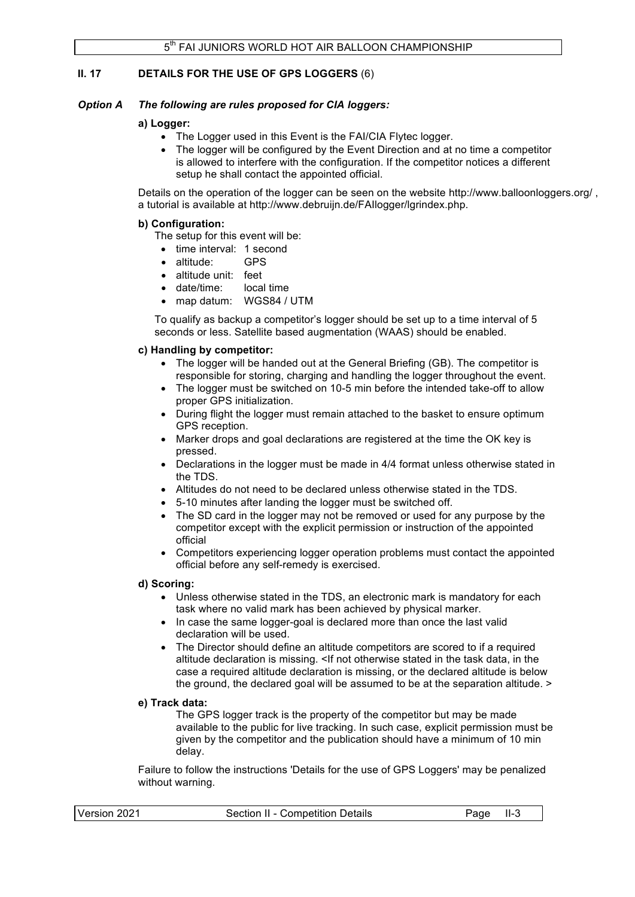## II. 17 DETAILS FOR THE USE OF GPS LOGGERS (6)

***Option A The following are rules proposed for CIA loggers:***

**a) Logger:**

- The Logger used in this Event is the FAI/CIA Flytec logger.
- The logger will be configured by the Event Direction and at no time a competitor is allowed to interfere with the configuration. If the competitor notices a different setup he shall contact the appointed official.

Details on the operation of the logger can be seen on the website http://www.balloonloggers.org/ , a tutorial is available at http://www.debruijn.de/FAIlogger/lgrindex.php.

**b) Configuration:**

The setup for this event will be:

- time interval: 1 second
- altitude: GPS
- altitude unit: feet
- date/time: local time
- map datum: WGS84 / UTM

To qualify as backup a competitor's logger should be set up to a time interval of 5 seconds or less. Satellite based augmentation (WAAS) should be enabled.

**c) Handling by competitor:**

- The logger will be handed out at the General Briefing (GB). The competitor is responsible for storing, charging and handling the logger throughout the event.
- The logger must be switched on 10-5 min before the intended take-off to allow proper GPS initialization.
- During flight the logger must remain attached to the basket to ensure optimum GPS reception.
- Marker drops and goal declarations are registered at the time the OK key is pressed.
- Declarations in the logger must be made in 4/4 format unless otherwise stated in the TDS.
- Altitudes do not need to be declared unless otherwise stated in the TDS.
- 5-10 minutes after landing the logger must be switched off.
- The SD card in the logger may not be removed or used for any purpose by the competitor except with the explicit permission or instruction of the appointed official
- Competitors experiencing logger operation problems must contact the appointed official before any self-remedy is exercised.

**d) Scoring:**

- Unless otherwise stated in the TDS, an electronic mark is mandatory for each task where no valid mark has been achieved by physical marker.
- In case the same logger-goal is declared more than once the last valid declaration will be used.
- The Director should define an altitude competitors are scored to if a required altitude declaration is missing. <If not otherwise stated in the task data, in the case a required altitude declaration is missing, or the declared altitude is below the ground, the declared goal will be assumed to be at the separation altitude. >

**e) Track data:**

The GPS logger track is the property of the competitor but may be made available to the public for live tracking. In such case, explicit permission must be given by the competitor and the publication should have a minimum of 10 min delay.

Failure to follow the instructions 'Details for the use of GPS Loggers' may be penalized without warning.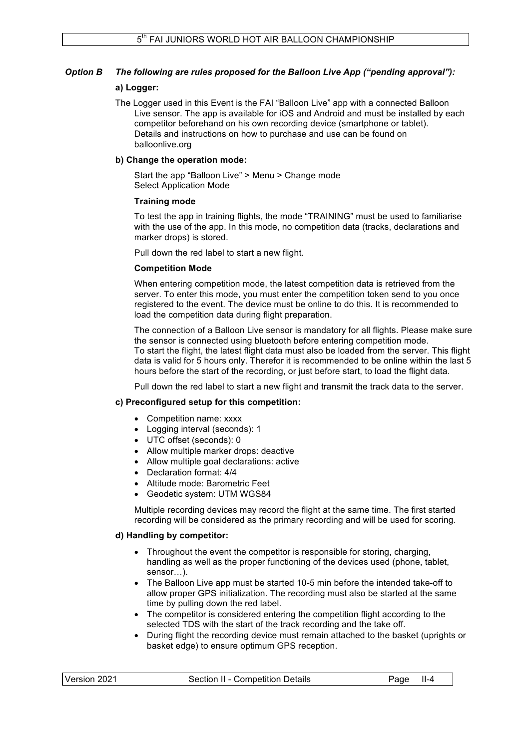***Option B The following are rules proposed for the Balloon Live App ("pending approval"):***

**a) Logger:**

The Logger used in this Event is the FAI "Balloon Live" app with a connected Balloon Live sensor. The app is available for iOS and Android and must be installed by each competitor beforehand on his own recording device (smartphone or tablet). Details and instructions on how to purchase and use can be found on balloonlive.org

**b) Change the operation mode:**

Start the app "Balloon Live" > Menu > Change mode
Select Application Mode

**Training mode**

To test the app in training flights, the mode "TRAINING" must be used to familiarise with the use of the app. In this mode, no competition data (tracks, declarations and marker drops) is stored.

Pull down the red label to start a new flight.

**Competition Mode**

When entering competition mode, the latest competition data is retrieved from the server. To enter this mode, you must enter the competition token send to you once registered to the event. The device must be online to do this. It is recommended to load the competition data during flight preparation.

The connection of a Balloon Live sensor is mandatory for all flights. Please make sure the sensor is connected using bluetooth before entering competition mode.
To start the flight, the latest flight data must also be loaded from the server. This flight data is valid for 5 hours only. Therefor it is recommended to be online within the last 5 hours before the start of the recording, or just before start, to load the flight data.

Pull down the red label to start a new flight and transmit the track data to the server.

**c) Preconfigured setup for this competition:**

- Competition name: xxxx
- Logging interval (seconds): 1
- UTC offset (seconds): 0
- Allow multiple marker drops: deactive
- Allow multiple goal declarations: active
- Declaration format: 4/4
- Altitude mode: Barometric Feet
- Geodetic system: UTM WGS84

Multiple recording devices may record the flight at the same time. The first started recording will be considered as the primary recording and will be used for scoring.

**d) Handling by competitor:**

- Throughout the event the competitor is responsible for storing, charging, handling as well as the proper functioning of the devices used (phone, tablet, sensor…).
- The Balloon Live app must be started 10-5 min before the intended take-off to allow proper GPS initialization. The recording must also be started at the same time by pulling down the red label.
- The competitor is considered entering the competition flight according to the selected TDS with the start of the track recording and the take off.
- During flight the recording device must remain attached to the basket (uprights or basket edge) to ensure optimum GPS reception.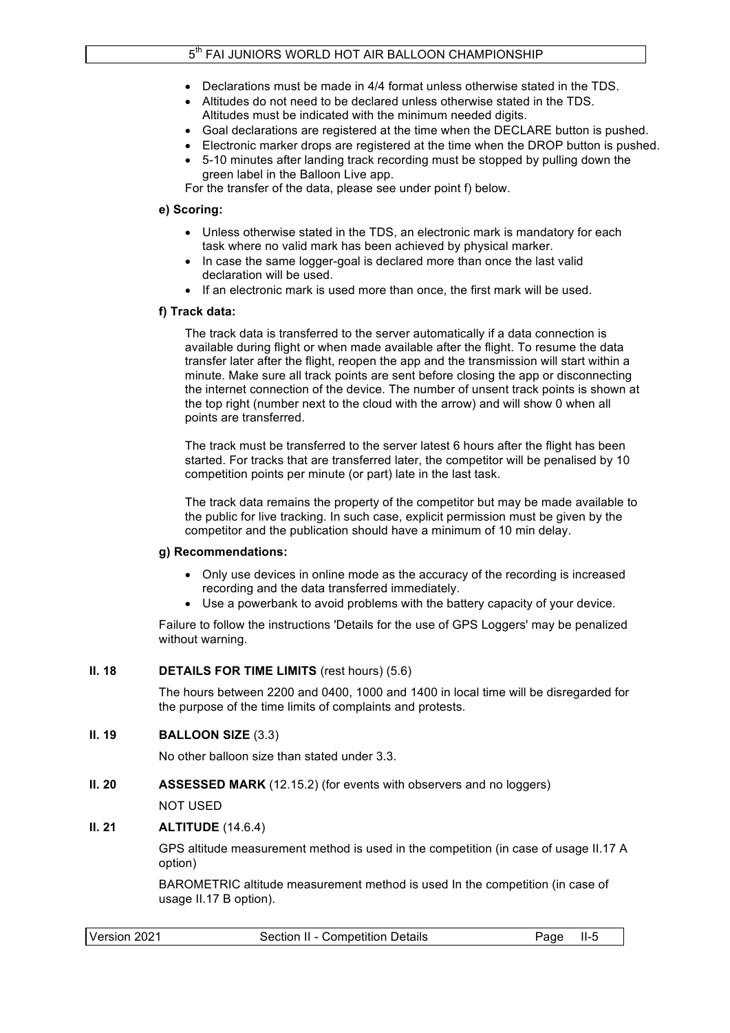- Declarations must be made in 4/4 format unless otherwise stated in the TDS.
- Altitudes do not need to be declared unless otherwise stated in the TDS. Altitudes must be indicated with the minimum needed digits.
- Goal declarations are registered at the time when the DECLARE button is pushed.
- Electronic marker drops are registered at the time when the DROP button is pushed.
- 5-10 minutes after landing track recording must be stopped by pulling down the green label in the Balloon Live app.

For the transfer of the data, please see under point f) below.

**e) Scoring:**

- Unless otherwise stated in the TDS, an electronic mark is mandatory for each task where no valid mark has been achieved by physical marker.
- In case the same logger-goal is declared more than once the last valid declaration will be used.
- If an electronic mark is used more than once, the first mark will be used.

**f) Track data:**

The track data is transferred to the server automatically if a data connection is available during flight or when made available after the flight. To resume the data transfer later after the flight, reopen the app and the transmission will start within a minute. Make sure all track points are sent before closing the app or disconnecting the internet connection of the device. The number of unsent track points is shown at the top right (number next to the cloud with the arrow) and will show 0 when all points are transferred.

The track must be transferred to the server latest 6 hours after the flight has been started. For tracks that are transferred later, the competitor will be penalised by 10 competition points per minute (or part) late in the last task.

The track data remains the property of the competitor but may be made available to the public for live tracking. In such case, explicit permission must be given by the competitor and the publication should have a minimum of 10 min delay.

**g) Recommendations:**

- Only use devices in online mode as the accuracy of the recording is increased recording and the data transferred immediately.
- Use a powerbank to avoid problems with the battery capacity of your device.

Failure to follow the instructions 'Details for the use of GPS Loggers' may be penalized without warning.

## II. 18 DETAILS FOR TIME LIMITS (rest hours) (5.6)

The hours between 2200 and 0400, 1000 and 1400 in local time will be disregarded for the purpose of the time limits of complaints and protests.

## II. 19 BALLOON SIZE (3.3)

No other balloon size than stated under 3.3.

## II. 20 ASSESSED MARK (12.15.2) (for events with observers and no loggers)

NOT USED

## II. 21 ALTITUDE (14.6.4)

GPS altitude measurement method is used in the competition (in case of usage II.17 A option)

BAROMETRIC altitude measurement method is used In the competition (in case of usage II.17 B option).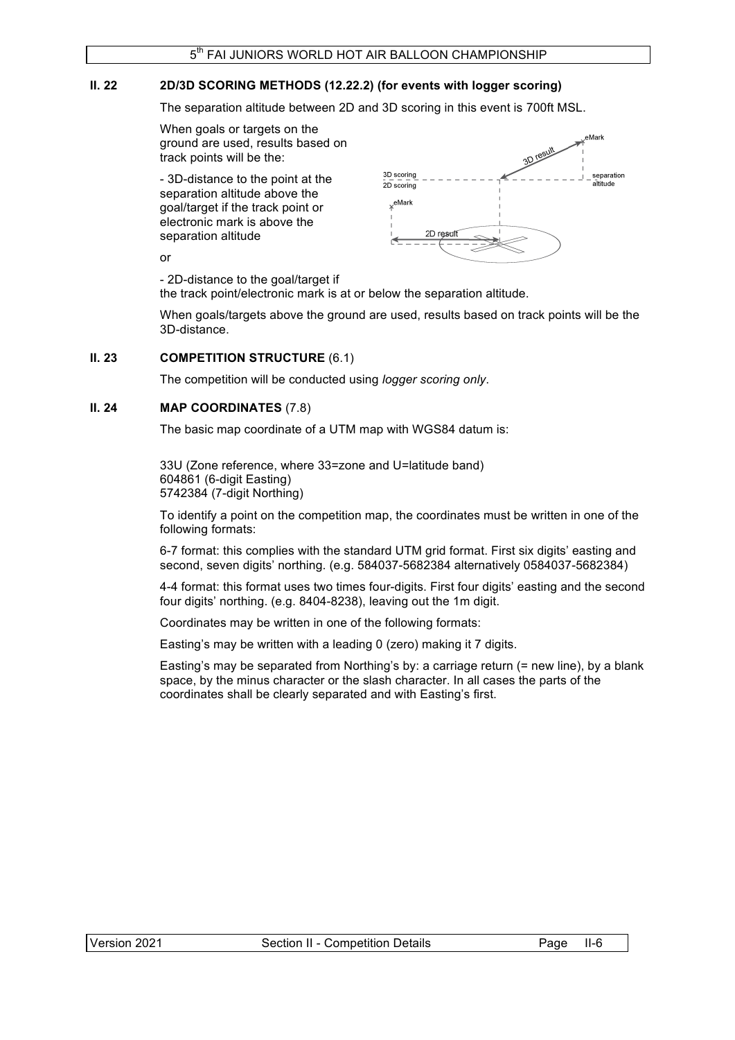## II. 22 2D/3D SCORING METHODS (12.22.2) (for events with logger scoring)

The separation altitude between 2D and 3D scoring in this event is 700ft MSL.

When goals or targets on the ground are used, results based on track points will be the:

- 3D-distance to the point at the separation altitude above the goal/target if the track point or electronic mark is above the separation altitude

or

- 2D-distance to the goal/target if the track point/electronic mark is at or below the separation altitude.

When goals/targets above the ground are used, results based on track points will be the 3D-distance.

## II. 23 COMPETITION STRUCTURE (6.1)

The competition will be conducted using *logger scoring only*.

## II. 24 MAP COORDINATES (7.8)

The basic map coordinate of a UTM map with WGS84 datum is:

33U (Zone reference, where 33=zone and U=latitude band)
604861 (6-digit Easting)
5742384 (7-digit Northing)

To identify a point on the competition map, the coordinates must be written in one of the following formats:

6-7 format: this complies with the standard UTM grid format. First six digits' easting and second, seven digits' northing. (e.g. 584037-5682384 alternatively 0584037-5682384)

4-4 format: this format uses two times four-digits. First four digits' easting and the second four digits' northing. (e.g. 8404-8238), leaving out the 1m digit.

Coordinates may be written in one of the following formats:

Easting's may be written with a leading 0 (zero) making it 7 digits.

Easting's may be separated from Northing's by: a carriage return (= new line), by a blank space, by the minus character or the slash character. In all cases the parts of the coordinates shall be clearly separated and with Easting's first.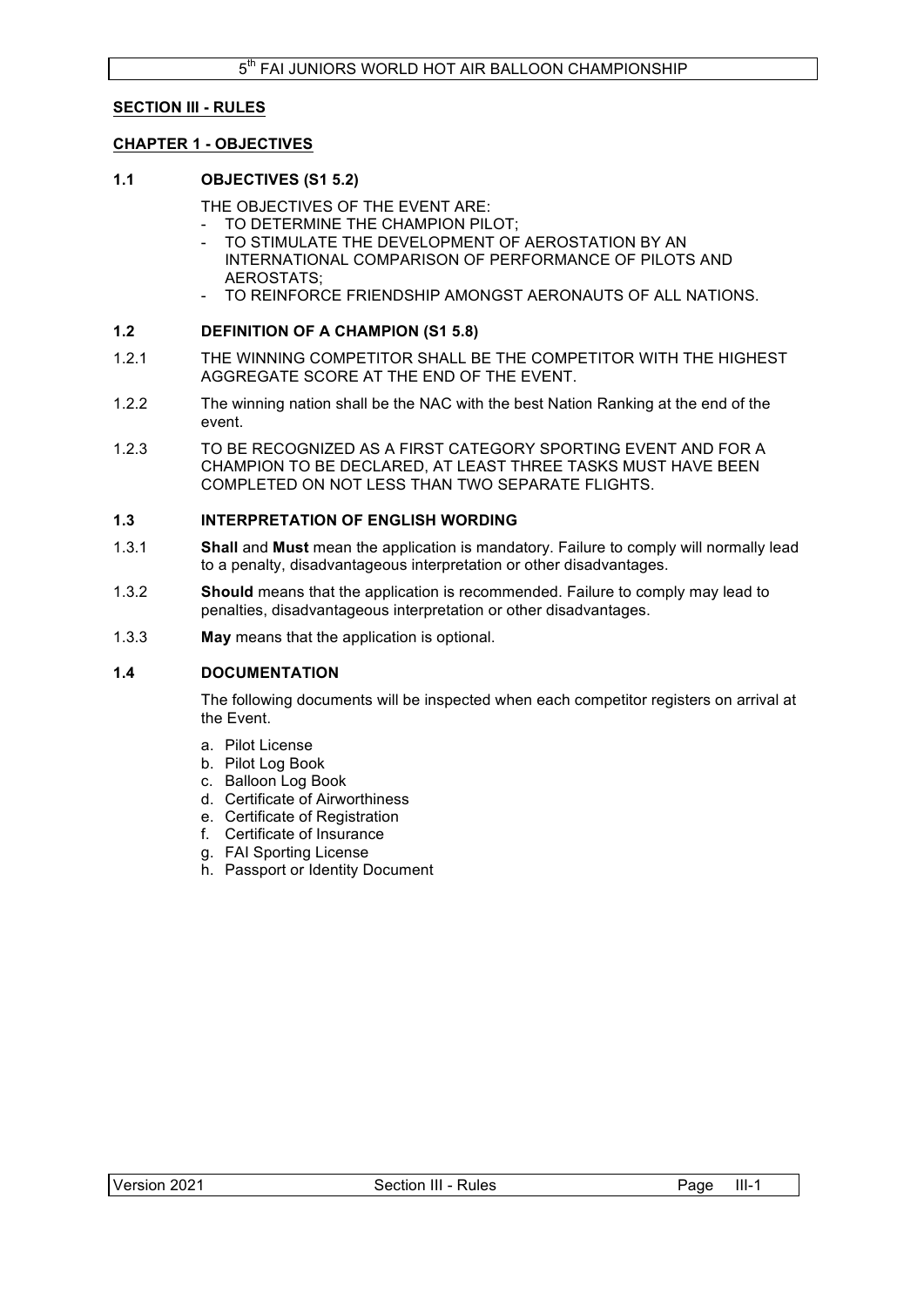## SECTION III - RULES

### CHAPTER 1 - OBJECTIVES

#### 1.1 OBJECTIVES (S1 5.2)

THE OBJECTIVES OF THE EVENT ARE:

- TO DETERMINE THE CHAMPION PILOT;
- TO STIMULATE THE DEVELOPMENT OF AEROSTATION BY AN INTERNATIONAL COMPARISON OF PERFORMANCE OF PILOTS AND AEROSTATS;
- TO REINFORCE FRIENDSHIP AMONGST AERONAUTS OF ALL NATIONS.

#### 1.2 DEFINITION OF A CHAMPION (S1 5.8)

1.2.1 THE WINNING COMPETITOR SHALL BE THE COMPETITOR WITH THE HIGHEST AGGREGATE SCORE AT THE END OF THE EVENT.

1.2.2 The winning nation shall be the NAC with the best Nation Ranking at the end of the event.

1.2.3 TO BE RECOGNIZED AS A FIRST CATEGORY SPORTING EVENT AND FOR A CHAMPION TO BE DECLARED, AT LEAST THREE TASKS MUST HAVE BEEN COMPLETED ON NOT LESS THAN TWO SEPARATE FLIGHTS.

#### 1.3 INTERPRETATION OF ENGLISH WORDING

1.3.1 **Shall** and **Must** mean the application is mandatory. Failure to comply will normally lead to a penalty, disadvantageous interpretation or other disadvantages.

1.3.2 **Should** means that the application is recommended. Failure to comply may lead to penalties, disadvantageous interpretation or other disadvantages.

1.3.3 **May** means that the application is optional.

#### 1.4 DOCUMENTATION

The following documents will be inspected when each competitor registers on arrival at the Event.

a. Pilot License
b. Pilot Log Book
c. Balloon Log Book
d. Certificate of Airworthiness
e. Certificate of Registration
f. Certificate of Insurance
g. FAI Sporting License
h. Passport or Identity Document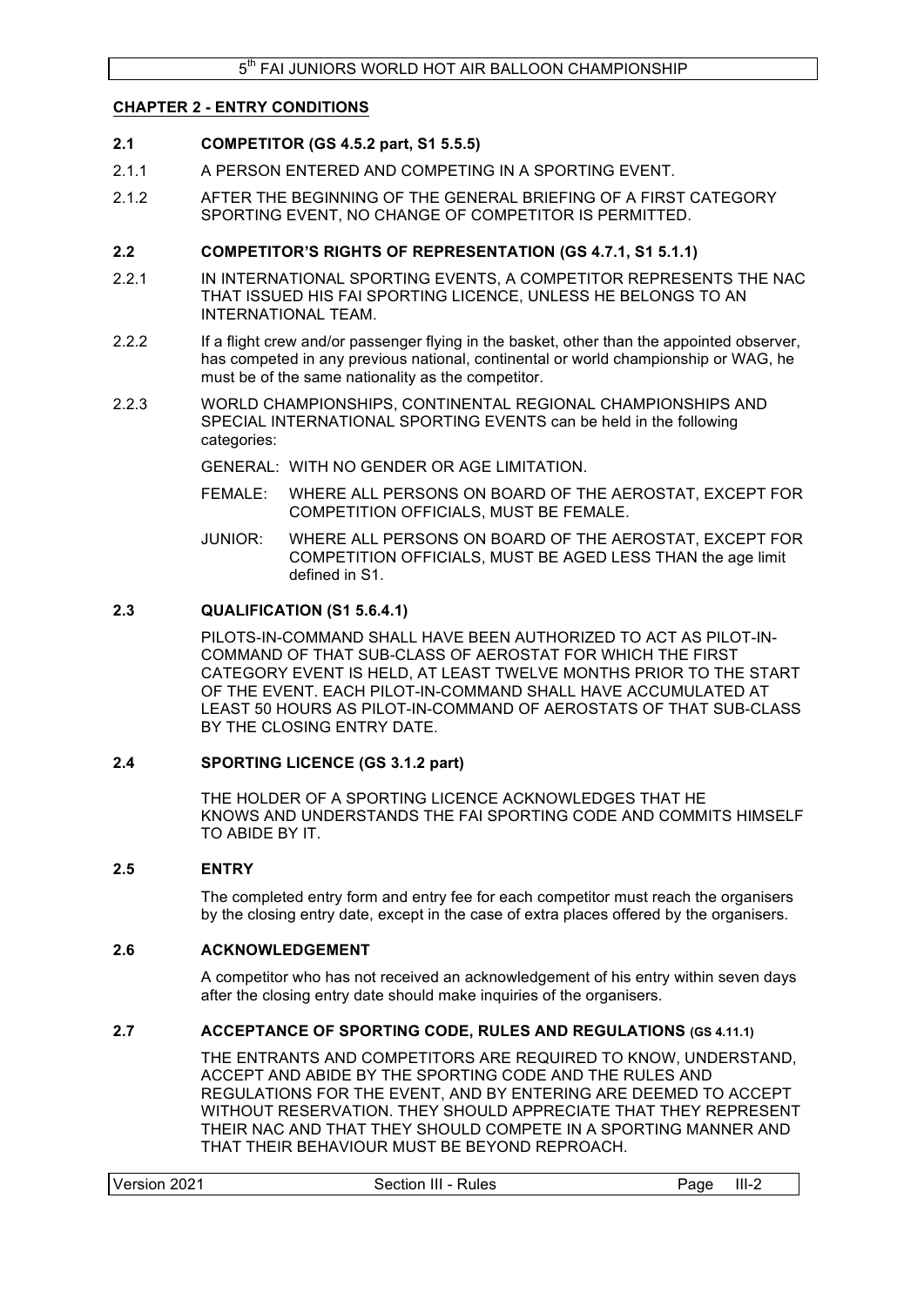## CHAPTER 2 - ENTRY CONDITIONS

### 2.1 COMPETITOR (GS 4.5.2 part, S1 5.5.5)

2.1.1 A PERSON ENTERED AND COMPETING IN A SPORTING EVENT.

2.1.2 AFTER THE BEGINNING OF THE GENERAL BRIEFING OF A FIRST CATEGORY SPORTING EVENT, NO CHANGE OF COMPETITOR IS PERMITTED.

### 2.2 COMPETITOR'S RIGHTS OF REPRESENTATION (GS 4.7.1, S1 5.1.1)

2.2.1 IN INTERNATIONAL SPORTING EVENTS, A COMPETITOR REPRESENTS THE NAC THAT ISSUED HIS FAI SPORTING LICENCE, UNLESS HE BELONGS TO AN INTERNATIONAL TEAM.

2.2.2 If a flight crew and/or passenger flying in the basket, other than the appointed observer, has competed in any previous national, continental or world championship or WAG, he must be of the same nationality as the competitor.

2.2.3 WORLD CHAMPIONSHIPS, CONTINENTAL REGIONAL CHAMPIONSHIPS AND SPECIAL INTERNATIONAL SPORTING EVENTS can be held in the following categories:

GENERAL: WITH NO GENDER OR AGE LIMITATION.

FEMALE: WHERE ALL PERSONS ON BOARD OF THE AEROSTAT, EXCEPT FOR COMPETITION OFFICIALS, MUST BE FEMALE.

JUNIOR: WHERE ALL PERSONS ON BOARD OF THE AEROSTAT, EXCEPT FOR COMPETITION OFFICIALS, MUST BE AGED LESS THAN the age limit defined in S1.

### 2.3 QUALIFICATION (S1 5.6.4.1)

PILOTS-IN-COMMAND SHALL HAVE BEEN AUTHORIZED TO ACT AS PILOT-IN-COMMAND OF THAT SUB-CLASS OF AEROSTAT FOR WHICH THE FIRST CATEGORY EVENT IS HELD, AT LEAST TWELVE MONTHS PRIOR TO THE START OF THE EVENT. EACH PILOT-IN-COMMAND SHALL HAVE ACCUMULATED AT LEAST 50 HOURS AS PILOT-IN-COMMAND OF AEROSTATS OF THAT SUB-CLASS BY THE CLOSING ENTRY DATE.

### 2.4 SPORTING LICENCE (GS 3.1.2 part)

THE HOLDER OF A SPORTING LICENCE ACKNOWLEDGES THAT HE KNOWS AND UNDERSTANDS THE FAI SPORTING CODE AND COMMITS HIMSELF TO ABIDE BY IT.

### 2.5 ENTRY

The completed entry form and entry fee for each competitor must reach the organisers by the closing entry date, except in the case of extra places offered by the organisers.

### 2.6 ACKNOWLEDGEMENT

A competitor who has not received an acknowledgement of his entry within seven days after the closing entry date should make inquiries of the organisers.

### 2.7 ACCEPTANCE OF SPORTING CODE, RULES AND REGULATIONS (GS 4.11.1)

THE ENTRANTS AND COMPETITORS ARE REQUIRED TO KNOW, UNDERSTAND, ACCEPT AND ABIDE BY THE SPORTING CODE AND THE RULES AND REGULATIONS FOR THE EVENT, AND BY ENTERING ARE DEEMED TO ACCEPT WITHOUT RESERVATION. THEY SHOULD APPRECIATE THAT THEY REPRESENT THEIR NAC AND THAT THEY SHOULD COMPETE IN A SPORTING MANNER AND THAT THEIR BEHAVIOUR MUST BE BEYOND REPROACH.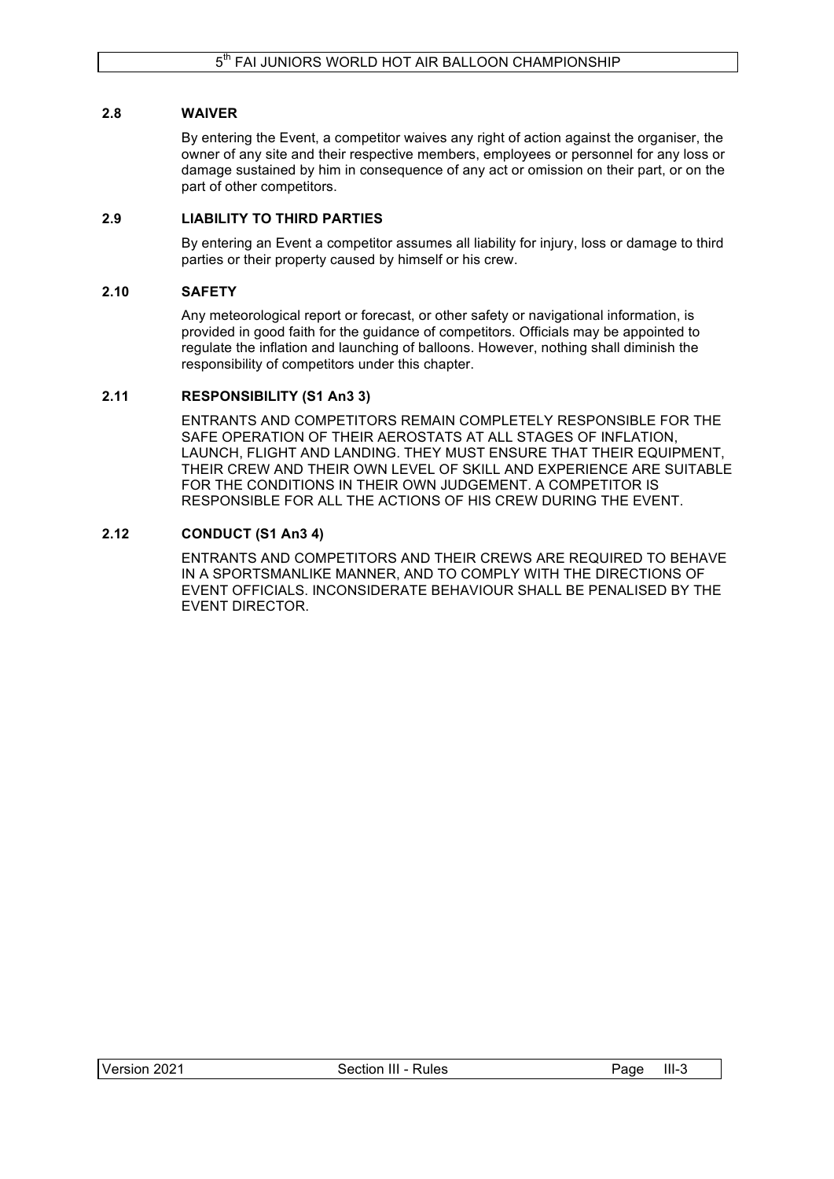### 2.8 WAIVER

By entering the Event, a competitor waives any right of action against the organiser, the owner of any site and their respective members, employees or personnel for any loss or damage sustained by him in consequence of any act or omission on their part, or on the part of other competitors.

### 2.9 LIABILITY TO THIRD PARTIES

By entering an Event a competitor assumes all liability for injury, loss or damage to third parties or their property caused by himself or his crew.

### 2.10 SAFETY

Any meteorological report or forecast, or other safety or navigational information, is provided in good faith for the guidance of competitors. Officials may be appointed to regulate the inflation and launching of balloons. However, nothing shall diminish the responsibility of competitors under this chapter.

### 2.11 RESPONSIBILITY (S1 An3 3)

ENTRANTS AND COMPETITORS REMAIN COMPLETELY RESPONSIBLE FOR THE SAFE OPERATION OF THEIR AEROSTATS AT ALL STAGES OF INFLATION, LAUNCH, FLIGHT AND LANDING. THEY MUST ENSURE THAT THEIR EQUIPMENT, THEIR CREW AND THEIR OWN LEVEL OF SKILL AND EXPERIENCE ARE SUITABLE FOR THE CONDITIONS IN THEIR OWN JUDGEMENT. A COMPETITOR IS RESPONSIBLE FOR ALL THE ACTIONS OF HIS CREW DURING THE EVENT.

### 2.12 CONDUCT (S1 An3 4)

ENTRANTS AND COMPETITORS AND THEIR CREWS ARE REQUIRED TO BEHAVE IN A SPORTSMANLIKE MANNER, AND TO COMPLY WITH THE DIRECTIONS OF EVENT OFFICIALS. INCONSIDERATE BEHAVIOUR SHALL BE PENALISED BY THE EVENT DIRECTOR.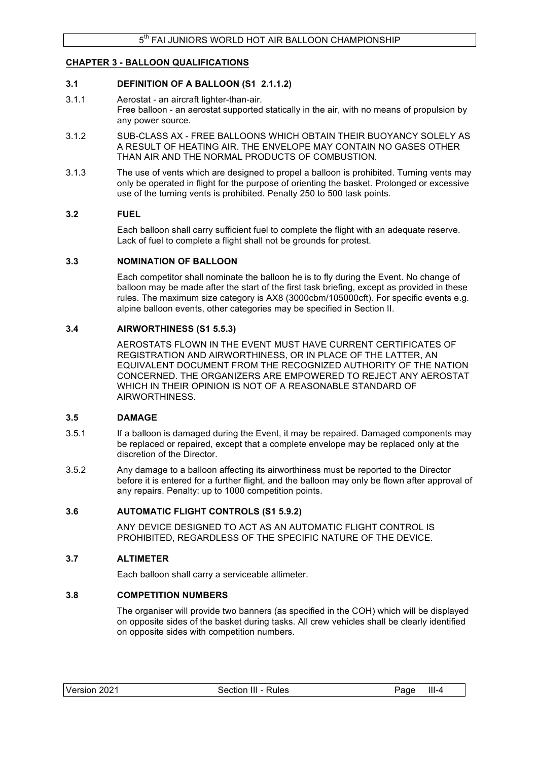## CHAPTER 3 - BALLOON QUALIFICATIONS

### 3.1 DEFINITION OF A BALLOON (S1 2.1.1.2)

3.1.1 Aerostat - an aircraft lighter-than-air.
Free balloon - an aerostat supported statically in the air, with no means of propulsion by any power source.

3.1.2 SUB-CLASS AX - FREE BALLOONS WHICH OBTAIN THEIR BUOYANCY SOLELY AS A RESULT OF HEATING AIR. THE ENVELOPE MAY CONTAIN NO GASES OTHER THAN AIR AND THE NORMAL PRODUCTS OF COMBUSTION.

3.1.3 The use of vents which are designed to propel a balloon is prohibited. Turning vents may only be operated in flight for the purpose of orienting the basket. Prolonged or excessive use of the turning vents is prohibited. Penalty 250 to 500 task points.

### 3.2 FUEL

Each balloon shall carry sufficient fuel to complete the flight with an adequate reserve. Lack of fuel to complete a flight shall not be grounds for protest.

### 3.3 NOMINATION OF BALLOON

Each competitor shall nominate the balloon he is to fly during the Event. No change of balloon may be made after the start of the first task briefing, except as provided in these rules. The maximum size category is AX8 (3000cbm/105000cft). For specific events e.g. alpine balloon events, other categories may be specified in Section II.

### 3.4 AIRWORTHINESS (S1 5.5.3)

AEROSTATS FLOWN IN THE EVENT MUST HAVE CURRENT CERTIFICATES OF REGISTRATION AND AIRWORTHINESS, OR IN PLACE OF THE LATTER, AN EQUIVALENT DOCUMENT FROM THE RECOGNIZED AUTHORITY OF THE NATION CONCERNED. THE ORGANIZERS ARE EMPOWERED TO REJECT ANY AEROSTAT WHICH IN THEIR OPINION IS NOT OF A REASONABLE STANDARD OF AIRWORTHINESS.

### 3.5 DAMAGE

3.5.1 If a balloon is damaged during the Event, it may be repaired. Damaged components may be replaced or repaired, except that a complete envelope may be replaced only at the discretion of the Director.

3.5.2 Any damage to a balloon affecting its airworthiness must be reported to the Director before it is entered for a further flight, and the balloon may only be flown after approval of any repairs. Penalty: up to 1000 competition points.

### 3.6 AUTOMATIC FLIGHT CONTROLS (S1 5.9.2)

ANY DEVICE DESIGNED TO ACT AS AN AUTOMATIC FLIGHT CONTROL IS PROHIBITED, REGARDLESS OF THE SPECIFIC NATURE OF THE DEVICE.

### 3.7 ALTIMETER

Each balloon shall carry a serviceable altimeter.

### 3.8 COMPETITION NUMBERS

The organiser will provide two banners (as specified in the COH) which will be displayed on opposite sides of the basket during tasks. All crew vehicles shall be clearly identified on opposite sides with competition numbers.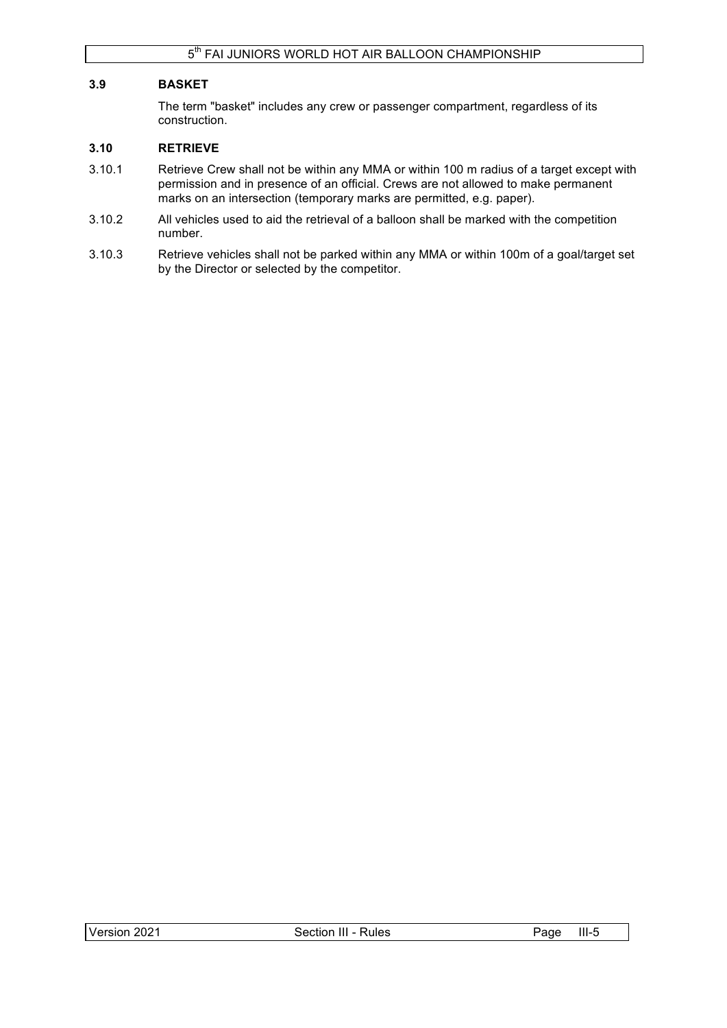### 3.9 BASKET

The term "basket" includes any crew or passenger compartment, regardless of its construction.

### 3.10 RETRIEVE

3.10.1 Retrieve Crew shall not be within any MMA or within 100 m radius of a target except with permission and in presence of an official. Crews are not allowed to make permanent marks on an intersection (temporary marks are permitted, e.g. paper).

3.10.2 All vehicles used to aid the retrieval of a balloon shall be marked with the competition number.

3.10.3 Retrieve vehicles shall not be parked within any MMA or within 100m of a goal/target set by the Director or selected by the competitor.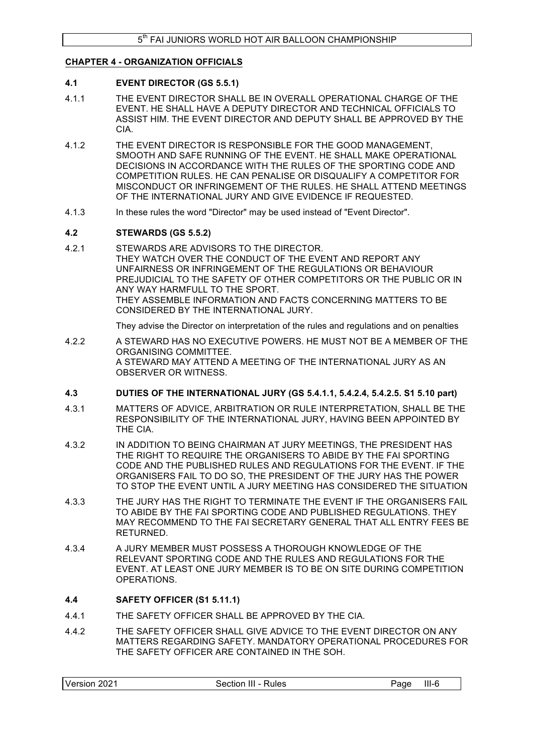## CHAPTER 4 - ORGANIZATION OFFICIALS

### 4.1 EVENT DIRECTOR (GS 5.5.1)

4.1.1 THE EVENT DIRECTOR SHALL BE IN OVERALL OPERATIONAL CHARGE OF THE EVENT. HE SHALL HAVE A DEPUTY DIRECTOR AND TECHNICAL OFFICIALS TO ASSIST HIM. THE EVENT DIRECTOR AND DEPUTY SHALL BE APPROVED BY THE CIA.

4.1.2 THE EVENT DIRECTOR IS RESPONSIBLE FOR THE GOOD MANAGEMENT, SMOOTH AND SAFE RUNNING OF THE EVENT. HE SHALL MAKE OPERATIONAL DECISIONS IN ACCORDANCE WITH THE RULES OF THE SPORTING CODE AND COMPETITION RULES. HE CAN PENALISE OR DISQUALIFY A COMPETITOR FOR MISCONDUCT OR INFRINGEMENT OF THE RULES. HE SHALL ATTEND MEETINGS OF THE INTERNATIONAL JURY AND GIVE EVIDENCE IF REQUESTED.

4.1.3 In these rules the word "Director" may be used instead of "Event Director".

### 4.2 STEWARDS (GS 5.5.2)

4.2.1 STEWARDS ARE ADVISORS TO THE DIRECTOR.
THEY WATCH OVER THE CONDUCT OF THE EVENT AND REPORT ANY UNFAIRNESS OR INFRINGEMENT OF THE REGULATIONS OR BEHAVIOUR PREJUDICIAL TO THE SAFETY OF OTHER COMPETITORS OR THE PUBLIC OR IN ANY WAY HARMFULL TO THE SPORT.
THEY ASSEMBLE INFORMATION AND FACTS CONCERNING MATTERS TO BE CONSIDERED BY THE INTERNATIONAL JURY.

They advise the Director on interpretation of the rules and regulations and on penalties

4.2.2 A STEWARD HAS NO EXECUTIVE POWERS. HE MUST NOT BE A MEMBER OF THE ORGANISING COMMITTEE.
A STEWARD MAY ATTEND A MEETING OF THE INTERNATIONAL JURY AS AN OBSERVER OR WITNESS.

### 4.3 DUTIES OF THE INTERNATIONAL JURY (GS 5.4.1.1, 5.4.2.4, 5.4.2.5. S1 5.10 part)

4.3.1 MATTERS OF ADVICE, ARBITRATION OR RULE INTERPRETATION, SHALL BE THE RESPONSIBILITY OF THE INTERNATIONAL JURY, HAVING BEEN APPOINTED BY THE CIA.

4.3.2 IN ADDITION TO BEING CHAIRMAN AT JURY MEETINGS, THE PRESIDENT HAS THE RIGHT TO REQUIRE THE ORGANISERS TO ABIDE BY THE FAI SPORTING CODE AND THE PUBLISHED RULES AND REGULATIONS FOR THE EVENT. IF THE ORGANISERS FAIL TO DO SO, THE PRESIDENT OF THE JURY HAS THE POWER TO STOP THE EVENT UNTIL A JURY MEETING HAS CONSIDERED THE SITUATION

4.3.3 THE JURY HAS THE RIGHT TO TERMINATE THE EVENT IF THE ORGANISERS FAIL TO ABIDE BY THE FAI SPORTING CODE AND PUBLISHED REGULATIONS. THEY MAY RECOMMEND TO THE FAI SECRETARY GENERAL THAT ALL ENTRY FEES BE RETURNED.

4.3.4 A JURY MEMBER MUST POSSESS A THOROUGH KNOWLEDGE OF THE RELEVANT SPORTING CODE AND THE RULES AND REGULATIONS FOR THE EVENT. AT LEAST ONE JURY MEMBER IS TO BE ON SITE DURING COMPETITION OPERATIONS.

### 4.4 SAFETY OFFICER (S1 5.11.1)

4.4.1 THE SAFETY OFFICER SHALL BE APPROVED BY THE CIA.

4.4.2 THE SAFETY OFFICER SHALL GIVE ADVICE TO THE EVENT DIRECTOR ON ANY MATTERS REGARDING SAFETY. MANDATORY OPERATIONAL PROCEDURES FOR THE SAFETY OFFICER ARE CONTAINED IN THE SOH.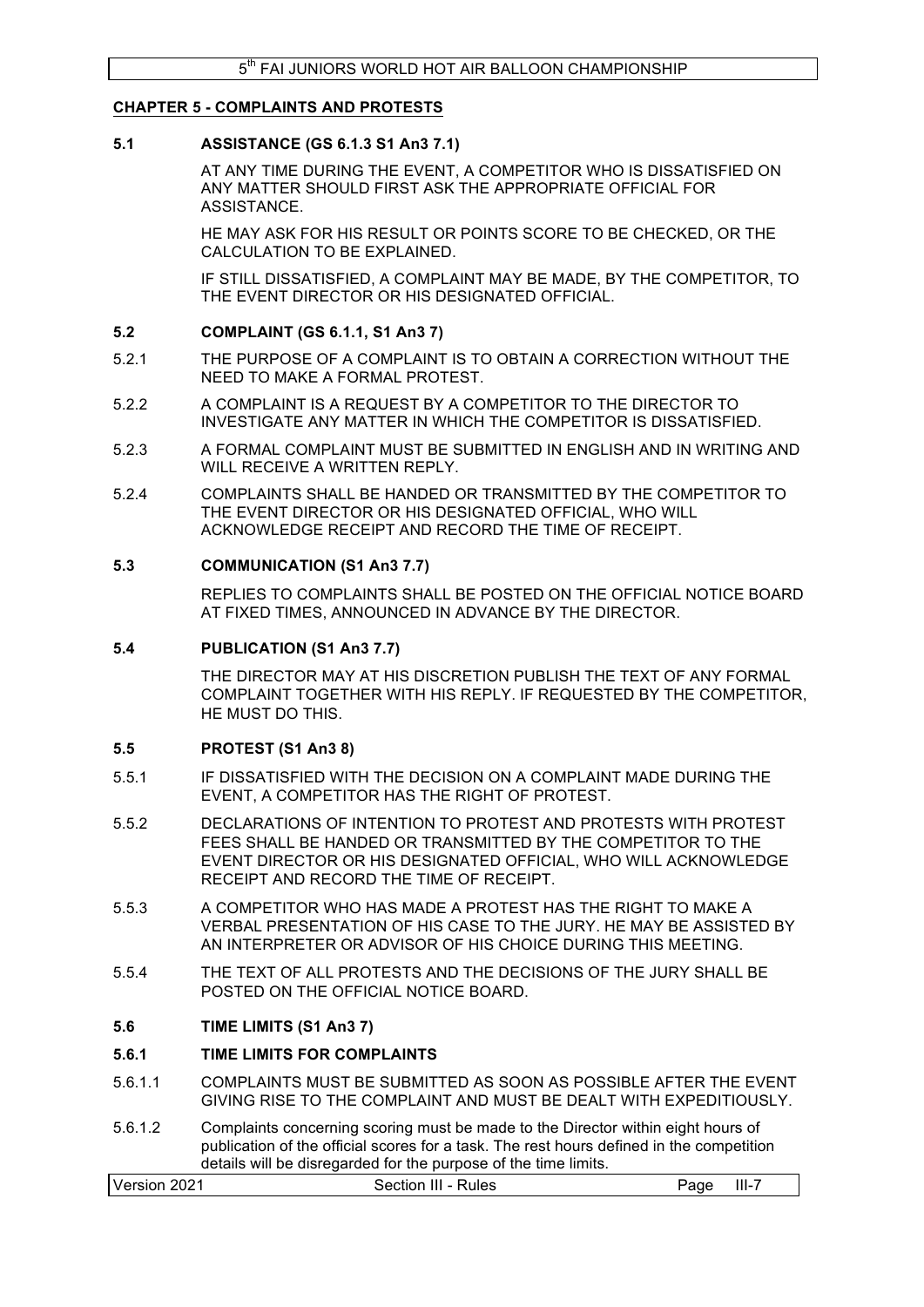## CHAPTER 5 - COMPLAINTS AND PROTESTS

### 5.1 ASSISTANCE (GS 6.1.3 S1 An3 7.1)

AT ANY TIME DURING THE EVENT, A COMPETITOR WHO IS DISSATISFIED ON ANY MATTER SHOULD FIRST ASK THE APPROPRIATE OFFICIAL FOR ASSISTANCE.

HE MAY ASK FOR HIS RESULT OR POINTS SCORE TO BE CHECKED, OR THE CALCULATION TO BE EXPLAINED.

IF STILL DISSATISFIED, A COMPLAINT MAY BE MADE, BY THE COMPETITOR, TO THE EVENT DIRECTOR OR HIS DESIGNATED OFFICIAL.

### 5.2 COMPLAINT (GS 6.1.1, S1 An3 7)

5.2.1 THE PURPOSE OF A COMPLAINT IS TO OBTAIN A CORRECTION WITHOUT THE NEED TO MAKE A FORMAL PROTEST.

5.2.2 A COMPLAINT IS A REQUEST BY A COMPETITOR TO THE DIRECTOR TO INVESTIGATE ANY MATTER IN WHICH THE COMPETITOR IS DISSATISFIED.

5.2.3 A FORMAL COMPLAINT MUST BE SUBMITTED IN ENGLISH AND IN WRITING AND WILL RECEIVE A WRITTEN REPLY.

5.2.4 COMPLAINTS SHALL BE HANDED OR TRANSMITTED BY THE COMPETITOR TO THE EVENT DIRECTOR OR HIS DESIGNATED OFFICIAL, WHO WILL ACKNOWLEDGE RECEIPT AND RECORD THE TIME OF RECEIPT.

### 5.3 COMMUNICATION (S1 An3 7.7)

REPLIES TO COMPLAINTS SHALL BE POSTED ON THE OFFICIAL NOTICE BOARD AT FIXED TIMES, ANNOUNCED IN ADVANCE BY THE DIRECTOR.

### 5.4 PUBLICATION (S1 An3 7.7)

THE DIRECTOR MAY AT HIS DISCRETION PUBLISH THE TEXT OF ANY FORMAL COMPLAINT TOGETHER WITH HIS REPLY. IF REQUESTED BY THE COMPETITOR, HE MUST DO THIS.

### 5.5 PROTEST (S1 An3 8)

5.5.1 IF DISSATISFIED WITH THE DECISION ON A COMPLAINT MADE DURING THE EVENT, A COMPETITOR HAS THE RIGHT OF PROTEST.

5.5.2 DECLARATIONS OF INTENTION TO PROTEST AND PROTESTS WITH PROTEST FEES SHALL BE HANDED OR TRANSMITTED BY THE COMPETITOR TO THE EVENT DIRECTOR OR HIS DESIGNATED OFFICIAL, WHO WILL ACKNOWLEDGE RECEIPT AND RECORD THE TIME OF RECEIPT.

5.5.3 A COMPETITOR WHO HAS MADE A PROTEST HAS THE RIGHT TO MAKE A VERBAL PRESENTATION OF HIS CASE TO THE JURY. HE MAY BE ASSISTED BY AN INTERPRETER OR ADVISOR OF HIS CHOICE DURING THIS MEETING.

5.5.4 THE TEXT OF ALL PROTESTS AND THE DECISIONS OF THE JURY SHALL BE POSTED ON THE OFFICIAL NOTICE BOARD.

### 5.6 TIME LIMITS (S1 An3 7)

#### 5.6.1 TIME LIMITS FOR COMPLAINTS

5.6.1.1 COMPLAINTS MUST BE SUBMITTED AS SOON AS POSSIBLE AFTER THE EVENT GIVING RISE TO THE COMPLAINT AND MUST BE DEALT WITH EXPEDITIOUSLY.

5.6.1.2 Complaints concerning scoring must be made to the Director within eight hours of publication of the official scores for a task. The rest hours defined in the competition details will be disregarded for the purpose of the time limits.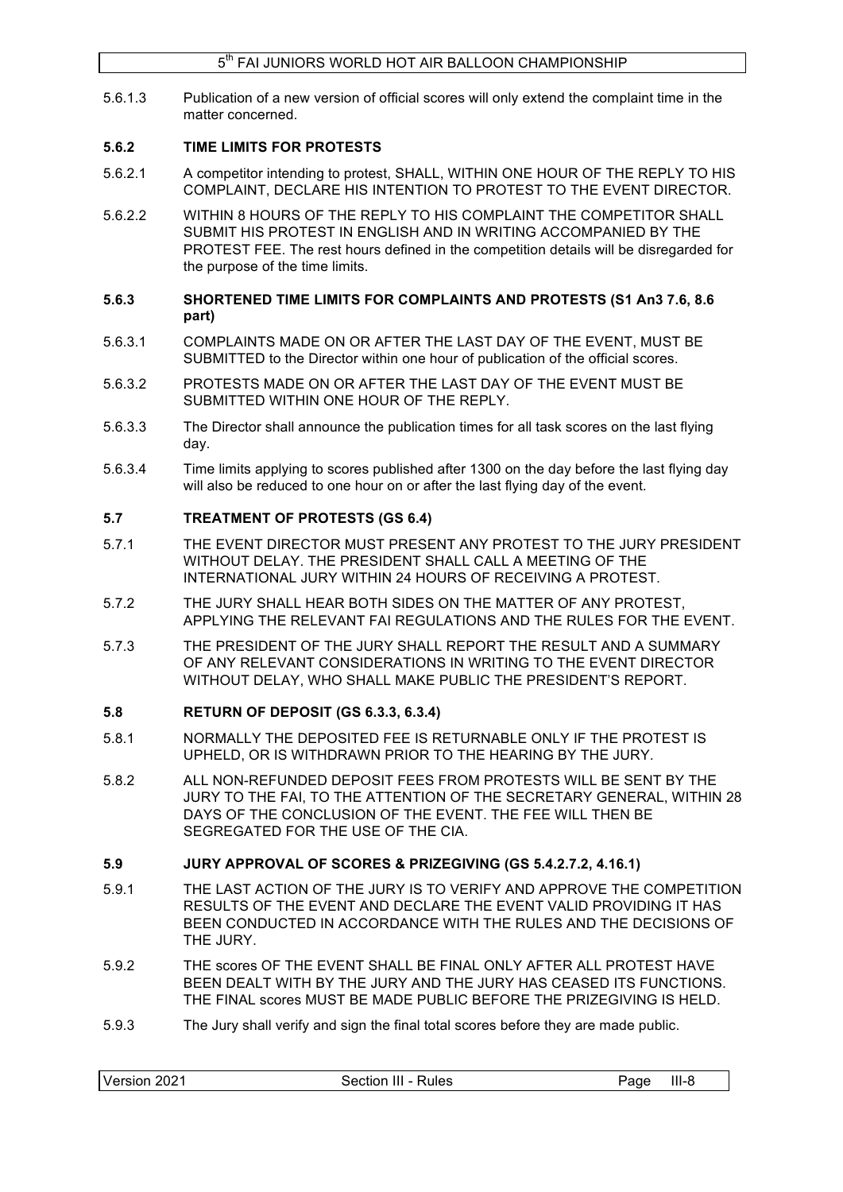5.6.1.3 Publication of a new version of official scores will only extend the complaint time in the matter concerned.

### 5.6.2 TIME LIMITS FOR PROTESTS

5.6.2.1 A competitor intending to protest, SHALL, WITHIN ONE HOUR OF THE REPLY TO HIS COMPLAINT, DECLARE HIS INTENTION TO PROTEST TO THE EVENT DIRECTOR.

5.6.2.2 WITHIN 8 HOURS OF THE REPLY TO HIS COMPLAINT THE COMPETITOR SHALL SUBMIT HIS PROTEST IN ENGLISH AND IN WRITING ACCOMPANIED BY THE PROTEST FEE. The rest hours defined in the competition details will be disregarded for the purpose of the time limits.

### 5.6.3 SHORTENED TIME LIMITS FOR COMPLAINTS AND PROTESTS (S1 An3 7.6, 8.6 part)

5.6.3.1 COMPLAINTS MADE ON OR AFTER THE LAST DAY OF THE EVENT, MUST BE SUBMITTED to the Director within one hour of publication of the official scores.

5.6.3.2 PROTESTS MADE ON OR AFTER THE LAST DAY OF THE EVENT MUST BE SUBMITTED WITHIN ONE HOUR OF THE REPLY.

5.6.3.3 The Director shall announce the publication times for all task scores on the last flying day.

5.6.3.4 Time limits applying to scores published after 1300 on the day before the last flying day will also be reduced to one hour on or after the last flying day of the event.

## 5.7 TREATMENT OF PROTESTS (GS 6.4)

5.7.1 THE EVENT DIRECTOR MUST PRESENT ANY PROTEST TO THE JURY PRESIDENT WITHOUT DELAY. THE PRESIDENT SHALL CALL A MEETING OF THE INTERNATIONAL JURY WITHIN 24 HOURS OF RECEIVING A PROTEST.

5.7.2 THE JURY SHALL HEAR BOTH SIDES ON THE MATTER OF ANY PROTEST, APPLYING THE RELEVANT FAI REGULATIONS AND THE RULES FOR THE EVENT.

5.7.3 THE PRESIDENT OF THE JURY SHALL REPORT THE RESULT AND A SUMMARY OF ANY RELEVANT CONSIDERATIONS IN WRITING TO THE EVENT DIRECTOR WITHOUT DELAY, WHO SHALL MAKE PUBLIC THE PRESIDENT'S REPORT.

## 5.8 RETURN OF DEPOSIT (GS 6.3.3, 6.3.4)

5.8.1 NORMALLY THE DEPOSITED FEE IS RETURNABLE ONLY IF THE PROTEST IS UPHELD, OR IS WITHDRAWN PRIOR TO THE HEARING BY THE JURY.

5.8.2 ALL NON-REFUNDED DEPOSIT FEES FROM PROTESTS WILL BE SENT BY THE JURY TO THE FAI, TO THE ATTENTION OF THE SECRETARY GENERAL, WITHIN 28 DAYS OF THE CONCLUSION OF THE EVENT. THE FEE WILL THEN BE SEGREGATED FOR THE USE OF THE CIA.

## 5.9 JURY APPROVAL OF SCORES & PRIZEGIVING (GS 5.4.2.7.2, 4.16.1)

5.9.1 THE LAST ACTION OF THE JURY IS TO VERIFY AND APPROVE THE COMPETITION RESULTS OF THE EVENT AND DECLARE THE EVENT VALID PROVIDING IT HAS BEEN CONDUCTED IN ACCORDANCE WITH THE RULES AND THE DECISIONS OF THE JURY.

5.9.2 THE scores OF THE EVENT SHALL BE FINAL ONLY AFTER ALL PROTEST HAVE BEEN DEALT WITH BY THE JURY AND THE JURY HAS CEASED ITS FUNCTIONS. THE FINAL scores MUST BE MADE PUBLIC BEFORE THE PRIZEGIVING IS HELD.

5.9.3 The Jury shall verify and sign the final total scores before they are made public.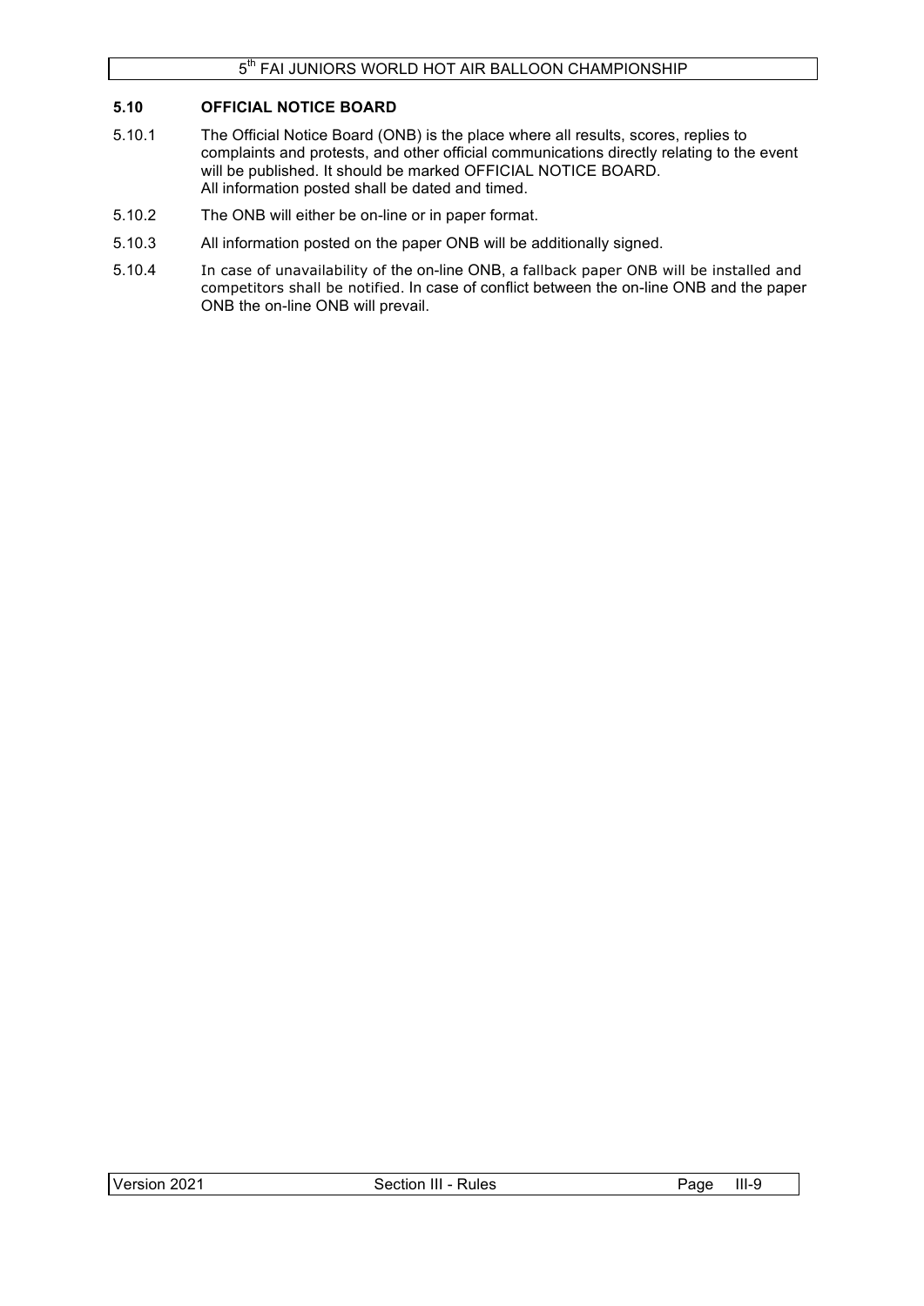### 5.10 OFFICIAL NOTICE BOARD

5.10.1 The Official Notice Board (ONB) is the place where all results, scores, replies to complaints and protests, and other official communications directly relating to the event will be published. It should be marked OFFICIAL NOTICE BOARD.
All information posted shall be dated and timed.

5.10.2 The ONB will either be on-line or in paper format.

5.10.3 All information posted on the paper ONB will be additionally signed.

5.10.4 In case of unavailability of the on-line ONB, a fallback paper ONB will be installed and competitors shall be notified. In case of conflict between the on-line ONB and the paper ONB the on-line ONB will prevail.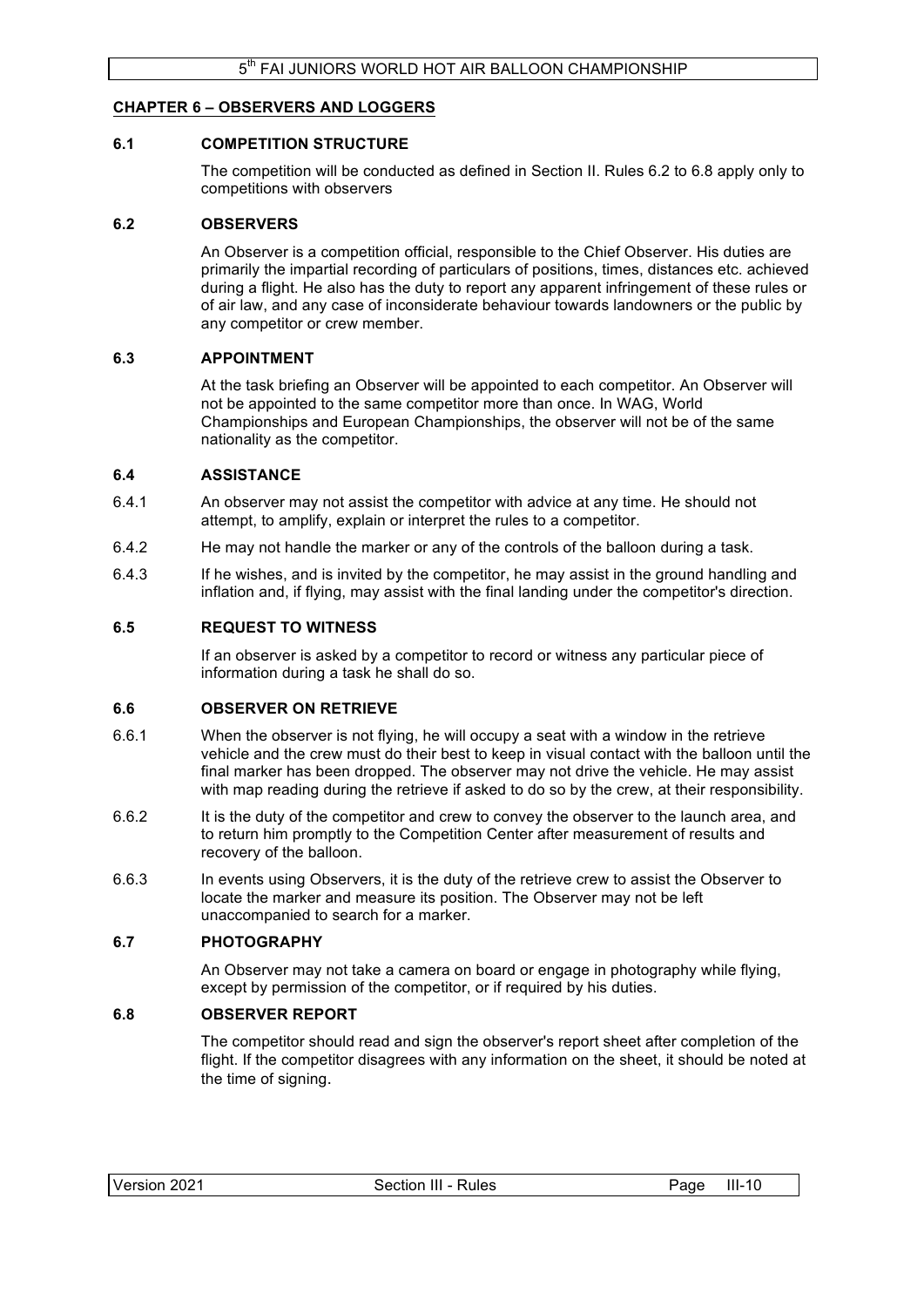## CHAPTER 6 – OBSERVERS AND LOGGERS

### 6.1 COMPETITION STRUCTURE

The competition will be conducted as defined in Section II. Rules 6.2 to 6.8 apply only to competitions with observers

### 6.2 OBSERVERS

An Observer is a competition official, responsible to the Chief Observer. His duties are primarily the impartial recording of particulars of positions, times, distances etc. achieved during a flight. He also has the duty to report any apparent infringement of these rules or of air law, and any case of inconsiderate behaviour towards landowners or the public by any competitor or crew member.

### 6.3 APPOINTMENT

At the task briefing an Observer will be appointed to each competitor. An Observer will not be appointed to the same competitor more than once. In WAG, World Championships and European Championships, the observer will not be of the same nationality as the competitor.

### 6.4 ASSISTANCE

6.4.1 An observer may not assist the competitor with advice at any time. He should not attempt, to amplify, explain or interpret the rules to a competitor.

6.4.2 He may not handle the marker or any of the controls of the balloon during a task.

6.4.3 If he wishes, and is invited by the competitor, he may assist in the ground handling and inflation and, if flying, may assist with the final landing under the competitor's direction.

### 6.5 REQUEST TO WITNESS

If an observer is asked by a competitor to record or witness any particular piece of information during a task he shall do so.

### 6.6 OBSERVER ON RETRIEVE

6.6.1 When the observer is not flying, he will occupy a seat with a window in the retrieve vehicle and the crew must do their best to keep in visual contact with the balloon until the final marker has been dropped. The observer may not drive the vehicle. He may assist with map reading during the retrieve if asked to do so by the crew, at their responsibility.

6.6.2 It is the duty of the competitor and crew to convey the observer to the launch area, and to return him promptly to the Competition Center after measurement of results and recovery of the balloon.

6.6.3 In events using Observers, it is the duty of the retrieve crew to assist the Observer to locate the marker and measure its position. The Observer may not be left unaccompanied to search for a marker.

### 6.7 PHOTOGRAPHY

An Observer may not take a camera on board or engage in photography while flying, except by permission of the competitor, or if required by his duties.

### 6.8 OBSERVER REPORT

The competitor should read and sign the observer's report sheet after completion of the flight. If the competitor disagrees with any information on the sheet, it should be noted at the time of signing.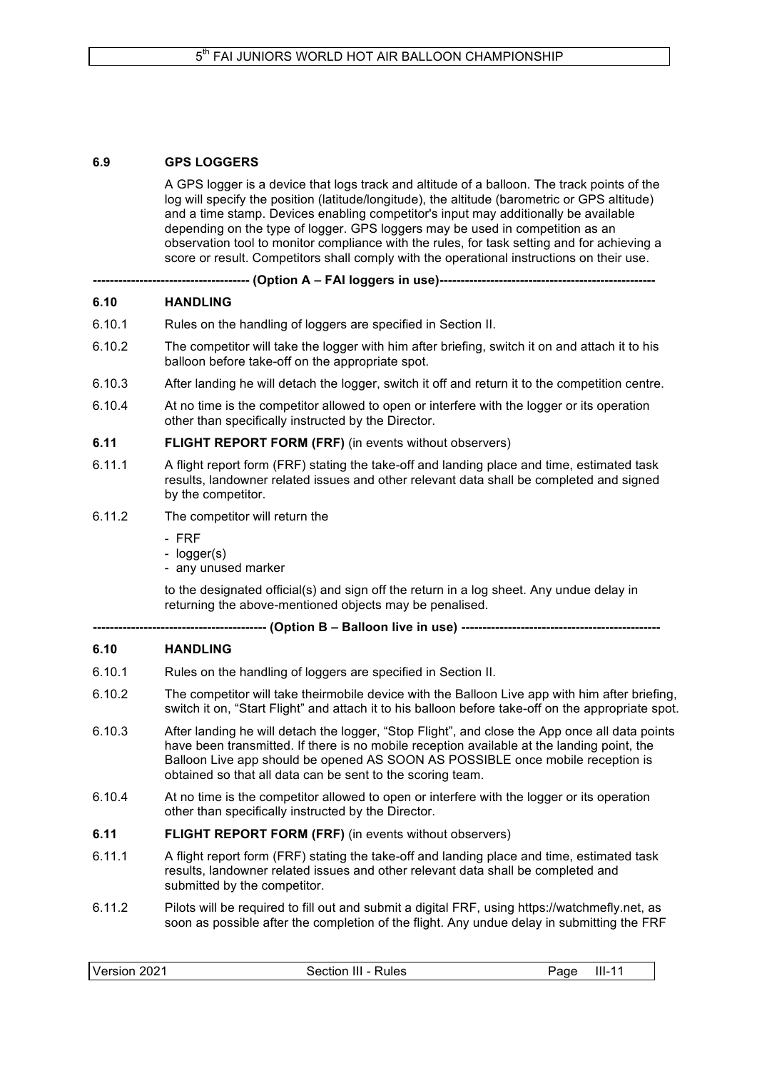### 6.9 GPS LOGGERS

A GPS logger is a device that logs track and altitude of a balloon. The track points of the log will specify the position (latitude/longitude), the altitude (barometric or GPS altitude) and a time stamp. Devices enabling competitor's input may additionally be available depending on the type of logger. GPS loggers may be used in competition as an observation tool to monitor compliance with the rules, for task setting and for achieving a score or result. Competitors shall comply with the operational instructions on their use.

**------------------------------------ (Option A – FAI loggers in use)--------------------------------------------------**

### 6.10 HANDLING

6.10.1 Rules on the handling of loggers are specified in Section II.

6.10.2 The competitor will take the logger with him after briefing, switch it on and attach it to his balloon before take-off on the appropriate spot.

6.10.3 After landing he will detach the logger, switch it off and return it to the competition centre.

6.10.4 At no time is the competitor allowed to open or interfere with the logger or its operation other than specifically instructed by the Director.

### 6.11 FLIGHT REPORT FORM (FRF) (in events without observers)

6.11.1 A flight report form (FRF) stating the take-off and landing place and time, estimated task results, landowner related issues and other relevant data shall be completed and signed by the competitor.

6.11.2 The competitor will return the

- FRF
- logger(s)
- any unused marker

to the designated official(s) and sign off the return in a log sheet. Any undue delay in returning the above-mentioned objects may be penalised.

**---------------------------------------- (Option B – Balloon live in use) ----------------------------------------------**

### 6.10 HANDLING

6.10.1 Rules on the handling of loggers are specified in Section II.

6.10.2 The competitor will take theirmobile device with the Balloon Live app with him after briefing, switch it on, "Start Flight" and attach it to his balloon before take-off on the appropriate spot.

6.10.3 After landing he will detach the logger, "Stop Flight", and close the App once all data points have been transmitted. If there is no mobile reception available at the landing point, the Balloon Live app should be opened AS SOON AS POSSIBLE once mobile reception is obtained so that all data can be sent to the scoring team.

6.10.4 At no time is the competitor allowed to open or interfere with the logger or its operation other than specifically instructed by the Director.

### 6.11 FLIGHT REPORT FORM (FRF) (in events without observers)

6.11.1 A flight report form (FRF) stating the take-off and landing place and time, estimated task results, landowner related issues and other relevant data shall be completed and submitted by the competitor.

6.11.2 Pilots will be required to fill out and submit a digital FRF, using https://watchmefly.net, as soon as possible after the completion of the flight. Any undue delay in submitting the FRF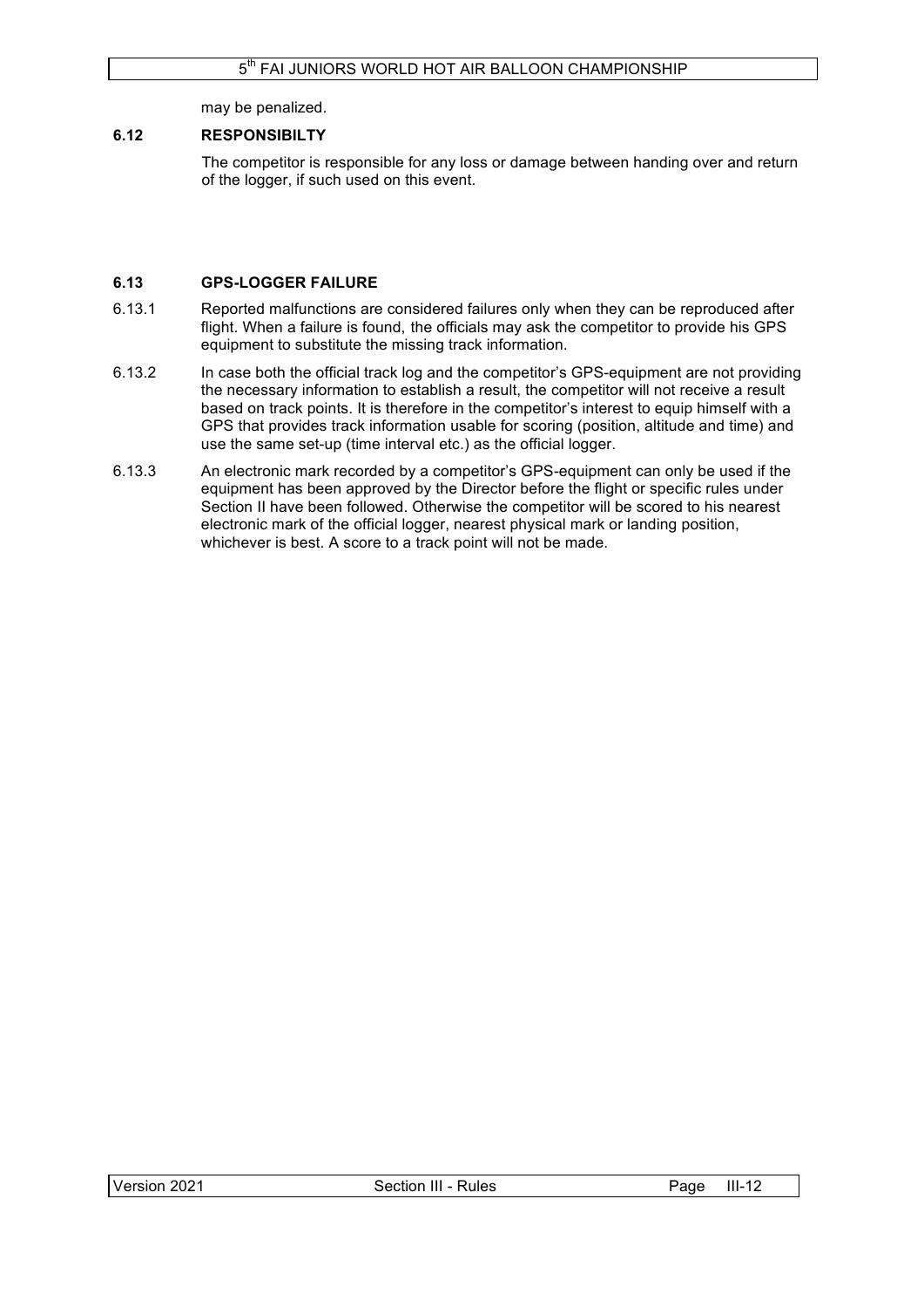may be penalized.

### 6.12 RESPONSIBILTY

The competitor is responsible for any loss or damage between handing over and return of the logger, if such used on this event.

### 6.13 GPS-LOGGER FAILURE

6.13.1 Reported malfunctions are considered failures only when they can be reproduced after flight. When a failure is found, the officials may ask the competitor to provide his GPS equipment to substitute the missing track information.

6.13.2 In case both the official track log and the competitor's GPS-equipment are not providing the necessary information to establish a result, the competitor will not receive a result based on track points. It is therefore in the competitor's interest to equip himself with a GPS that provides track information usable for scoring (position, altitude and time) and use the same set-up (time interval etc.) as the official logger.

6.13.3 An electronic mark recorded by a competitor's GPS-equipment can only be used if the equipment has been approved by the Director before the flight or specific rules under Section II have been followed. Otherwise the competitor will be scored to his nearest electronic mark of the official logger, nearest physical mark or landing position, whichever is best. A score to a track point will not be made.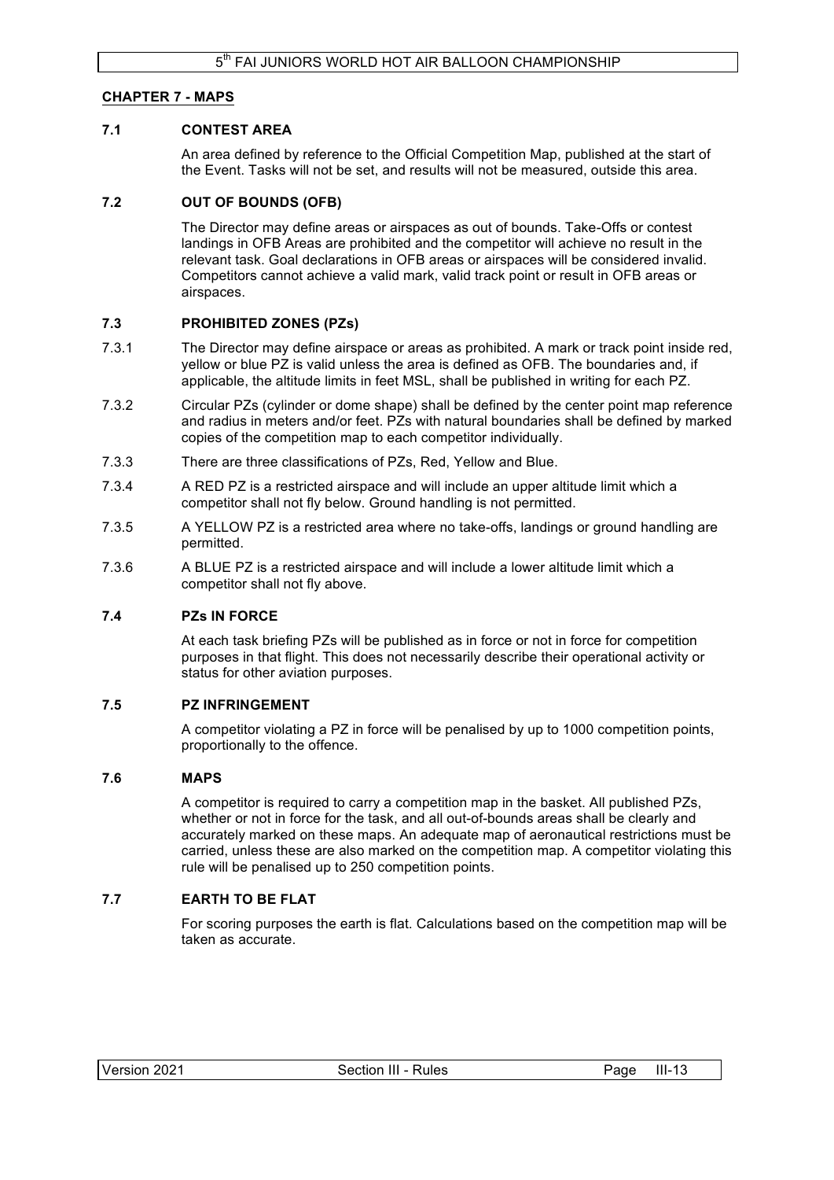## CHAPTER 7 - MAPS

### 7.1 CONTEST AREA

An area defined by reference to the Official Competition Map, published at the start of the Event. Tasks will not be set, and results will not be measured, outside this area.

### 7.2 OUT OF BOUNDS (OFB)

The Director may define areas or airspaces as out of bounds. Take-Offs or contest landings in OFB Areas are prohibited and the competitor will achieve no result in the relevant task. Goal declarations in OFB areas or airspaces will be considered invalid. Competitors cannot achieve a valid mark, valid track point or result in OFB areas or airspaces.

### 7.3 PROHIBITED ZONES (PZs)

7.3.1 The Director may define airspace or areas as prohibited. A mark or track point inside red, yellow or blue PZ is valid unless the area is defined as OFB. The boundaries and, if applicable, the altitude limits in feet MSL, shall be published in writing for each PZ.

7.3.2 Circular PZs (cylinder or dome shape) shall be defined by the center point map reference and radius in meters and/or feet. PZs with natural boundaries shall be defined by marked copies of the competition map to each competitor individually.

7.3.3 There are three classifications of PZs, Red, Yellow and Blue.

7.3.4 A RED PZ is a restricted airspace and will include an upper altitude limit which a competitor shall not fly below. Ground handling is not permitted.

7.3.5 A YELLOW PZ is a restricted area where no take-offs, landings or ground handling are permitted.

7.3.6 A BLUE PZ is a restricted airspace and will include a lower altitude limit which a competitor shall not fly above.

### 7.4 PZs IN FORCE

At each task briefing PZs will be published as in force or not in force for competition purposes in that flight. This does not necessarily describe their operational activity or status for other aviation purposes.

### 7.5 PZ INFRINGEMENT

A competitor violating a PZ in force will be penalised by up to 1000 competition points, proportionally to the offence.

### 7.6 MAPS

A competitor is required to carry a competition map in the basket. All published PZs, whether or not in force for the task, and all out-of-bounds areas shall be clearly and accurately marked on these maps. An adequate map of aeronautical restrictions must be carried, unless these are also marked on the competition map. A competitor violating this rule will be penalised up to 250 competition points.

### 7.7 EARTH TO BE FLAT

For scoring purposes the earth is flat. Calculations based on the competition map will be taken as accurate.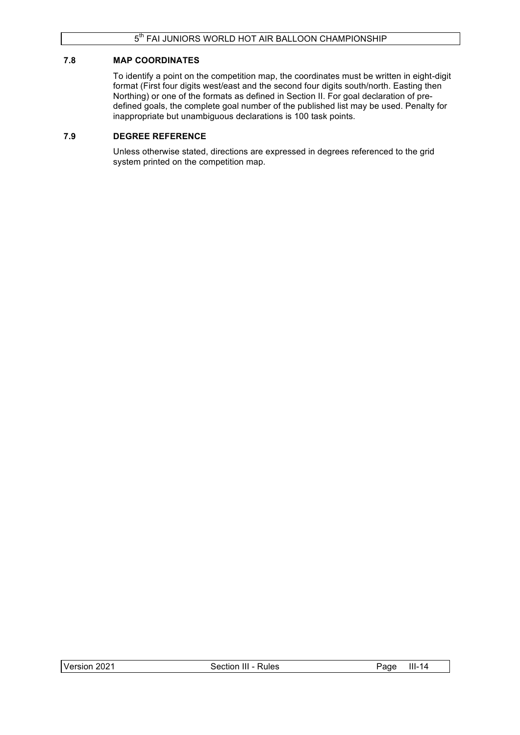### 7.8 MAP COORDINATES

To identify a point on the competition map, the coordinates must be written in eight-digit format (First four digits west/east and the second four digits south/north. Easting then Northing) or one of the formats as defined in Section II. For goal declaration of pre-defined goals, the complete goal number of the published list may be used. Penalty for inappropriate but unambiguous declarations is 100 task points.

### 7.9 DEGREE REFERENCE

Unless otherwise stated, directions are expressed in degrees referenced to the grid system printed on the competition map.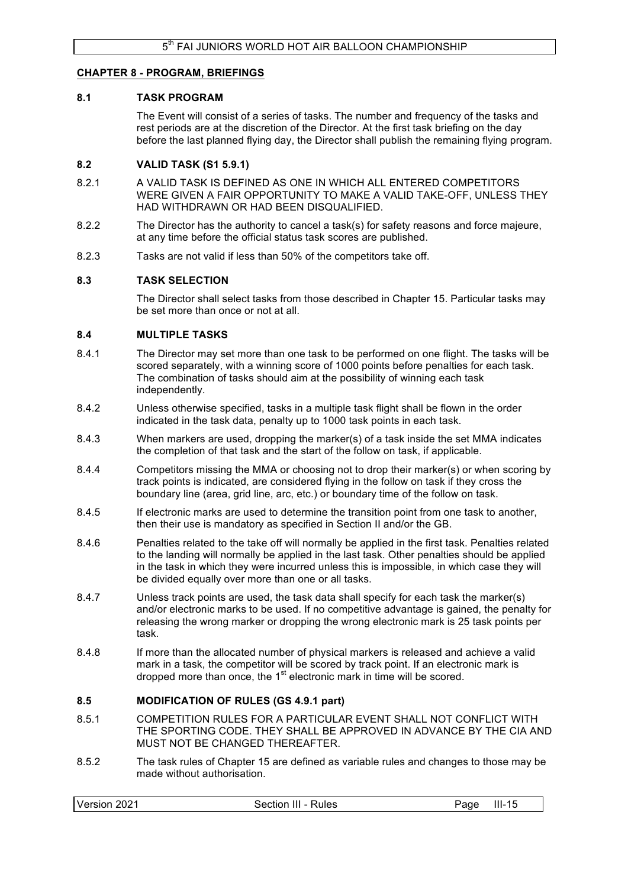## CHAPTER 8 - PROGRAM, BRIEFINGS

### 8.1 TASK PROGRAM

The Event will consist of a series of tasks. The number and frequency of the tasks and rest periods are at the discretion of the Director. At the first task briefing on the day before the last planned flying day, the Director shall publish the remaining flying program.

### 8.2 VALID TASK (S1 5.9.1)

8.2.1 A VALID TASK IS DEFINED AS ONE IN WHICH ALL ENTERED COMPETITORS WERE GIVEN A FAIR OPPORTUNITY TO MAKE A VALID TAKE-OFF, UNLESS THEY HAD WITHDRAWN OR HAD BEEN DISQUALIFIED.

8.2.2 The Director has the authority to cancel a task(s) for safety reasons and force majeure, at any time before the official status task scores are published.

8.2.3 Tasks are not valid if less than 50% of the competitors take off.

### 8.3 TASK SELECTION

The Director shall select tasks from those described in Chapter 15. Particular tasks may be set more than once or not at all.

### 8.4 MULTIPLE TASKS

8.4.1 The Director may set more than one task to be performed on one flight. The tasks will be scored separately, with a winning score of 1000 points before penalties for each task. The combination of tasks should aim at the possibility of winning each task independently.

8.4.2 Unless otherwise specified, tasks in a multiple task flight shall be flown in the order indicated in the task data, penalty up to 1000 task points in each task.

8.4.3 When markers are used, dropping the marker(s) of a task inside the set MMA indicates the completion of that task and the start of the follow on task, if applicable.

8.4.4 Competitors missing the MMA or choosing not to drop their marker(s) or when scoring by track points is indicated, are considered flying in the follow on task if they cross the boundary line (area, grid line, arc, etc.) or boundary time of the follow on task.

8.4.5 If electronic marks are used to determine the transition point from one task to another, then their use is mandatory as specified in Section II and/or the GB.

8.4.6 Penalties related to the take off will normally be applied in the first task. Penalties related to the landing will normally be applied in the last task. Other penalties should be applied in the task in which they were incurred unless this is impossible, in which case they will be divided equally over more than one or all tasks.

8.4.7 Unless track points are used, the task data shall specify for each task the marker(s) and/or electronic marks to be used. If no competitive advantage is gained, the penalty for releasing the wrong marker or dropping the wrong electronic mark is 25 task points per task.

8.4.8 If more than the allocated number of physical markers is released and achieve a valid mark in a task, the competitor will be scored by track point. If an electronic mark is dropped more than once, the 1st electronic mark in time will be scored.

### 8.5 MODIFICATION OF RULES (GS 4.9.1 part)

8.5.1 COMPETITION RULES FOR A PARTICULAR EVENT SHALL NOT CONFLICT WITH THE SPORTING CODE. THEY SHALL BE APPROVED IN ADVANCE BY THE CIA AND MUST NOT BE CHANGED THEREAFTER.

8.5.2 The task rules of Chapter 15 are defined as variable rules and changes to those may be made without authorisation.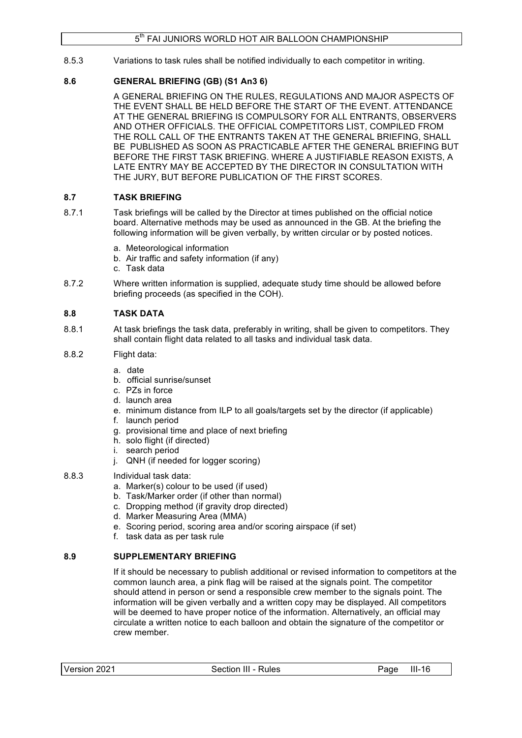8.5.3 Variations to task rules shall be notified individually to each competitor in writing.

### 8.6 GENERAL BRIEFING (GB) (S1 An3 6)

A GENERAL BRIEFING ON THE RULES, REGULATIONS AND MAJOR ASPECTS OF THE EVENT SHALL BE HELD BEFORE THE START OF THE EVENT. ATTENDANCE AT THE GENERAL BRIEFING IS COMPULSORY FOR ALL ENTRANTS, OBSERVERS AND OTHER OFFICIALS. THE OFFICIAL COMPETITORS LIST, COMPILED FROM THE ROLL CALL OF THE ENTRANTS TAKEN AT THE GENERAL BRIEFING, SHALL BE PUBLISHED AS SOON AS PRACTICABLE AFTER THE GENERAL BRIEFING BUT BEFORE THE FIRST TASK BRIEFING. WHERE A JUSTIFIABLE REASON EXISTS, A LATE ENTRY MAY BE ACCEPTED BY THE DIRECTOR IN CONSULTATION WITH THE JURY, BUT BEFORE PUBLICATION OF THE FIRST SCORES.

### 8.7 TASK BRIEFING

8.7.1 Task briefings will be called by the Director at times published on the official notice board. Alternative methods may be used as announced in the GB. At the briefing the following information will be given verbally, by written circular or by posted notices.

a. Meteorological information
b. Air traffic and safety information (if any)
c. Task data

8.7.2 Where written information is supplied, adequate study time should be allowed before briefing proceeds (as specified in the COH).

### 8.8 TASK DATA

8.8.1 At task briefings the task data, preferably in writing, shall be given to competitors. They shall contain flight data related to all tasks and individual task data.

8.8.2 Flight data:

a. date
b. official sunrise/sunset
c. PZs in force
d. launch area
e. minimum distance from ILP to all goals/targets set by the director (if applicable)
f. launch period
g. provisional time and place of next briefing
h. solo flight (if directed)
i. search period
j. QNH (if needed for logger scoring)

8.8.3 Individual task data:

a. Marker(s) colour to be used (if used)
b. Task/Marker order (if other than normal)
c. Dropping method (if gravity drop directed)
d. Marker Measuring Area (MMA)
e. Scoring period, scoring area and/or scoring airspace (if set)
f. task data as per task rule

### 8.9 SUPPLEMENTARY BRIEFING

If it should be necessary to publish additional or revised information to competitors at the common launch area, a pink flag will be raised at the signals point. The competitor should attend in person or send a responsible crew member to the signals point. The information will be given verbally and a written copy may be displayed. All competitors will be deemed to have proper notice of the information. Alternatively, an official may circulate a written notice to each balloon and obtain the signature of the competitor or crew member.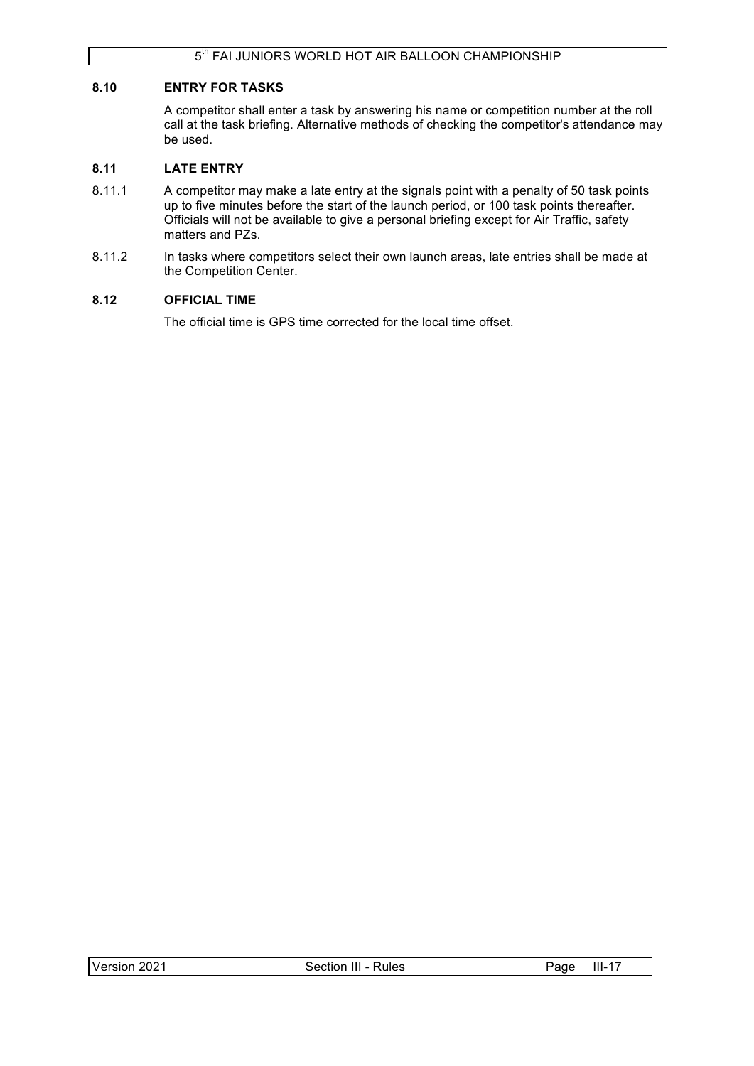### 8.10 ENTRY FOR TASKS

A competitor shall enter a task by answering his name or competition number at the roll call at the task briefing. Alternative methods of checking the competitor's attendance may be used.

### 8.11 LATE ENTRY

8.11.1 A competitor may make a late entry at the signals point with a penalty of 50 task points up to five minutes before the start of the launch period, or 100 task points thereafter. Officials will not be available to give a personal briefing except for Air Traffic, safety matters and PZs.

8.11.2 In tasks where competitors select their own launch areas, late entries shall be made at the Competition Center.

### 8.12 OFFICIAL TIME

The official time is GPS time corrected for the local time offset.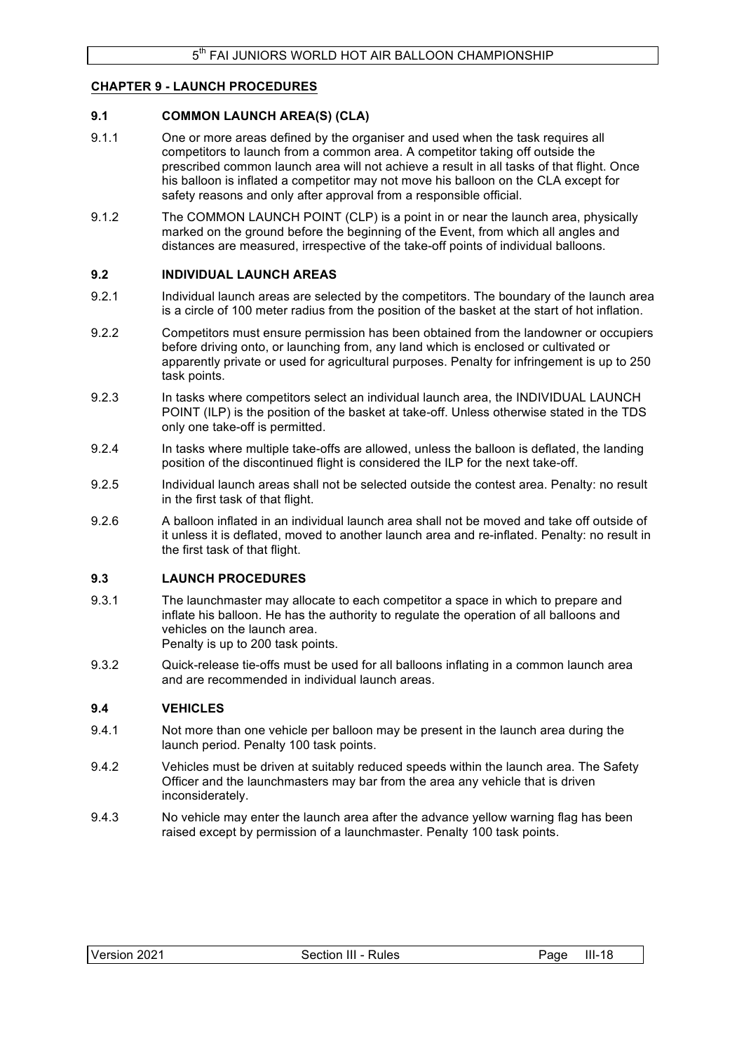## CHAPTER 9 - LAUNCH PROCEDURES

### 9.1 COMMON LAUNCH AREA(S) (CLA)

9.1.1 One or more areas defined by the organiser and used when the task requires all competitors to launch from a common area. A competitor taking off outside the prescribed common launch area will not achieve a result in all tasks of that flight. Once his balloon is inflated a competitor may not move his balloon on the CLA except for safety reasons and only after approval from a responsible official.

9.1.2 The COMMON LAUNCH POINT (CLP) is a point in or near the launch area, physically marked on the ground before the beginning of the Event, from which all angles and distances are measured, irrespective of the take-off points of individual balloons.

### 9.2 INDIVIDUAL LAUNCH AREAS

9.2.1 Individual launch areas are selected by the competitors. The boundary of the launch area is a circle of 100 meter radius from the position of the basket at the start of hot inflation.

9.2.2 Competitors must ensure permission has been obtained from the landowner or occupiers before driving onto, or launching from, any land which is enclosed or cultivated or apparently private or used for agricultural purposes. Penalty for infringement is up to 250 task points.

9.2.3 In tasks where competitors select an individual launch area, the INDIVIDUAL LAUNCH POINT (ILP) is the position of the basket at take-off. Unless otherwise stated in the TDS only one take-off is permitted.

9.2.4 In tasks where multiple take-offs are allowed, unless the balloon is deflated, the landing position of the discontinued flight is considered the ILP for the next take-off.

9.2.5 Individual launch areas shall not be selected outside the contest area. Penalty: no result in the first task of that flight.

9.2.6 A balloon inflated in an individual launch area shall not be moved and take off outside of it unless it is deflated, moved to another launch area and re-inflated. Penalty: no result in the first task of that flight.

### 9.3 LAUNCH PROCEDURES

9.3.1 The launchmaster may allocate to each competitor a space in which to prepare and inflate his balloon. He has the authority to regulate the operation of all balloons and vehicles on the launch area.
Penalty is up to 200 task points.

9.3.2 Quick-release tie-offs must be used for all balloons inflating in a common launch area and are recommended in individual launch areas.

### 9.4 VEHICLES

9.4.1 Not more than one vehicle per balloon may be present in the launch area during the launch period. Penalty 100 task points.

9.4.2 Vehicles must be driven at suitably reduced speeds within the launch area. The Safety Officer and the launchmasters may bar from the area any vehicle that is driven inconsiderately.

9.4.3 No vehicle may enter the launch area after the advance yellow warning flag has been raised except by permission of a launchmaster. Penalty 100 task points.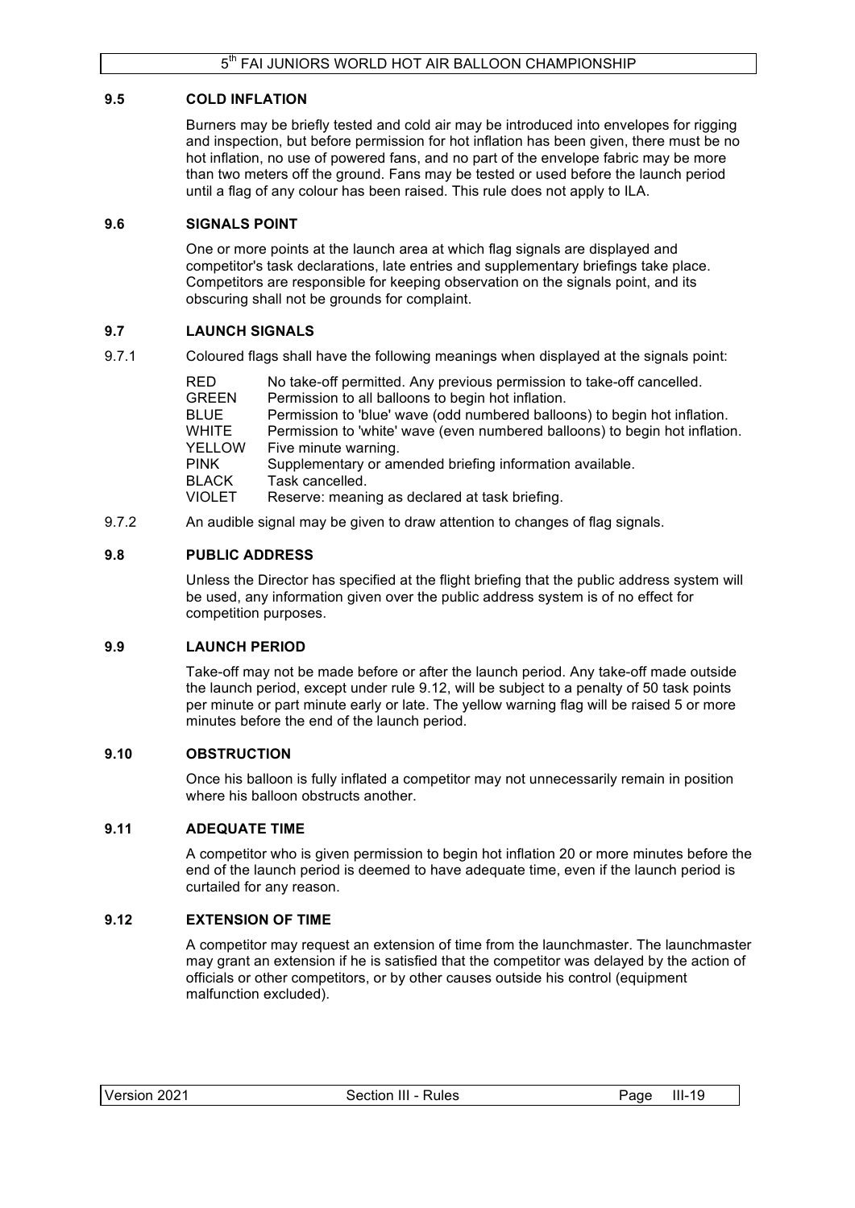### 9.5 COLD INFLATION

Burners may be briefly tested and cold air may be introduced into envelopes for rigging and inspection, but before permission for hot inflation has been given, there must be no hot inflation, no use of powered fans, and no part of the envelope fabric may be more than two meters off the ground. Fans may be tested or used before the launch period until a flag of any colour has been raised. This rule does not apply to ILA.

### 9.6 SIGNALS POINT

One or more points at the launch area at which flag signals are displayed and competitor's task declarations, late entries and supplementary briefings take place. Competitors are responsible for keeping observation on the signals point, and its obscuring shall not be grounds for complaint.

### 9.7 LAUNCH SIGNALS

9.7.1 Coloured flags shall have the following meanings when displayed at the signals point:

| | |
|---|---|
| RED | No take-off permitted. Any previous permission to take-off cancelled. |
| GREEN | Permission to all balloons to begin hot inflation. |
| BLUE | Permission to 'blue' wave (odd numbered balloons) to begin hot inflation. |
| WHITE | Permission to 'white' wave (even numbered balloons) to begin hot inflation. |
| YELLOW | Five minute warning. |
| PINK | Supplementary or amended briefing information available. |
| BLACK | Task cancelled. |
| VIOLET | Reserve: meaning as declared at task briefing. |

9.7.2 An audible signal may be given to draw attention to changes of flag signals.

### 9.8 PUBLIC ADDRESS

Unless the Director has specified at the flight briefing that the public address system will be used, any information given over the public address system is of no effect for competition purposes.

### 9.9 LAUNCH PERIOD

Take-off may not be made before or after the launch period. Any take-off made outside the launch period, except under rule 9.12, will be subject to a penalty of 50 task points per minute or part minute early or late. The yellow warning flag will be raised 5 or more minutes before the end of the launch period.

### 9.10 OBSTRUCTION

Once his balloon is fully inflated a competitor may not unnecessarily remain in position where his balloon obstructs another.

### 9.11 ADEQUATE TIME

A competitor who is given permission to begin hot inflation 20 or more minutes before the end of the launch period is deemed to have adequate time, even if the launch period is curtailed for any reason.

### 9.12 EXTENSION OF TIME

A competitor may request an extension of time from the launchmaster. The launchmaster may grant an extension if he is satisfied that the competitor was delayed by the action of officials or other competitors, or by other causes outside his control (equipment malfunction excluded).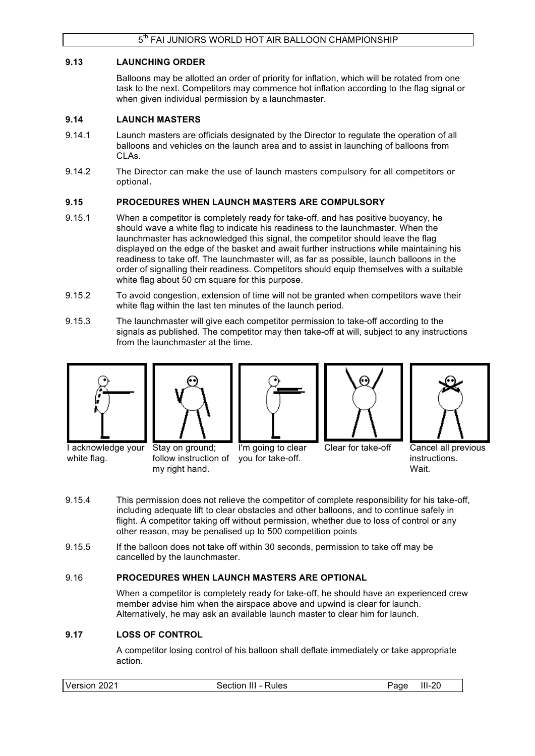### 9.13 LAUNCHING ORDER

Balloons may be allotted an order of priority for inflation, which will be rotated from one task to the next. Competitors may commence hot inflation according to the flag signal or when given individual permission by a launchmaster.

### 9.14 LAUNCH MASTERS

9.14.1 Launch masters are officials designated by the Director to regulate the operation of all balloons and vehicles on the launch area and to assist in launching of balloons from CLAs.

9.14.2 The Director can make the use of launch masters compulsory for all competitors or optional.

### 9.15 PROCEDURES WHEN LAUNCH MASTERS ARE COMPULSORY

9.15.1 When a competitor is completely ready for take-off, and has positive buoyancy, he should wave a white flag to indicate his readiness to the launchmaster. When the launchmaster has acknowledged this signal, the competitor should leave the flag displayed on the edge of the basket and await further instructions while maintaining his readiness to take off. The launchmaster will, as far as possible, launch balloons in the order of signalling their readiness. Competitors should equip themselves with a suitable white flag about 50 cm square for this purpose.

9.15.2 To avoid congestion, extension of time will not be granted when competitors wave their white flag within the last ten minutes of the launch period.

9.15.3 The launchmaster will give each competitor permission to take-off according to the signals as published. The competitor may then take-off at will, subject to any instructions from the launchmaster at the time.

I acknowledge your white flag.

Stay on ground; follow instruction of my right hand.

I'm going to clear you for take-off.

Clear for take-off

Cancel all previous instructions. Wait.

9.15.4 This permission does not relieve the competitor of complete responsibility for his take-off, including adequate lift to clear obstacles and other balloons, and to continue safely in flight. A competitor taking off without permission, whether due to loss of control or any other reason, may be penalised up to 500 competition points

9.15.5 If the balloon does not take off within 30 seconds, permission to take off may be cancelled by the launchmaster.

### 9.16 PROCEDURES WHEN LAUNCH MASTERS ARE OPTIONAL

When a competitor is completely ready for take-off, he should have an experienced crew member advise him when the airspace above and upwind is clear for launch. Alternatively, he may ask an available launch master to clear him for launch.

### 9.17 LOSS OF CONTROL

A competitor losing control of his balloon shall deflate immediately or take appropriate action.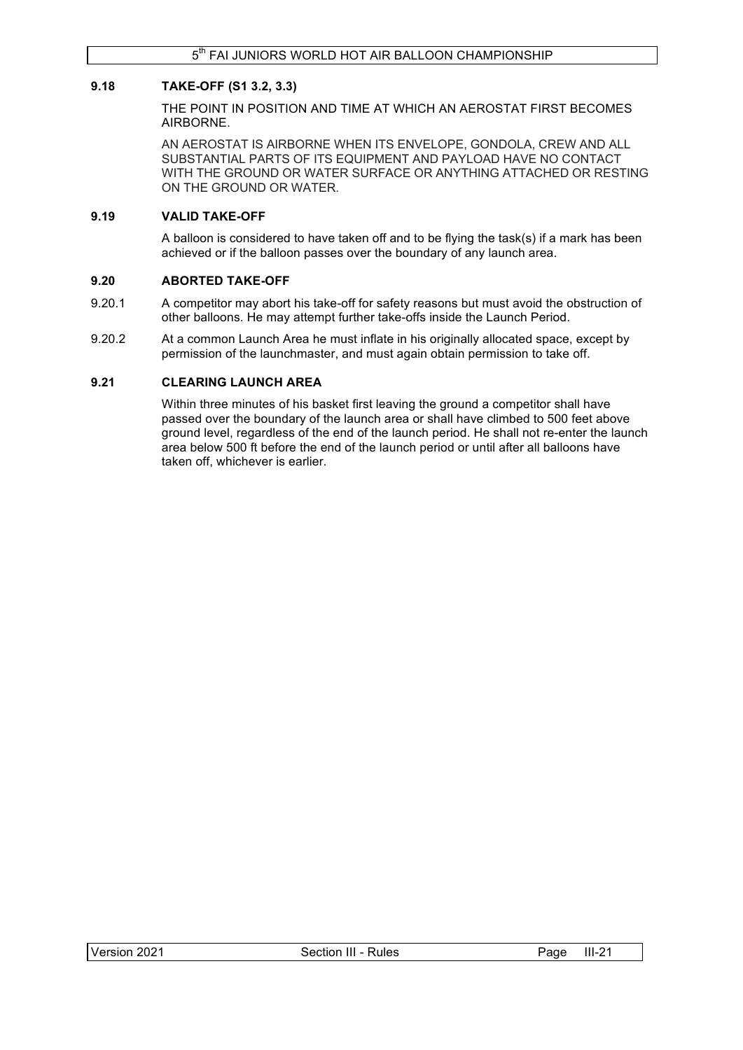### 9.18 TAKE-OFF (S1 3.2, 3.3)

THE POINT IN POSITION AND TIME AT WHICH AN AEROSTAT FIRST BECOMES AIRBORNE.

AN AEROSTAT IS AIRBORNE WHEN ITS ENVELOPE, GONDOLA, CREW AND ALL SUBSTANTIAL PARTS OF ITS EQUIPMENT AND PAYLOAD HAVE NO CONTACT WITH THE GROUND OR WATER SURFACE OR ANYTHING ATTACHED OR RESTING ON THE GROUND OR WATER.

### 9.19 VALID TAKE-OFF

A balloon is considered to have taken off and to be flying the task(s) if a mark has been achieved or if the balloon passes over the boundary of any launch area.

### 9.20 ABORTED TAKE-OFF

9.20.1 A competitor may abort his take-off for safety reasons but must avoid the obstruction of other balloons. He may attempt further take-offs inside the Launch Period.

9.20.2 At a common Launch Area he must inflate in his originally allocated space, except by permission of the launchmaster, and must again obtain permission to take off.

### 9.21 CLEARING LAUNCH AREA

Within three minutes of his basket first leaving the ground a competitor shall have passed over the boundary of the launch area or shall have climbed to 500 feet above ground level, regardless of the end of the launch period. He shall not re-enter the launch area below 500 ft before the end of the launch period or until after all balloons have taken off, whichever is earlier.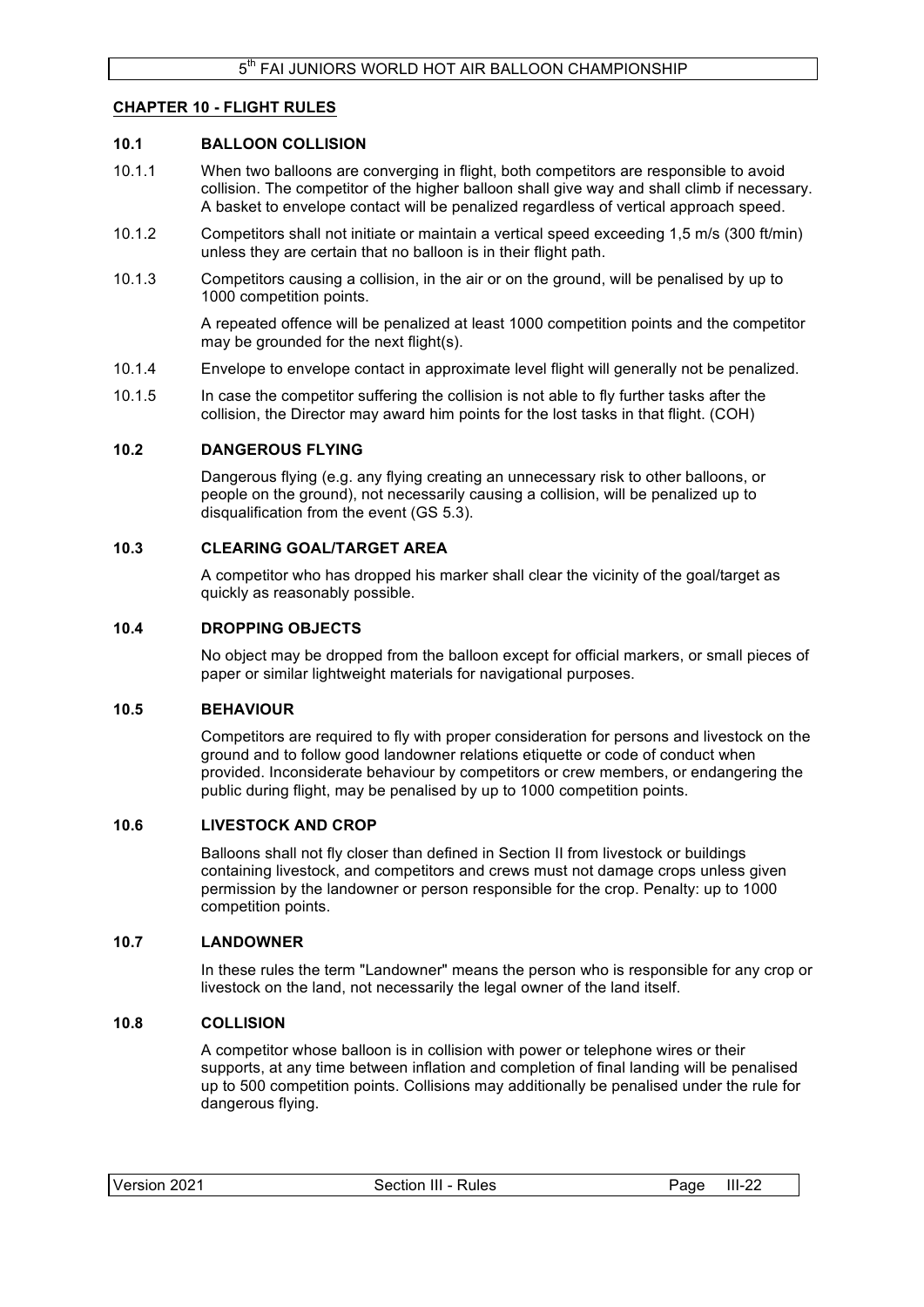## CHAPTER 10 - FLIGHT RULES

### 10.1 BALLOON COLLISION

10.1.1 When two balloons are converging in flight, both competitors are responsible to avoid collision. The competitor of the higher balloon shall give way and shall climb if necessary. A basket to envelope contact will be penalized regardless of vertical approach speed.

10.1.2 Competitors shall not initiate or maintain a vertical speed exceeding 1,5 m/s (300 ft/min) unless they are certain that no balloon is in their flight path.

10.1.3 Competitors causing a collision, in the air or on the ground, will be penalised by up to 1000 competition points.

A repeated offence will be penalized at least 1000 competition points and the competitor may be grounded for the next flight(s).

10.1.4 Envelope to envelope contact in approximate level flight will generally not be penalized.

10.1.5 In case the competitor suffering the collision is not able to fly further tasks after the collision, the Director may award him points for the lost tasks in that flight. (COH)

### 10.2 DANGEROUS FLYING

Dangerous flying (e.g. any flying creating an unnecessary risk to other balloons, or people on the ground), not necessarily causing a collision, will be penalized up to disqualification from the event (GS 5.3).

### 10.3 CLEARING GOAL/TARGET AREA

A competitor who has dropped his marker shall clear the vicinity of the goal/target as quickly as reasonably possible.

### 10.4 DROPPING OBJECTS

No object may be dropped from the balloon except for official markers, or small pieces of paper or similar lightweight materials for navigational purposes.

### 10.5 BEHAVIOUR

Competitors are required to fly with proper consideration for persons and livestock on the ground and to follow good landowner relations etiquette or code of conduct when provided. Inconsiderate behaviour by competitors or crew members, or endangering the public during flight, may be penalised by up to 1000 competition points.

### 10.6 LIVESTOCK AND CROP

Balloons shall not fly closer than defined in Section II from livestock or buildings containing livestock, and competitors and crews must not damage crops unless given permission by the landowner or person responsible for the crop. Penalty: up to 1000 competition points.

### 10.7 LANDOWNER

In these rules the term "Landowner" means the person who is responsible for any crop or livestock on the land, not necessarily the legal owner of the land itself.

### 10.8 COLLISION

A competitor whose balloon is in collision with power or telephone wires or their supports, at any time between inflation and completion of final landing will be penalised up to 500 competition points. Collisions may additionally be penalised under the rule for dangerous flying.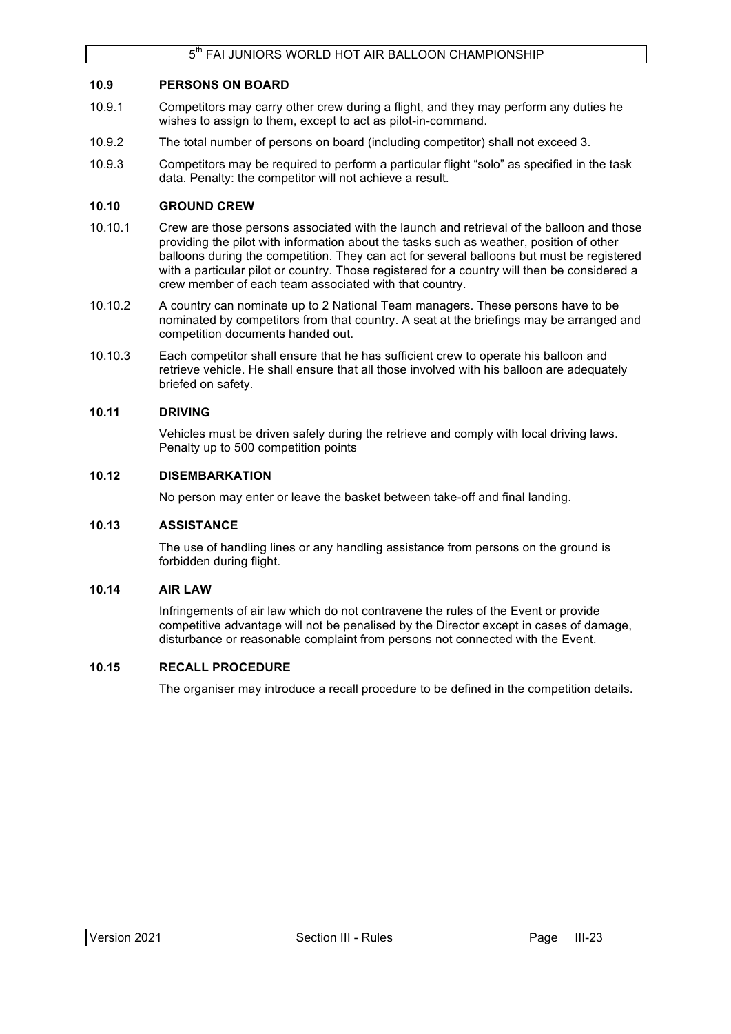### 10.9 PERSONS ON BOARD

10.9.1 Competitors may carry other crew during a flight, and they may perform any duties he wishes to assign to them, except to act as pilot-in-command.

10.9.2 The total number of persons on board (including competitor) shall not exceed 3.

10.9.3 Competitors may be required to perform a particular flight "solo" as specified in the task data. Penalty: the competitor will not achieve a result.

### 10.10 GROUND CREW

10.10.1 Crew are those persons associated with the launch and retrieval of the balloon and those providing the pilot with information about the tasks such as weather, position of other balloons during the competition. They can act for several balloons but must be registered with a particular pilot or country. Those registered for a country will then be considered a crew member of each team associated with that country.

10.10.2 A country can nominate up to 2 National Team managers. These persons have to be nominated by competitors from that country. A seat at the briefings may be arranged and competition documents handed out.

10.10.3 Each competitor shall ensure that he has sufficient crew to operate his balloon and retrieve vehicle. He shall ensure that all those involved with his balloon are adequately briefed on safety.

### 10.11 DRIVING

Vehicles must be driven safely during the retrieve and comply with local driving laws. Penalty up to 500 competition points

### 10.12 DISEMBARKATION

No person may enter or leave the basket between take-off and final landing.

### 10.13 ASSISTANCE

The use of handling lines or any handling assistance from persons on the ground is forbidden during flight.

### 10.14 AIR LAW

Infringements of air law which do not contravene the rules of the Event or provide competitive advantage will not be penalised by the Director except in cases of damage, disturbance or reasonable complaint from persons not connected with the Event.

### 10.15 RECALL PROCEDURE

The organiser may introduce a recall procedure to be defined in the competition details.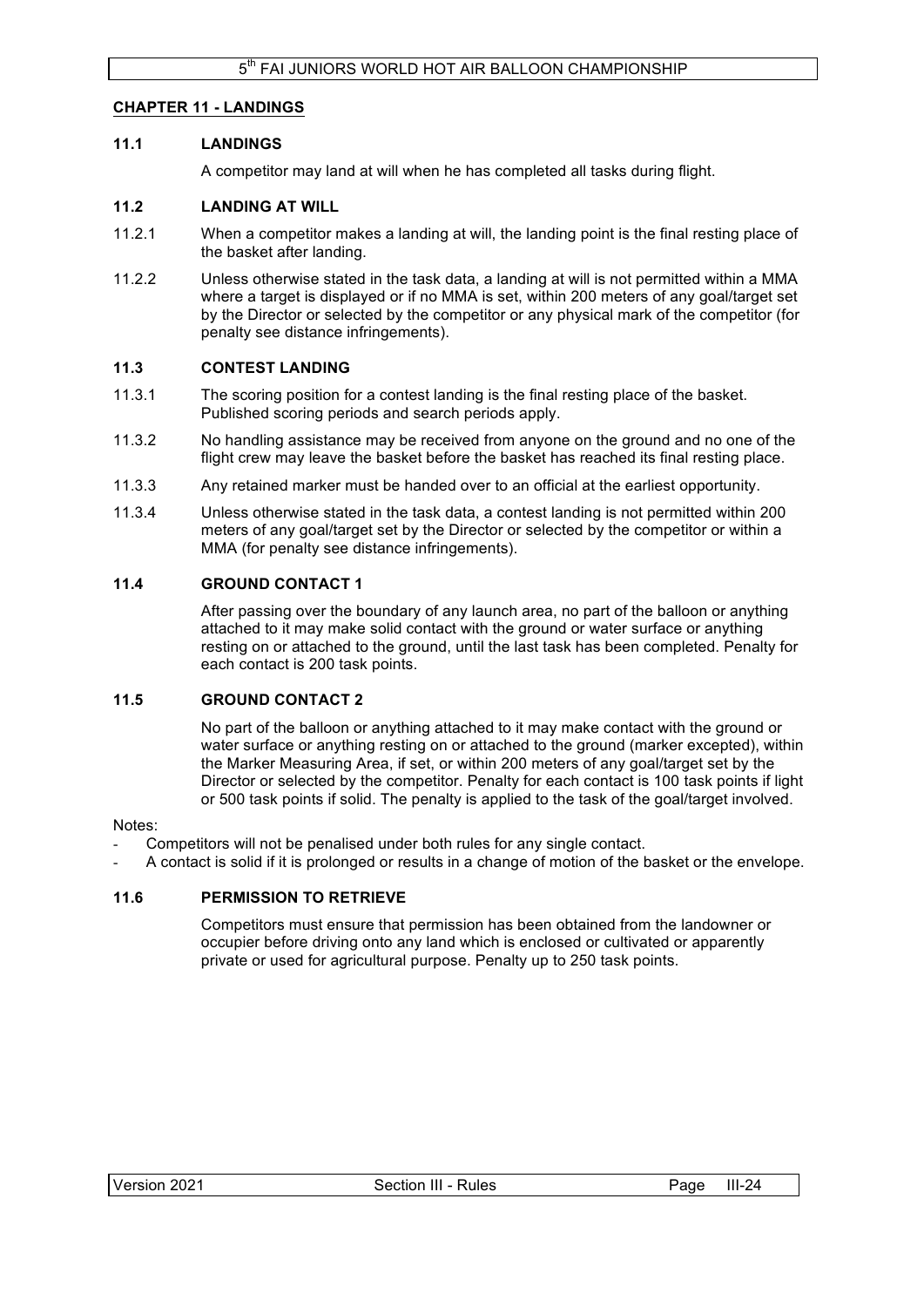## CHAPTER 11 - LANDINGS

### 11.1 LANDINGS

A competitor may land at will when he has completed all tasks during flight.

### 11.2 LANDING AT WILL

11.2.1 When a competitor makes a landing at will, the landing point is the final resting place of the basket after landing.

11.2.2 Unless otherwise stated in the task data, a landing at will is not permitted within a MMA where a target is displayed or if no MMA is set, within 200 meters of any goal/target set by the Director or selected by the competitor or any physical mark of the competitor (for penalty see distance infringements).

### 11.3 CONTEST LANDING

11.3.1 The scoring position for a contest landing is the final resting place of the basket. Published scoring periods and search periods apply.

11.3.2 No handling assistance may be received from anyone on the ground and no one of the flight crew may leave the basket before the basket has reached its final resting place.

11.3.3 Any retained marker must be handed over to an official at the earliest opportunity.

11.3.4 Unless otherwise stated in the task data, a contest landing is not permitted within 200 meters of any goal/target set by the Director or selected by the competitor or within a MMA (for penalty see distance infringements).

### 11.4 GROUND CONTACT 1

After passing over the boundary of any launch area, no part of the balloon or anything attached to it may make solid contact with the ground or water surface or anything resting on or attached to the ground, until the last task has been completed. Penalty for each contact is 200 task points.

### 11.5 GROUND CONTACT 2

No part of the balloon or anything attached to it may make contact with the ground or water surface or anything resting on or attached to the ground (marker excepted), within the Marker Measuring Area, if set, or within 200 meters of any goal/target set by the Director or selected by the competitor. Penalty for each contact is 100 task points if light or 500 task points if solid. The penalty is applied to the task of the goal/target involved.

Notes:

- Competitors will not be penalised under both rules for any single contact.
- A contact is solid if it is prolonged or results in a change of motion of the basket or the envelope.

### 11.6 PERMISSION TO RETRIEVE

Competitors must ensure that permission has been obtained from the landowner or occupier before driving onto any land which is enclosed or cultivated or apparently private or used for agricultural purpose. Penalty up to 250 task points.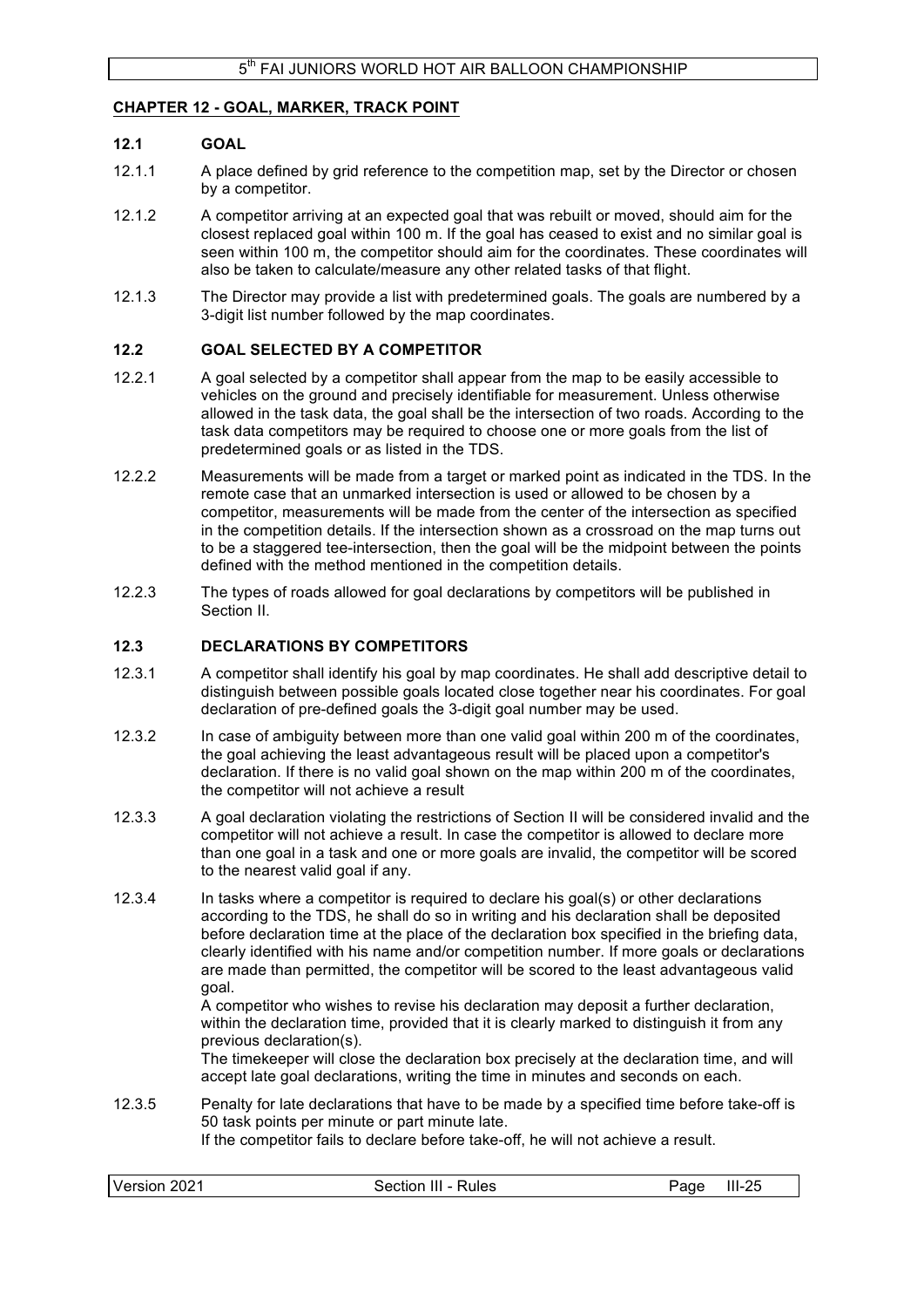## CHAPTER 12 - GOAL, MARKER, TRACK POINT

### 12.1 GOAL

12.1.1 A place defined by grid reference to the competition map, set by the Director or chosen by a competitor.

12.1.2 A competitor arriving at an expected goal that was rebuilt or moved, should aim for the closest replaced goal within 100 m. If the goal has ceased to exist and no similar goal is seen within 100 m, the competitor should aim for the coordinates. These coordinates will also be taken to calculate/measure any other related tasks of that flight.

12.1.3 The Director may provide a list with predetermined goals. The goals are numbered by a 3-digit list number followed by the map coordinates.

### 12.2 GOAL SELECTED BY A COMPETITOR

12.2.1 A goal selected by a competitor shall appear from the map to be easily accessible to vehicles on the ground and precisely identifiable for measurement. Unless otherwise allowed in the task data, the goal shall be the intersection of two roads. According to the task data competitors may be required to choose one or more goals from the list of predetermined goals or as listed in the TDS.

12.2.2 Measurements will be made from a target or marked point as indicated in the TDS. In the remote case that an unmarked intersection is used or allowed to be chosen by a competitor, measurements will be made from the center of the intersection as specified in the competition details. If the intersection shown as a crossroad on the map turns out to be a staggered tee-intersection, then the goal will be the midpoint between the points defined with the method mentioned in the competition details.

12.2.3 The types of roads allowed for goal declarations by competitors will be published in Section II.

### 12.3 DECLARATIONS BY COMPETITORS

12.3.1 A competitor shall identify his goal by map coordinates. He shall add descriptive detail to distinguish between possible goals located close together near his coordinates. For goal declaration of pre-defined goals the 3-digit goal number may be used.

12.3.2 In case of ambiguity between more than one valid goal within 200 m of the coordinates, the goal achieving the least advantageous result will be placed upon a competitor's declaration. If there is no valid goal shown on the map within 200 m of the coordinates, the competitor will not achieve a result

12.3.3 A goal declaration violating the restrictions of Section II will be considered invalid and the competitor will not achieve a result. In case the competitor is allowed to declare more than one goal in a task and one or more goals are invalid, the competitor will be scored to the nearest valid goal if any.

12.3.4 In tasks where a competitor is required to declare his goal(s) or other declarations according to the TDS, he shall do so in writing and his declaration shall be deposited before declaration time at the place of the declaration box specified in the briefing data, clearly identified with his name and/or competition number. If more goals or declarations are made than permitted, the competitor will be scored to the least advantageous valid goal.

A competitor who wishes to revise his declaration may deposit a further declaration, within the declaration time, provided that it is clearly marked to distinguish it from any previous declaration(s).

The timekeeper will close the declaration box precisely at the declaration time, and will accept late goal declarations, writing the time in minutes and seconds on each.

12.3.5 Penalty for late declarations that have to be made by a specified time before take-off is 50 task points per minute or part minute late.

If the competitor fails to declare before take-off, he will not achieve a result.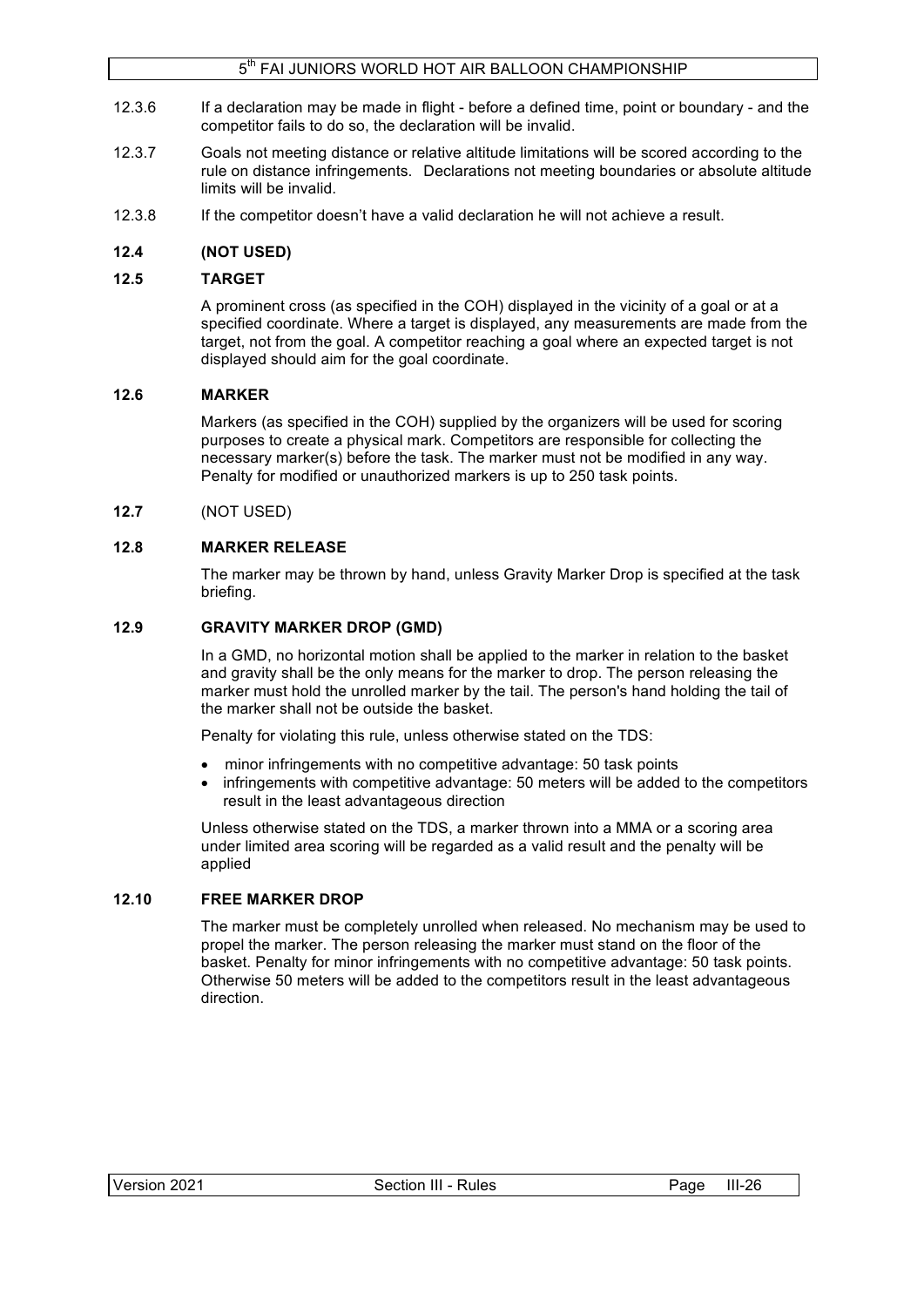12.3.6 If a declaration may be made in flight - before a defined time, point or boundary - and the competitor fails to do so, the declaration will be invalid.

12.3.7 Goals not meeting distance or relative altitude limitations will be scored according to the rule on distance infringements. Declarations not meeting boundaries or absolute altitude limits will be invalid.

12.3.8 If the competitor doesn't have a valid declaration he will not achieve a result.

### 12.4 (NOT USED)

### 12.5 TARGET

A prominent cross (as specified in the COH) displayed in the vicinity of a goal or at a specified coordinate. Where a target is displayed, any measurements are made from the target, not from the goal. A competitor reaching a goal where an expected target is not displayed should aim for the goal coordinate.

### 12.6 MARKER

Markers (as specified in the COH) supplied by the organizers will be used for scoring purposes to create a physical mark. Competitors are responsible for collecting the necessary marker(s) before the task. The marker must not be modified in any way. Penalty for modified or unauthorized markers is up to 250 task points.

### 12.7 (NOT USED)

### 12.8 MARKER RELEASE

The marker may be thrown by hand, unless Gravity Marker Drop is specified at the task briefing.

### 12.9 GRAVITY MARKER DROP (GMD)

In a GMD, no horizontal motion shall be applied to the marker in relation to the basket and gravity shall be the only means for the marker to drop. The person releasing the marker must hold the unrolled marker by the tail. The person's hand holding the tail of the marker shall not be outside the basket.

Penalty for violating this rule, unless otherwise stated on the TDS:

- minor infringements with no competitive advantage: 50 task points
- infringements with competitive advantage: 50 meters will be added to the competitors result in the least advantageous direction

Unless otherwise stated on the TDS, a marker thrown into a MMA or a scoring area under limited area scoring will be regarded as a valid result and the penalty will be applied

### 12.10 FREE MARKER DROP

The marker must be completely unrolled when released. No mechanism may be used to propel the marker. The person releasing the marker must stand on the floor of the basket. Penalty for minor infringements with no competitive advantage: 50 task points. Otherwise 50 meters will be added to the competitors result in the least advantageous direction.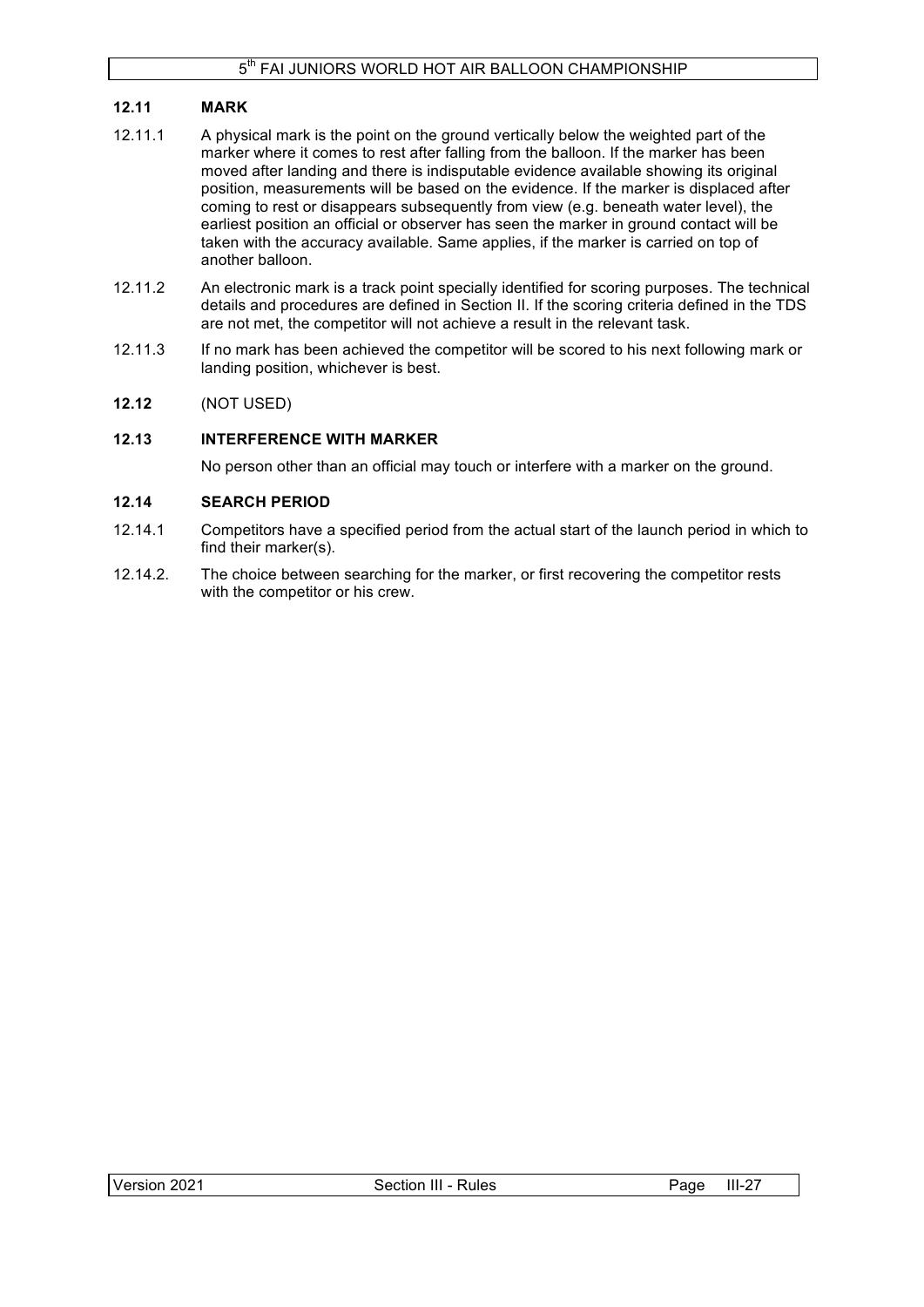### 12.11 MARK

12.11.1 A physical mark is the point on the ground vertically below the weighted part of the marker where it comes to rest after falling from the balloon. If the marker has been moved after landing and there is indisputable evidence available showing its original position, measurements will be based on the evidence. If the marker is displaced after coming to rest or disappears subsequently from view (e.g. beneath water level), the earliest position an official or observer has seen the marker in ground contact will be taken with the accuracy available. Same applies, if the marker is carried on top of another balloon.

12.11.2 An electronic mark is a track point specially identified for scoring purposes. The technical details and procedures are defined in Section II. If the scoring criteria defined in the TDS are not met, the competitor will not achieve a result in the relevant task.

12.11.3 If no mark has been achieved the competitor will be scored to his next following mark or landing position, whichever is best.

### 12.12 (NOT USED)

### 12.13 INTERFERENCE WITH MARKER

No person other than an official may touch or interfere with a marker on the ground.

### 12.14 SEARCH PERIOD

12.14.1 Competitors have a specified period from the actual start of the launch period in which to find their marker(s).

12.14.2. The choice between searching for the marker, or first recovering the competitor rests with the competitor or his crew.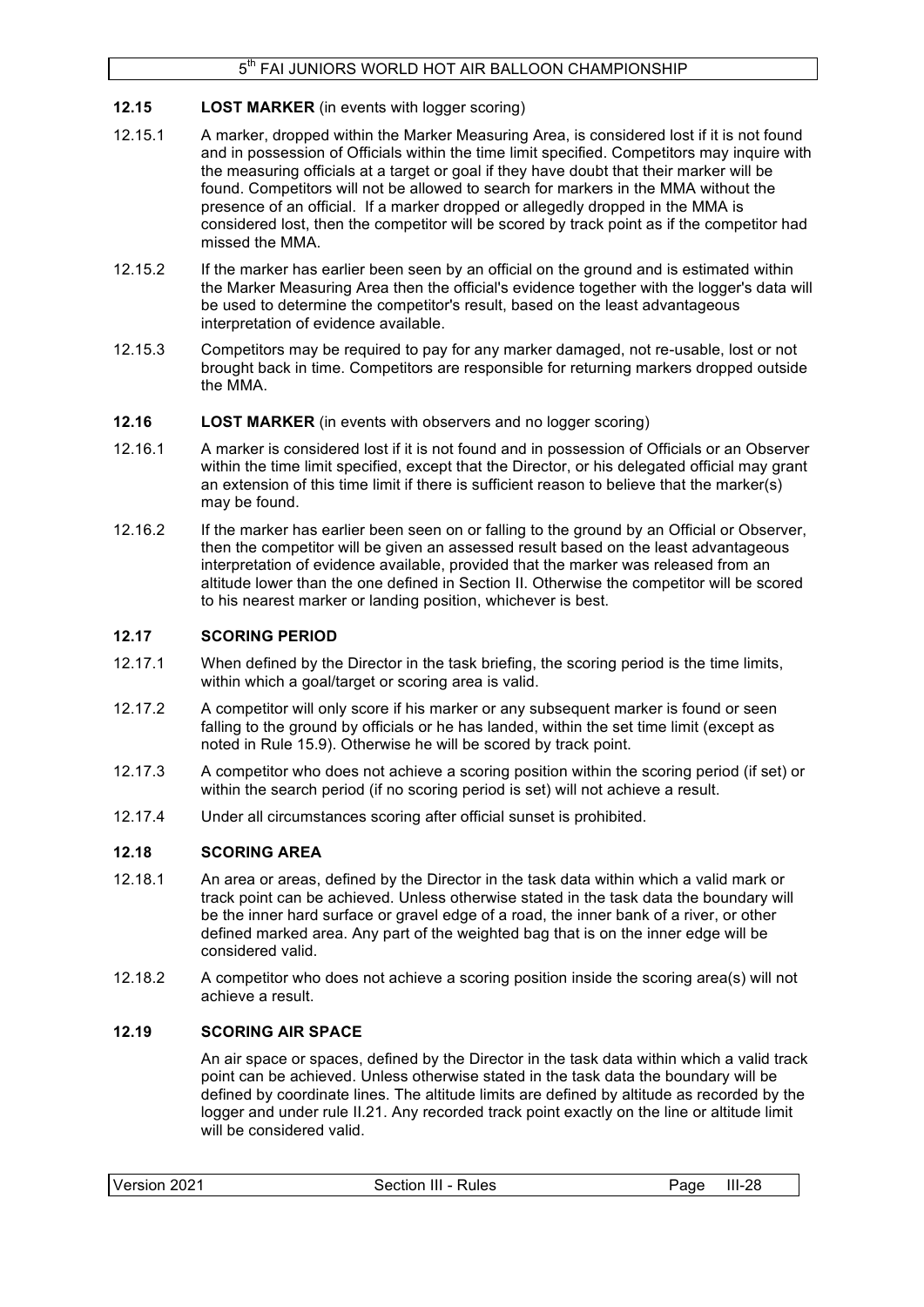### 12.15 LOST MARKER (in events with logger scoring)

12.15.1 A marker, dropped within the Marker Measuring Area, is considered lost if it is not found and in possession of Officials within the time limit specified. Competitors may inquire with the measuring officials at a target or goal if they have doubt that their marker will be found. Competitors will not be allowed to search for markers in the MMA without the presence of an official. If a marker dropped or allegedly dropped in the MMA is considered lost, then the competitor will be scored by track point as if the competitor had missed the MMA.

12.15.2 If the marker has earlier been seen by an official on the ground and is estimated within the Marker Measuring Area then the official's evidence together with the logger's data will be used to determine the competitor's result, based on the least advantageous interpretation of evidence available.

12.15.3 Competitors may be required to pay for any marker damaged, not re-usable, lost or not brought back in time. Competitors are responsible for returning markers dropped outside the MMA.

### 12.16 LOST MARKER (in events with observers and no logger scoring)

12.16.1 A marker is considered lost if it is not found and in possession of Officials or an Observer within the time limit specified, except that the Director, or his delegated official may grant an extension of this time limit if there is sufficient reason to believe that the marker(s) may be found.

12.16.2 If the marker has earlier been seen on or falling to the ground by an Official or Observer, then the competitor will be given an assessed result based on the least advantageous interpretation of evidence available, provided that the marker was released from an altitude lower than the one defined in Section II. Otherwise the competitor will be scored to his nearest marker or landing position, whichever is best.

### 12.17 SCORING PERIOD

12.17.1 When defined by the Director in the task briefing, the scoring period is the time limits, within which a goal/target or scoring area is valid.

12.17.2 A competitor will only score if his marker or any subsequent marker is found or seen falling to the ground by officials or he has landed, within the set time limit (except as noted in Rule 15.9). Otherwise he will be scored by track point.

12.17.3 A competitor who does not achieve a scoring position within the scoring period (if set) or within the search period (if no scoring period is set) will not achieve a result.

12.17.4 Under all circumstances scoring after official sunset is prohibited.

### 12.18 SCORING AREA

12.18.1 An area or areas, defined by the Director in the task data within which a valid mark or track point can be achieved. Unless otherwise stated in the task data the boundary will be the inner hard surface or gravel edge of a road, the inner bank of a river, or other defined marked area. Any part of the weighted bag that is on the inner edge will be considered valid.

12.18.2 A competitor who does not achieve a scoring position inside the scoring area(s) will not achieve a result.

### 12.19 SCORING AIR SPACE

An air space or spaces, defined by the Director in the task data within which a valid track point can be achieved. Unless otherwise stated in the task data the boundary will be defined by coordinate lines. The altitude limits are defined by altitude as recorded by the logger and under rule II.21. Any recorded track point exactly on the line or altitude limit will be considered valid.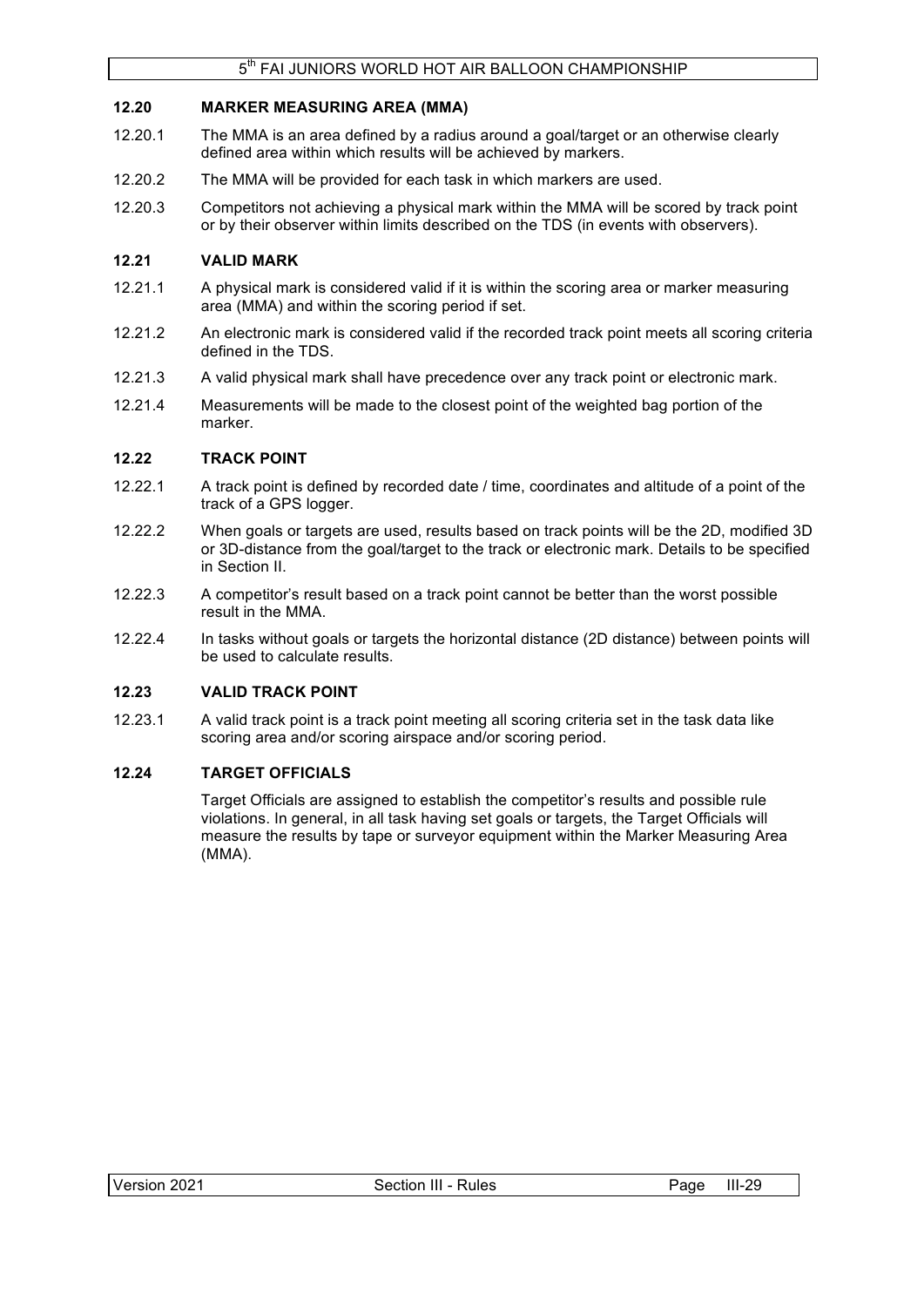### 12.20 MARKER MEASURING AREA (MMA)

12.20.1 The MMA is an area defined by a radius around a goal/target or an otherwise clearly defined area within which results will be achieved by markers.

12.20.2 The MMA will be provided for each task in which markers are used.

12.20.3 Competitors not achieving a physical mark within the MMA will be scored by track point or by their observer within limits described on the TDS (in events with observers).

### 12.21 VALID MARK

12.21.1 A physical mark is considered valid if it is within the scoring area or marker measuring area (MMA) and within the scoring period if set.

12.21.2 An electronic mark is considered valid if the recorded track point meets all scoring criteria defined in the TDS.

12.21.3 A valid physical mark shall have precedence over any track point or electronic mark.

12.21.4 Measurements will be made to the closest point of the weighted bag portion of the marker.

### 12.22 TRACK POINT

12.22.1 A track point is defined by recorded date / time, coordinates and altitude of a point of the track of a GPS logger.

12.22.2 When goals or targets are used, results based on track points will be the 2D, modified 3D or 3D-distance from the goal/target to the track or electronic mark. Details to be specified in Section II.

12.22.3 A competitor's result based on a track point cannot be better than the worst possible result in the MMA.

12.22.4 In tasks without goals or targets the horizontal distance (2D distance) between points will be used to calculate results.

### 12.23 VALID TRACK POINT

12.23.1 A valid track point is a track point meeting all scoring criteria set in the task data like scoring area and/or scoring airspace and/or scoring period.

### 12.24 TARGET OFFICIALS

Target Officials are assigned to establish the competitor's results and possible rule violations. In general, in all task having set goals or targets, the Target Officials will measure the results by tape or surveyor equipment within the Marker Measuring Area (MMA).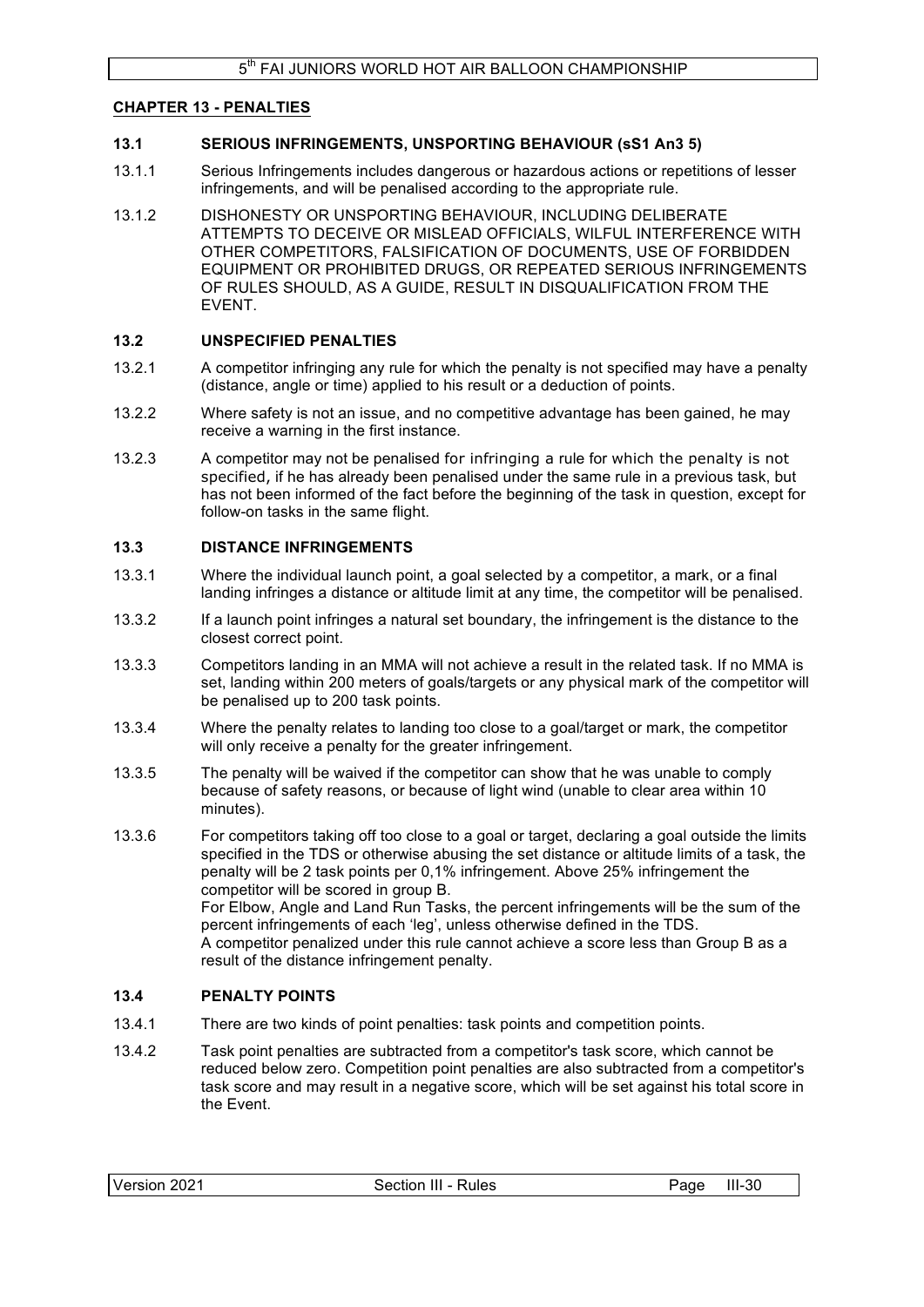## CHAPTER 13 - PENALTIES

### 13.1 SERIOUS INFRINGEMENTS, UNSPORTING BEHAVIOUR (sS1 An3 5)

13.1.1 Serious Infringements includes dangerous or hazardous actions or repetitions of lesser infringements, and will be penalised according to the appropriate rule.

13.1.2 DISHONESTY OR UNSPORTING BEHAVIOUR, INCLUDING DELIBERATE ATTEMPTS TO DECEIVE OR MISLEAD OFFICIALS, WILFUL INTERFERENCE WITH OTHER COMPETITORS, FALSIFICATION OF DOCUMENTS, USE OF FORBIDDEN EQUIPMENT OR PROHIBITED DRUGS, OR REPEATED SERIOUS INFRINGEMENTS OF RULES SHOULD, AS A GUIDE, RESULT IN DISQUALIFICATION FROM THE EVENT.

### 13.2 UNSPECIFIED PENALTIES

13.2.1 A competitor infringing any rule for which the penalty is not specified may have a penalty (distance, angle or time) applied to his result or a deduction of points.

13.2.2 Where safety is not an issue, and no competitive advantage has been gained, he may receive a warning in the first instance.

13.2.3 A competitor may not be penalised for infringing a rule for which the penalty is not specified, if he has already been penalised under the same rule in a previous task, but has not been informed of the fact before the beginning of the task in question, except for follow-on tasks in the same flight.

### 13.3 DISTANCE INFRINGEMENTS

13.3.1 Where the individual launch point, a goal selected by a competitor, a mark, or a final landing infringes a distance or altitude limit at any time, the competitor will be penalised.

13.3.2 If a launch point infringes a natural set boundary, the infringement is the distance to the closest correct point.

13.3.3 Competitors landing in an MMA will not achieve a result in the related task. If no MMA is set, landing within 200 meters of goals/targets or any physical mark of the competitor will be penalised up to 200 task points.

13.3.4 Where the penalty relates to landing too close to a goal/target or mark, the competitor will only receive a penalty for the greater infringement.

13.3.5 The penalty will be waived if the competitor can show that he was unable to comply because of safety reasons, or because of light wind (unable to clear area within 10 minutes).

13.3.6 For competitors taking off too close to a goal or target, declaring a goal outside the limits specified in the TDS or otherwise abusing the set distance or altitude limits of a task, the penalty will be 2 task points per 0,1% infringement. Above 25% infringement the competitor will be scored in group B.
For Elbow, Angle and Land Run Tasks, the percent infringements will be the sum of the percent infringements of each 'leg', unless otherwise defined in the TDS.
A competitor penalized under this rule cannot achieve a score less than Group B as a result of the distance infringement penalty.

### 13.4 PENALTY POINTS

13.4.1 There are two kinds of point penalties: task points and competition points.

13.4.2 Task point penalties are subtracted from a competitor's task score, which cannot be reduced below zero. Competition point penalties are also subtracted from a competitor's task score and may result in a negative score, which will be set against his total score in the Event.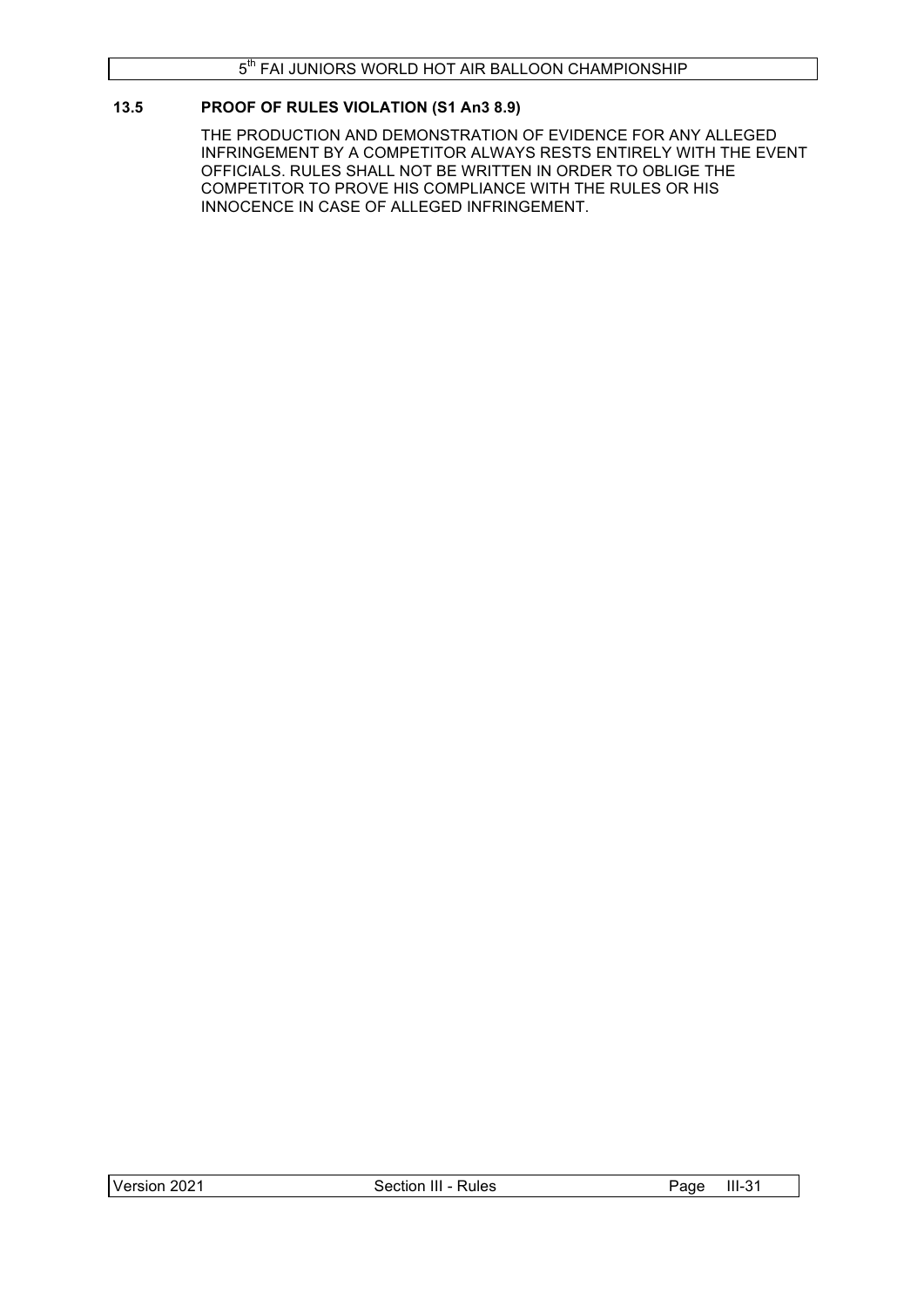### 13.5 PROOF OF RULES VIOLATION (S1 An3 8.9)

THE PRODUCTION AND DEMONSTRATION OF EVIDENCE FOR ANY ALLEGED INFRINGEMENT BY A COMPETITOR ALWAYS RESTS ENTIRELY WITH THE EVENT OFFICIALS. RULES SHALL NOT BE WRITTEN IN ORDER TO OBLIGE THE COMPETITOR TO PROVE HIS COMPLIANCE WITH THE RULES OR HIS INNOCENCE IN CASE OF ALLEGED INFRINGEMENT.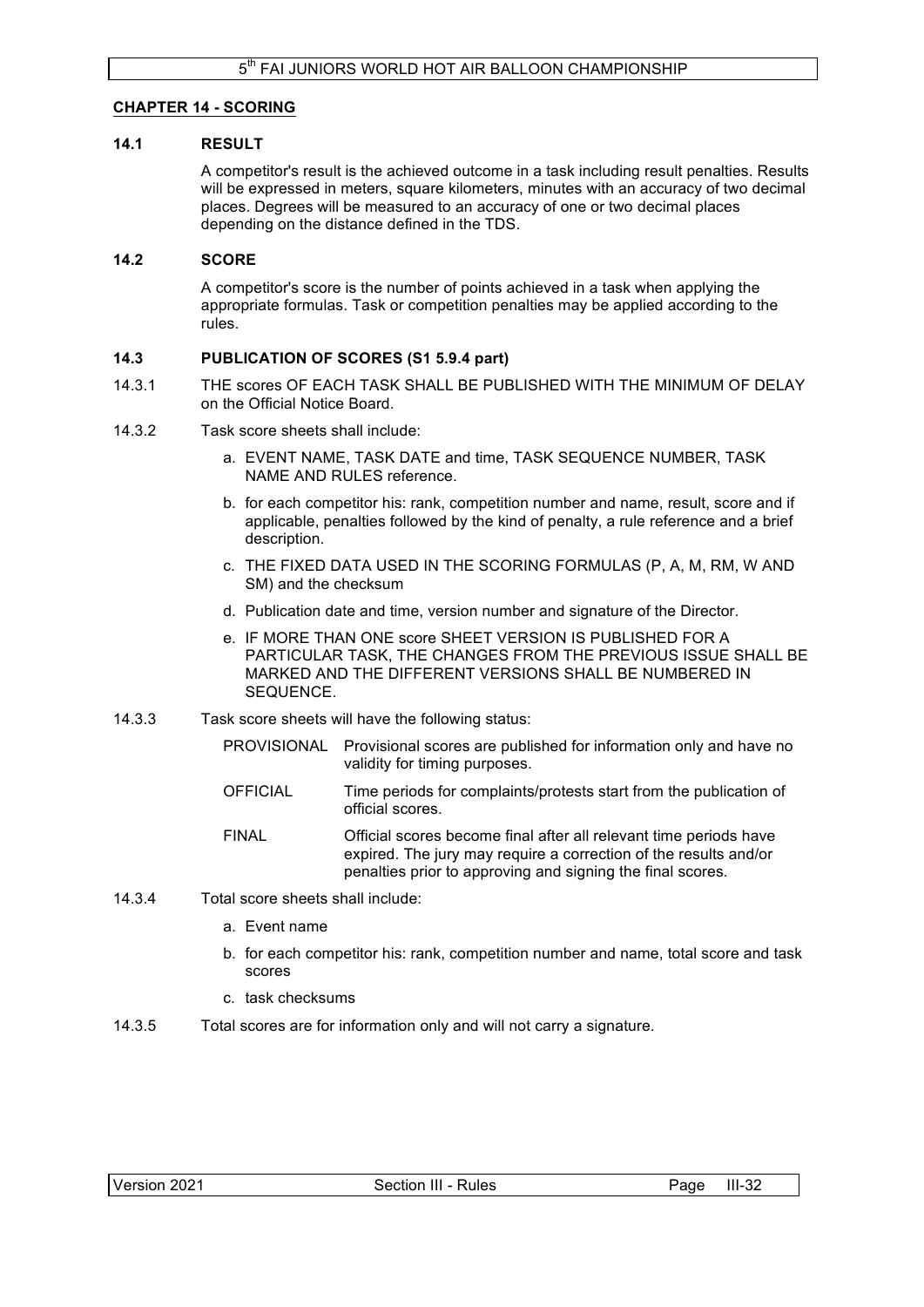## CHAPTER 14 - SCORING

### 14.1 RESULT

A competitor's result is the achieved outcome in a task including result penalties. Results will be expressed in meters, square kilometers, minutes with an accuracy of two decimal places. Degrees will be measured to an accuracy of one or two decimal places depending on the distance defined in the TDS.

### 14.2 SCORE

A competitor's score is the number of points achieved in a task when applying the appropriate formulas. Task or competition penalties may be applied according to the rules.

### 14.3 PUBLICATION OF SCORES (S1 5.9.4 part)

14.3.1 THE scores OF EACH TASK SHALL BE PUBLISHED WITH THE MINIMUM OF DELAY on the Official Notice Board.

14.3.2 Task score sheets shall include:

a. EVENT NAME, TASK DATE and time, TASK SEQUENCE NUMBER, TASK NAME AND RULES reference.

b. for each competitor his: rank, competition number and name, result, score and if applicable, penalties followed by the kind of penalty, a rule reference and a brief description.

c. THE FIXED DATA USED IN THE SCORING FORMULAS (P, A, M, RM, W AND SM) and the checksum

d. Publication date and time, version number and signature of the Director.

e. IF MORE THAN ONE score SHEET VERSION IS PUBLISHED FOR A PARTICULAR TASK, THE CHANGES FROM THE PREVIOUS ISSUE SHALL BE MARKED AND THE DIFFERENT VERSIONS SHALL BE NUMBERED IN SEQUENCE.

14.3.3 Task score sheets will have the following status:

| | |
|---|---|
| PROVISIONAL | Provisional scores are published for information only and have no validity for timing purposes. |
| OFFICIAL | Time periods for complaints/protests start from the publication of official scores. |
| FINAL | Official scores become final after all relevant time periods have expired. The jury may require a correction of the results and/or penalties prior to approving and signing the final scores. |

14.3.4 Total score sheets shall include:

a. Event name

b. for each competitor his: rank, competition number and name, total score and task scores

c. task checksums

14.3.5 Total scores are for information only and will not carry a signature.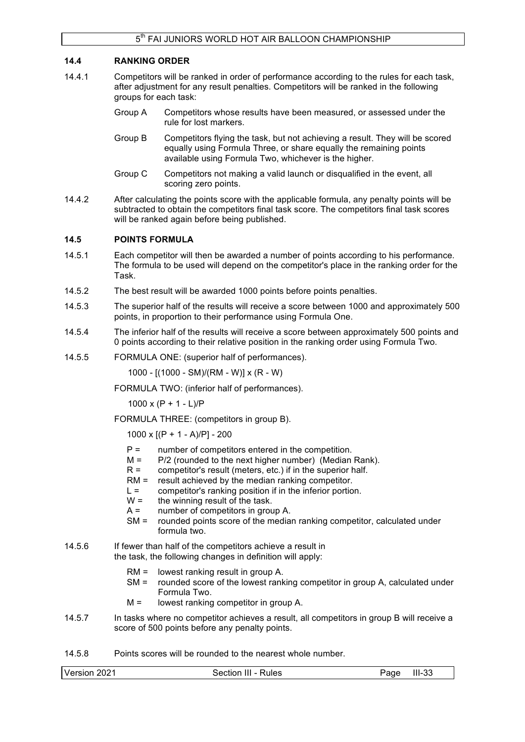### 14.4 RANKING ORDER

14.4.1 Competitors will be ranked in order of performance according to the rules for each task, after adjustment for any result penalties. Competitors will be ranked in the following groups for each task:

- Group A — Competitors whose results have been measured, or assessed under the rule for lost markers.
- Group B — Competitors flying the task, but not achieving a result. They will be scored equally using Formula Three, or share equally the remaining points available using Formula Two, whichever is the higher.
- Group C — Competitors not making a valid launch or disqualified in the event, all scoring zero points.

14.4.2 After calculating the points score with the applicable formula, any penalty points will be subtracted to obtain the competitors final task score. The competitors final task scores will be ranked again before being published.

### 14.5 POINTS FORMULA

14.5.1 Each competitor will then be awarded a number of points according to his performance. The formula to be used will depend on the competitor's place in the ranking order for the Task.

14.5.2 The best result will be awarded 1000 points before points penalties.

14.5.3 The superior half of the results will receive a score between 1000 and approximately 500 points, in proportion to their performance using Formula One.

14.5.4 The inferior half of the results will receive a score between approximately 500 points and 0 points according to their relative position in the ranking order using Formula Two.

14.5.5 FORMULA ONE: (superior half of performances).

$$1000 - [(1000 - SM)/(RM - W)] \times (R - W)$$

FORMULA TWO: (inferior half of performances).

$$1000 \times (P + 1 - L)/P$$

FORMULA THREE: (competitors in group B).

$$1000 \times [(P + 1 - A)/P] - 200$$

- P = number of competitors entered in the competition.
- M = P/2 (rounded to the next higher number) (Median Rank).
- R = competitor's result (meters, etc.) if in the superior half.
- RM = result achieved by the median ranking competitor.
- L = competitor's ranking position if in the inferior portion.
- W = the winning result of the task.
- A = number of competitors in group A.
- SM = rounded points score of the median ranking competitor, calculated under formula two.

14.5.6 If fewer than half of the competitors achieve a result in the task, the following changes in definition will apply:

- RM = lowest ranking result in group A.
- SM = rounded score of the lowest ranking competitor in group A, calculated under Formula Two.
- M = lowest ranking competitor in group A.

14.5.7 In tasks where no competitor achieves a result, all competitors in group B will receive a score of 500 points before any penalty points.

14.5.8 Points scores will be rounded to the nearest whole number.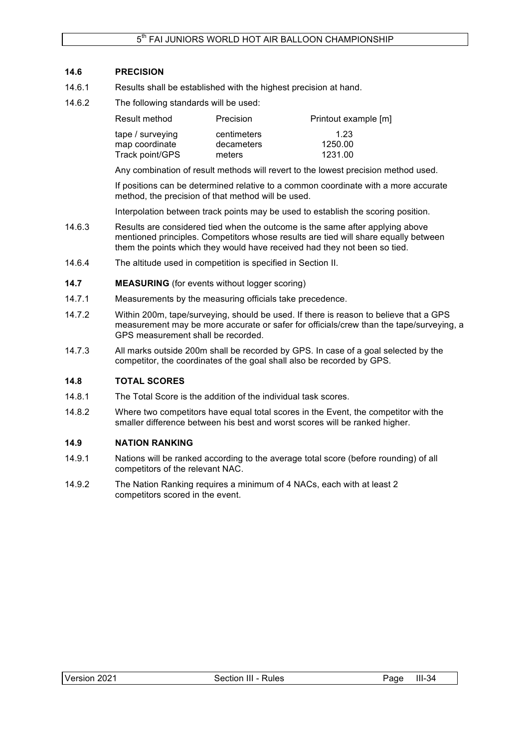### 14.6 PRECISION

14.6.1 Results shall be established with the highest precision at hand.

14.6.2 The following standards will be used:

| Result method | Precision | Printout example [m] |
|---|---|---|
| tape / surveying | centimeters | 1.23 |
| map coordinate | decameters | 1250.00 |
| Track point/GPS | meters | 1231.00 |

Any combination of result methods will revert to the lowest precision method used.

If positions can be determined relative to a common coordinate with a more accurate method, the precision of that method will be used.

Interpolation between track points may be used to establish the scoring position.

14.6.3 Results are considered tied when the outcome is the same after applying above mentioned principles. Competitors whose results are tied will share equally between them the points which they would have received had they not been so tied.

14.6.4 The altitude used in competition is specified in Section II.

### 14.7 MEASURING (for events without logger scoring)

14.7.1 Measurements by the measuring officials take precedence.

14.7.2 Within 200m, tape/surveying, should be used. If there is reason to believe that a GPS measurement may be more accurate or safer for officials/crew than the tape/surveying, a GPS measurement shall be recorded.

14.7.3 All marks outside 200m shall be recorded by GPS. In case of a goal selected by the competitor, the coordinates of the goal shall also be recorded by GPS.

### 14.8 TOTAL SCORES

14.8.1 The Total Score is the addition of the individual task scores.

14.8.2 Where two competitors have equal total scores in the Event, the competitor with the smaller difference between his best and worst scores will be ranked higher.

### 14.9 NATION RANKING

14.9.1 Nations will be ranked according to the average total score (before rounding) of all competitors of the relevant NAC.

14.9.2 The Nation Ranking requires a minimum of 4 NACs, each with at least 2 competitors scored in the event.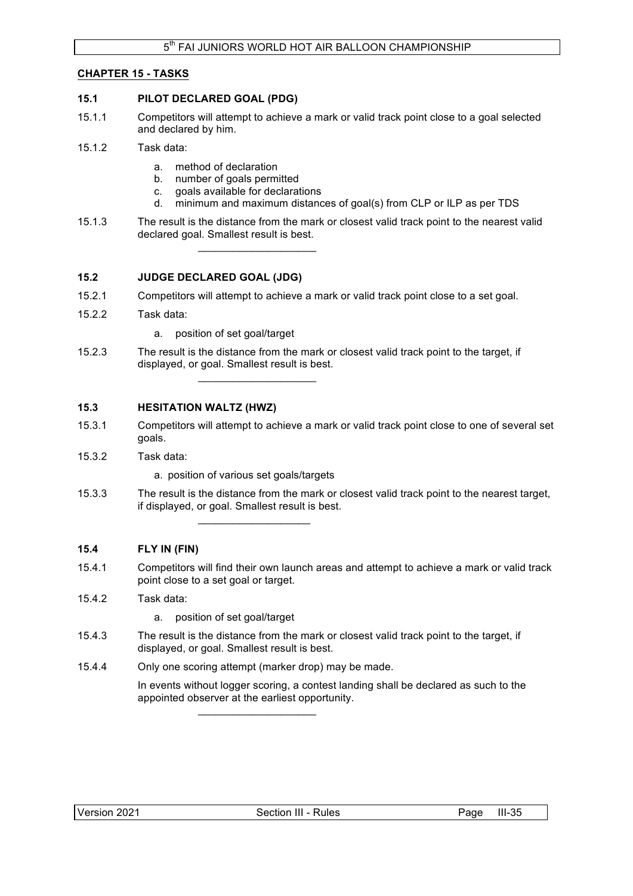## CHAPTER 15 - TASKS

### 15.1 PILOT DECLARED GOAL (PDG)

15.1.1 Competitors will attempt to achieve a mark or valid track point close to a goal selected and declared by him.

15.1.2 Task data:

a. method of declaration
b. number of goals permitted
c. goals available for declarations
d. minimum and maximum distances of goal(s) from CLP or ILP as per TDS

15.1.3 The result is the distance from the mark or closest valid track point to the nearest valid declared goal. Smallest result is best.

---

### 15.2 JUDGE DECLARED GOAL (JDG)

15.2.1 Competitors will attempt to achieve a mark or valid track point close to a set goal.

15.2.2 Task data:

a. position of set goal/target

15.2.3 The result is the distance from the mark or closest valid track point to the target, if displayed, or goal. Smallest result is best.

---

### 15.3 HESITATION WALTZ (HWZ)

15.3.1 Competitors will attempt to achieve a mark or valid track point close to one of several set goals.

15.3.2 Task data:

a. position of various set goals/targets

15.3.3 The result is the distance from the mark or closest valid track point to the nearest target, if displayed, or goal. Smallest result is best.

---

### 15.4 FLY IN (FIN)

15.4.1 Competitors will find their own launch areas and attempt to achieve a mark or valid track point close to a set goal or target.

15.4.2 Task data:

a. position of set goal/target

15.4.3 The result is the distance from the mark or closest valid track point to the target, if displayed, or goal. Smallest result is best.

15.4.4 Only one scoring attempt (marker drop) may be made.

In events without logger scoring, a contest landing shall be declared as such to the appointed observer at the earliest opportunity.

---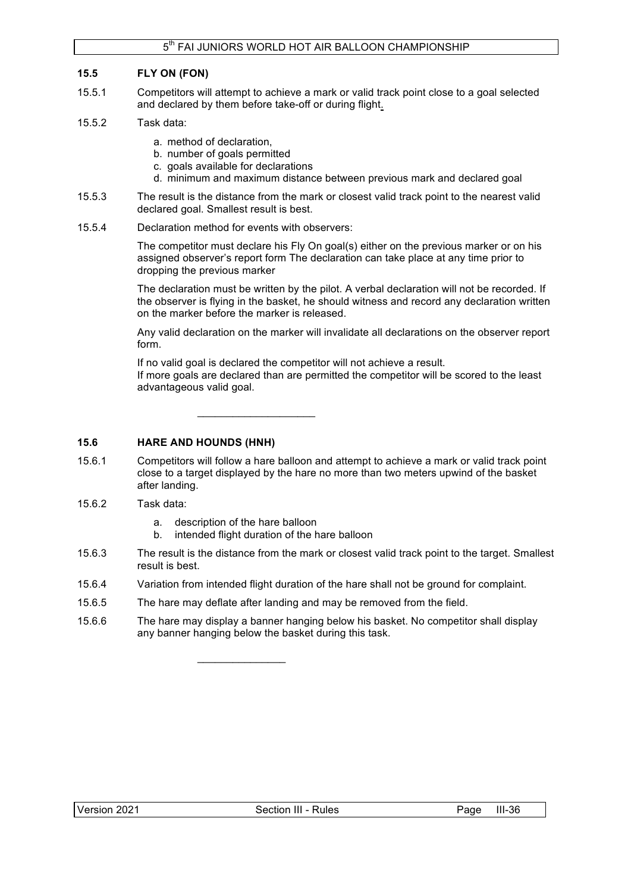### 15.5 FLY ON (FON)

15.5.1 Competitors will attempt to achieve a mark or valid track point close to a goal selected and declared by them before take-off or during flight.

15.5.2 Task data:

a. method of declaration,
b. number of goals permitted
c. goals available for declarations
d. minimum and maximum distance between previous mark and declared goal

15.5.3 The result is the distance from the mark or closest valid track point to the nearest valid declared goal. Smallest result is best.

15.5.4 Declaration method for events with observers:

The competitor must declare his Fly On goal(s) either on the previous marker or on his assigned observer's report form The declaration can take place at any time prior to dropping the previous marker

The declaration must be written by the pilot. A verbal declaration will not be recorded. If the observer is flying in the basket, he should witness and record any declaration written on the marker before the marker is released.

Any valid declaration on the marker will invalidate all declarations on the observer report form.

If no valid goal is declared the competitor will not achieve a result.
If more goals are declared than are permitted the competitor will be scored to the least advantageous valid goal.

---

### 15.6 HARE AND HOUNDS (HNH)

15.6.1 Competitors will follow a hare balloon and attempt to achieve a mark or valid track point close to a target displayed by the hare no more than two meters upwind of the basket after landing.

15.6.2 Task data:

a. description of the hare balloon
b. intended flight duration of the hare balloon

15.6.3 The result is the distance from the mark or closest valid track point to the target. Smallest result is best.

15.6.4 Variation from intended flight duration of the hare shall not be ground for complaint.

15.6.5 The hare may deflate after landing and may be removed from the field.

15.6.6 The hare may display a banner hanging below his basket. No competitor shall display any banner hanging below the basket during this task.

---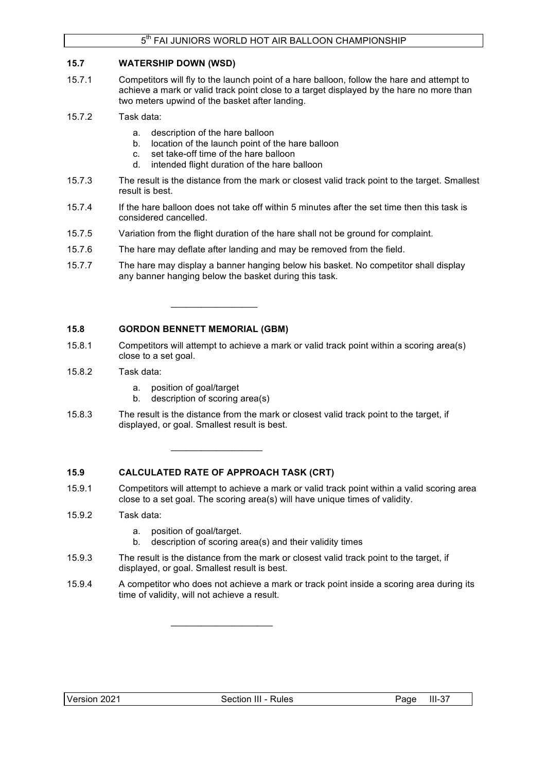### 15.7 WATERSHIP DOWN (WSD)

15.7.1 Competitors will fly to the launch point of a hare balloon, follow the hare and attempt to achieve a mark or valid track point close to a target displayed by the hare no more than two meters upwind of the basket after landing.

15.7.2 Task data:

a. description of the hare balloon
b. location of the launch point of the hare balloon
c. set take-off time of the hare balloon
d. intended flight duration of the hare balloon

15.7.3 The result is the distance from the mark or closest valid track point to the target. Smallest result is best.

15.7.4 If the hare balloon does not take off within 5 minutes after the set time then this task is considered cancelled.

15.7.5 Variation from the flight duration of the hare shall not be ground for complaint.

15.7.6 The hare may deflate after landing and may be removed from the field.

15.7.7 The hare may display a banner hanging below his basket. No competitor shall display any banner hanging below the basket during this task.

---

### 15.8 GORDON BENNETT MEMORIAL (GBM)

15.8.1 Competitors will attempt to achieve a mark or valid track point within a scoring area(s) close to a set goal.

15.8.2 Task data:

a. position of goal/target
b. description of scoring area(s)

15.8.3 The result is the distance from the mark or closest valid track point to the target, if displayed, or goal. Smallest result is best.

---

### 15.9 CALCULATED RATE OF APPROACH TASK (CRT)

15.9.1 Competitors will attempt to achieve a mark or valid track point within a valid scoring area close to a set goal. The scoring area(s) will have unique times of validity.

15.9.2 Task data:

a. position of goal/target.
b. description of scoring area(s) and their validity times

15.9.3 The result is the distance from the mark or closest valid track point to the target, if displayed, or goal. Smallest result is best.

15.9.4 A competitor who does not achieve a mark or track point inside a scoring area during its time of validity, will not achieve a result.

---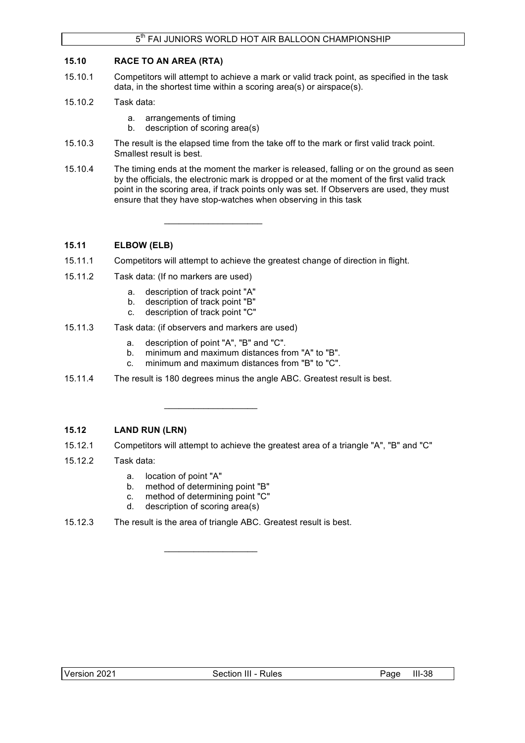### 15.10 RACE TO AN AREA (RTA)

15.10.1 Competitors will attempt to achieve a mark or valid track point, as specified in the task data, in the shortest time within a scoring area(s) or airspace(s).

15.10.2 Task data:

a. arrangements of timing
b. description of scoring area(s)

15.10.3 The result is the elapsed time from the take off to the mark or first valid track point. Smallest result is best.

15.10.4 The timing ends at the moment the marker is released, falling or on the ground as seen by the officials, the electronic mark is dropped or at the moment of the first valid track point in the scoring area, if track points only was set. If Observers are used, they must ensure that they have stop-watches when observing in this task

---

### 15.11 ELBOW (ELB)

15.11.1 Competitors will attempt to achieve the greatest change of direction in flight.

15.11.2 Task data: (If no markers are used)

a. description of track point "A"
b. description of track point "B"
c. description of track point "C"

15.11.3 Task data: (if observers and markers are used)

a. description of point "A", "B" and "C".
b. minimum and maximum distances from "A" to "B".
c. minimum and maximum distances from "B" to "C".

15.11.4 The result is 180 degrees minus the angle ABC. Greatest result is best.

---

### 15.12 LAND RUN (LRN)

15.12.1 Competitors will attempt to achieve the greatest area of a triangle "A", "B" and "C"

15.12.2 Task data:

a. location of point "A"
b. method of determining point "B"
c. method of determining point "C"
d. description of scoring area(s)

15.12.3 The result is the area of triangle ABC. Greatest result is best.

---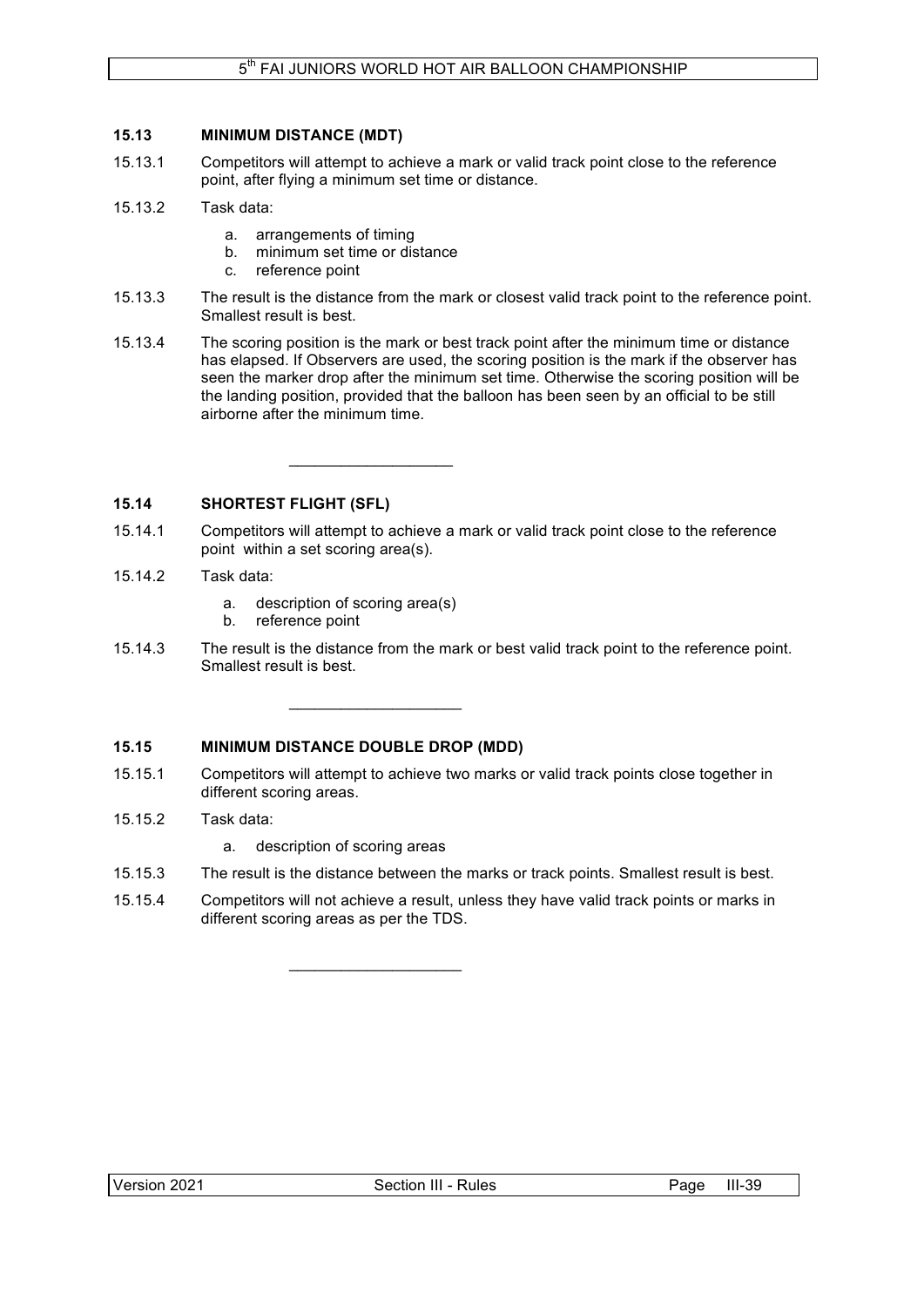### 15.13 MINIMUM DISTANCE (MDT)

15.13.1 Competitors will attempt to achieve a mark or valid track point close to the reference point, after flying a minimum set time or distance.

15.13.2 Task data:

a. arrangements of timing
b. minimum set time or distance
c. reference point

15.13.3 The result is the distance from the mark or closest valid track point to the reference point. Smallest result is best.

15.13.4 The scoring position is the mark or best track point after the minimum time or distance has elapsed. If Observers are used, the scoring position is the mark if the observer has seen the marker drop after the minimum set time. Otherwise the scoring position will be the landing position, provided that the balloon has been seen by an official to be still airborne after the minimum time.

---

### 15.14 SHORTEST FLIGHT (SFL)

15.14.1 Competitors will attempt to achieve a mark or valid track point close to the reference point within a set scoring area(s).

15.14.2 Task data:

a. description of scoring area(s)
b. reference point

15.14.3 The result is the distance from the mark or best valid track point to the reference point. Smallest result is best.

---

### 15.15 MINIMUM DISTANCE DOUBLE DROP (MDD)

15.15.1 Competitors will attempt to achieve two marks or valid track points close together in different scoring areas.

15.15.2 Task data:

a. description of scoring areas

15.15.3 The result is the distance between the marks or track points. Smallest result is best.

15.15.4 Competitors will not achieve a result, unless they have valid track points or marks in different scoring areas as per the TDS.

---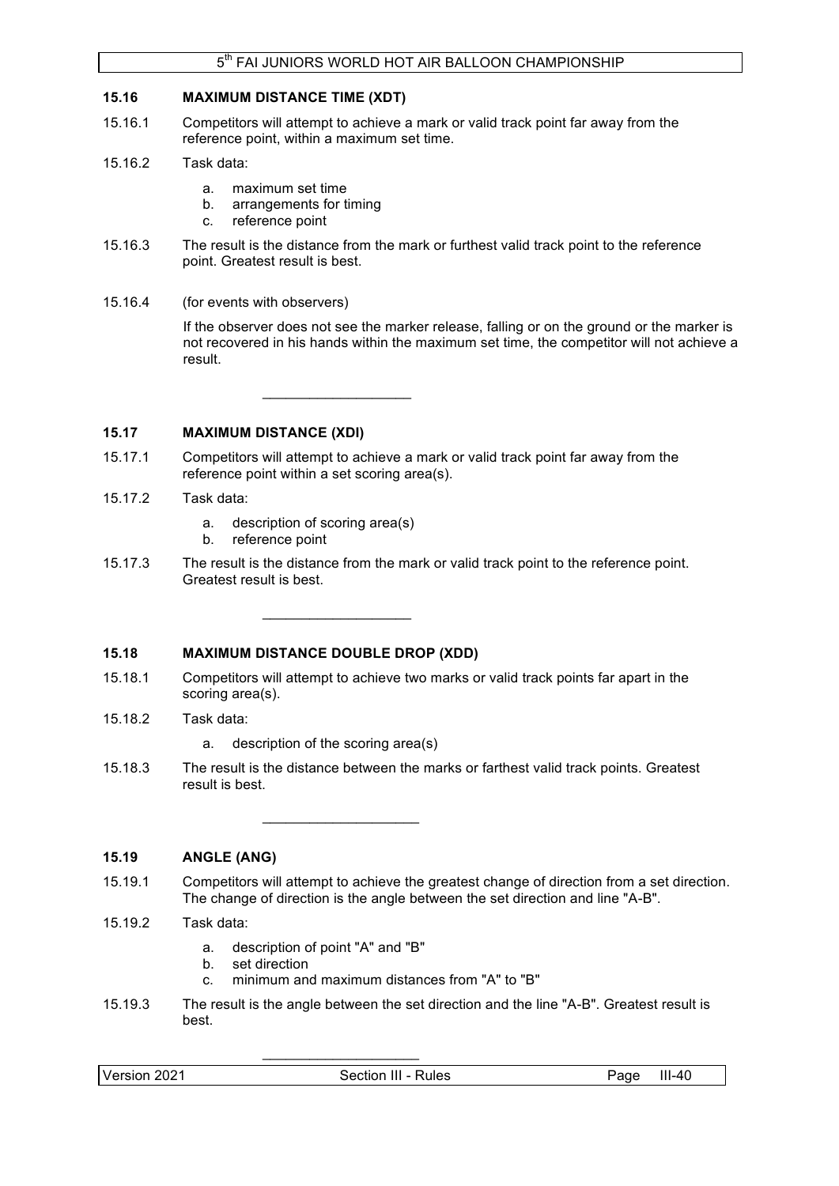### 15.16 MAXIMUM DISTANCE TIME (XDT)

15.16.1 Competitors will attempt to achieve a mark or valid track point far away from the reference point, within a maximum set time.

15.16.2 Task data:

a. maximum set time
b. arrangements for timing
c. reference point

15.16.3 The result is the distance from the mark or furthest valid track point to the reference point. Greatest result is best.

15.16.4 (for events with observers)

If the observer does not see the marker release, falling or on the ground or the marker is not recovered in his hands within the maximum set time, the competitor will not achieve a result.

---

### 15.17 MAXIMUM DISTANCE (XDI)

15.17.1 Competitors will attempt to achieve a mark or valid track point far away from the reference point within a set scoring area(s).

15.17.2 Task data:

a. description of scoring area(s)
b. reference point

15.17.3 The result is the distance from the mark or valid track point to the reference point. Greatest result is best.

---

### 15.18 MAXIMUM DISTANCE DOUBLE DROP (XDD)

15.18.1 Competitors will attempt to achieve two marks or valid track points far apart in the scoring area(s).

15.18.2 Task data:

a. description of the scoring area(s)

15.18.3 The result is the distance between the marks or farthest valid track points. Greatest result is best.

---

### 15.19 ANGLE (ANG)

15.19.1 Competitors will attempt to achieve the greatest change of direction from a set direction. The change of direction is the angle between the set direction and line "A-B".

15.19.2 Task data:

a. description of point "A" and "B"
b. set direction
c. minimum and maximum distances from "A" to "B"

15.19.3 The result is the angle between the set direction and the line "A-B". Greatest result is best.

---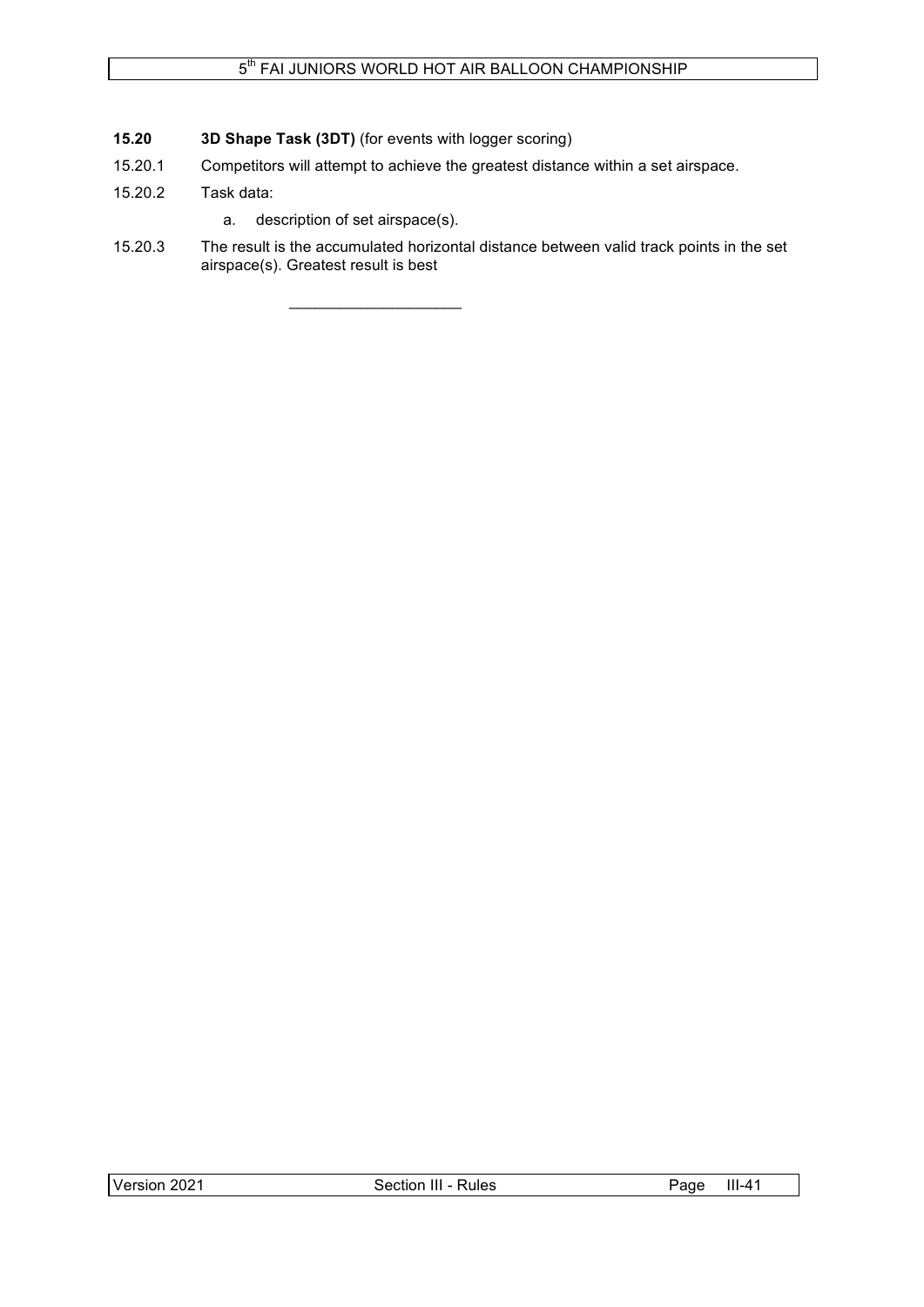**15.20 3D Shape Task (3DT)** (for events with logger scoring)

15.20.1 Competitors will attempt to achieve the greatest distance within a set airspace.

15.20.2 Task data:

a. description of set airspace(s).

15.20.3 The result is the accumulated horizontal distance between valid track points in the set airspace(s). Greatest result is best

\_\_\_\_\_\_\_\_\_\_\_\_\_\_\_\_\_\_\_\_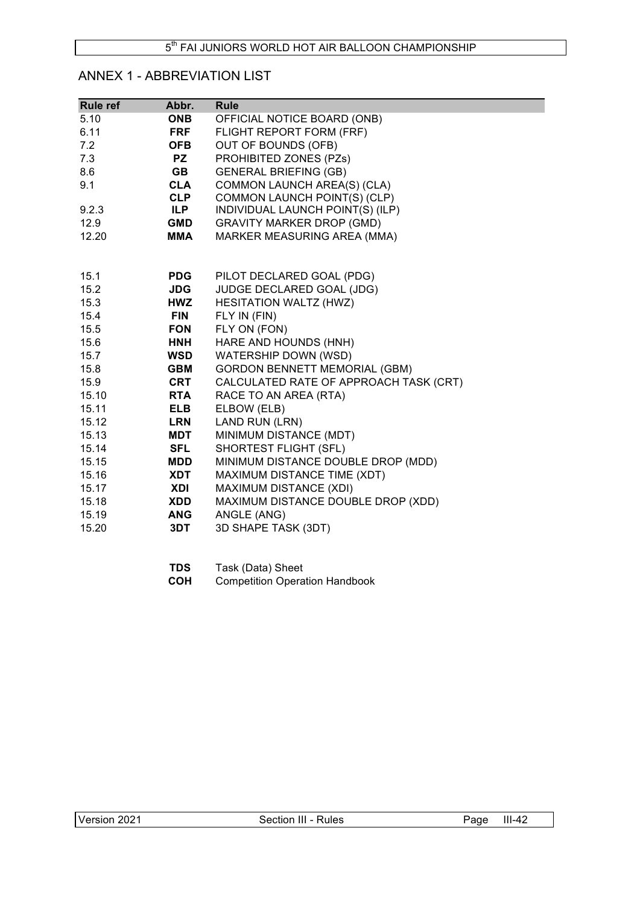## ANNEX 1 - ABBREVIATION LIST

| Rule ref | Abbr. | Rule |
|---|---|---|
| 5.10 | **ONB** | OFFICIAL NOTICE BOARD (ONB) |
| 6.11 | **FRF** | FLIGHT REPORT FORM (FRF) |
| 7.2 | **OFB** | OUT OF BOUNDS (OFB) |
| 7.3 | **PZ** | PROHIBITED ZONES (PZs) |
| 8.6 | **GB** | GENERAL BRIEFING (GB) |
| 9.1 | **CLA** | COMMON LAUNCH AREA(S) (CLA) |
| | **CLP** | COMMON LAUNCH POINT(S) (CLP) |
| 9.2.3 | **ILP** | INDIVIDUAL LAUNCH POINT(S) (ILP) |
| 12.9 | **GMD** | GRAVITY MARKER DROP (GMD) |
| 12.20 | **MMA** | MARKER MEASURING AREA (MMA) |
| | | |
| 15.1 | **PDG** | PILOT DECLARED GOAL (PDG) |
| 15.2 | **JDG** | JUDGE DECLARED GOAL (JDG) |
| 15.3 | **HWZ** | HESITATION WALTZ (HWZ) |
| 15.4 | **FIN** | FLY IN (FIN) |
| 15.5 | **FON** | FLY ON (FON) |
| 15.6 | **HNH** | HARE AND HOUNDS (HNH) |
| 15.7 | **WSD** | WATERSHIP DOWN (WSD) |
| 15.8 | **GBM** | GORDON BENNETT MEMORIAL (GBM) |
| 15.9 | **CRT** | CALCULATED RATE OF APPROACH TASK (CRT) |
| 15.10 | **RTA** | RACE TO AN AREA (RTA) |
| 15.11 | **ELB** | ELBOW (ELB) |
| 15.12 | **LRN** | LAND RUN (LRN) |
| 15.13 | **MDT** | MINIMUM DISTANCE (MDT) |
| 15.14 | **SFL** | SHORTEST FLIGHT (SFL) |
| 15.15 | **MDD** | MINIMUM DISTANCE DOUBLE DROP (MDD) |
| 15.16 | **XDT** | MAXIMUM DISTANCE TIME (XDT) |
| 15.17 | **XDI** | MAXIMUM DISTANCE (XDI) |
| 15.18 | **XDD** | MAXIMUM DISTANCE DOUBLE DROP (XDD) |
| 15.19 | **ANG** | ANGLE (ANG) |
| 15.20 | **3DT** | 3D SHAPE TASK (3DT) |
| | | |
| | **TDS** | Task (Data) Sheet |
| | **COH** | Competition Operation Handbook |